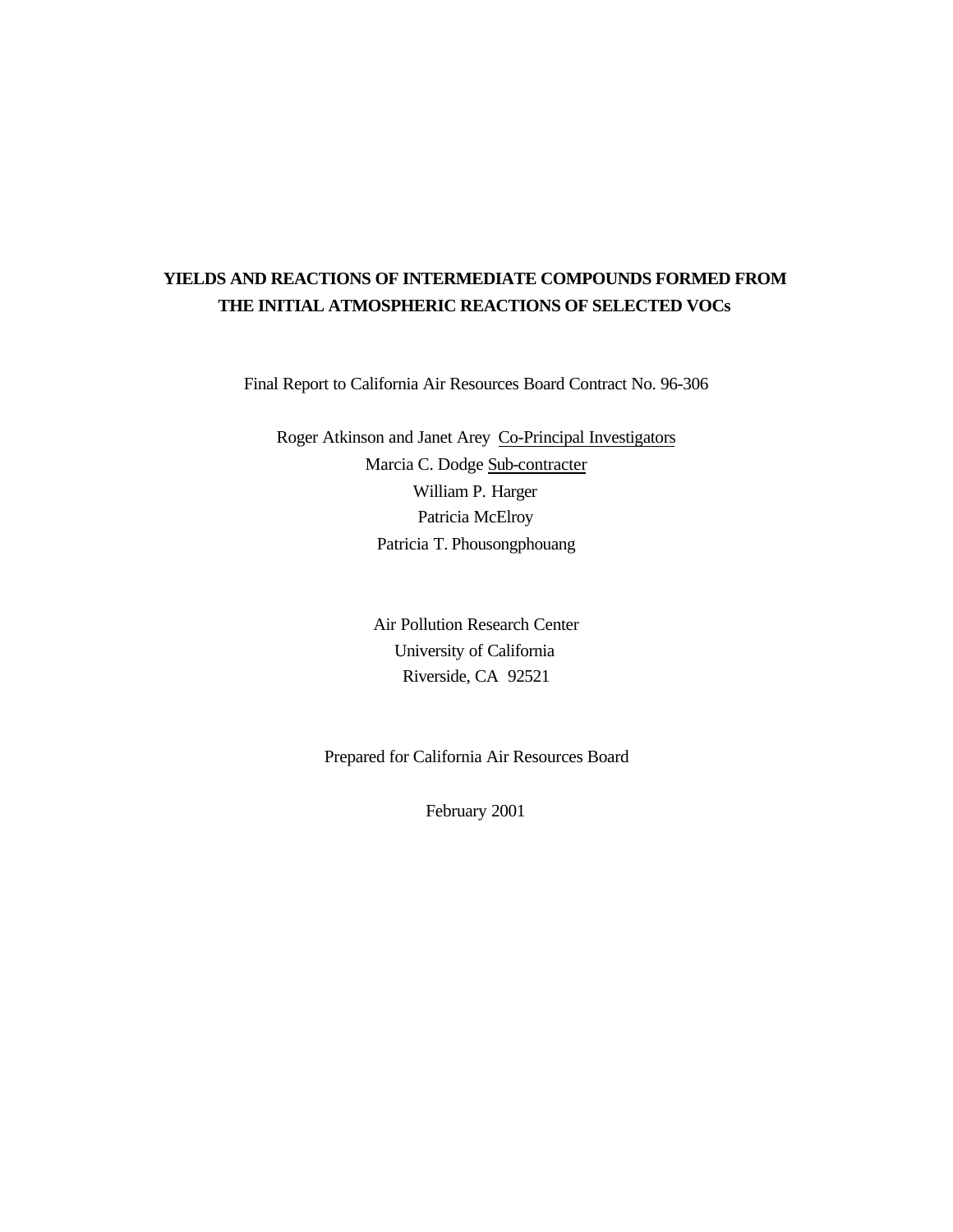# YIELDS AND REACTIONS OF INTERMEDIATE COMPOUNDS FORMED FROM THE INITIAL ATMOSPHERIC REACTIONS OF SELECTED VOCs

Final Report to California Air Resources Board Contract No. 96-306

Roger Atkinson and Janet Arey Co-Principal Investigators
Marcia C. Dodge Sub-contracter
William P. Harger
Patricia McElroy
Patricia T. Phousongphouang

Air Pollution Research Center
University of California
Riverside, CA 92521

Prepared for California Air Resources Board

February 2001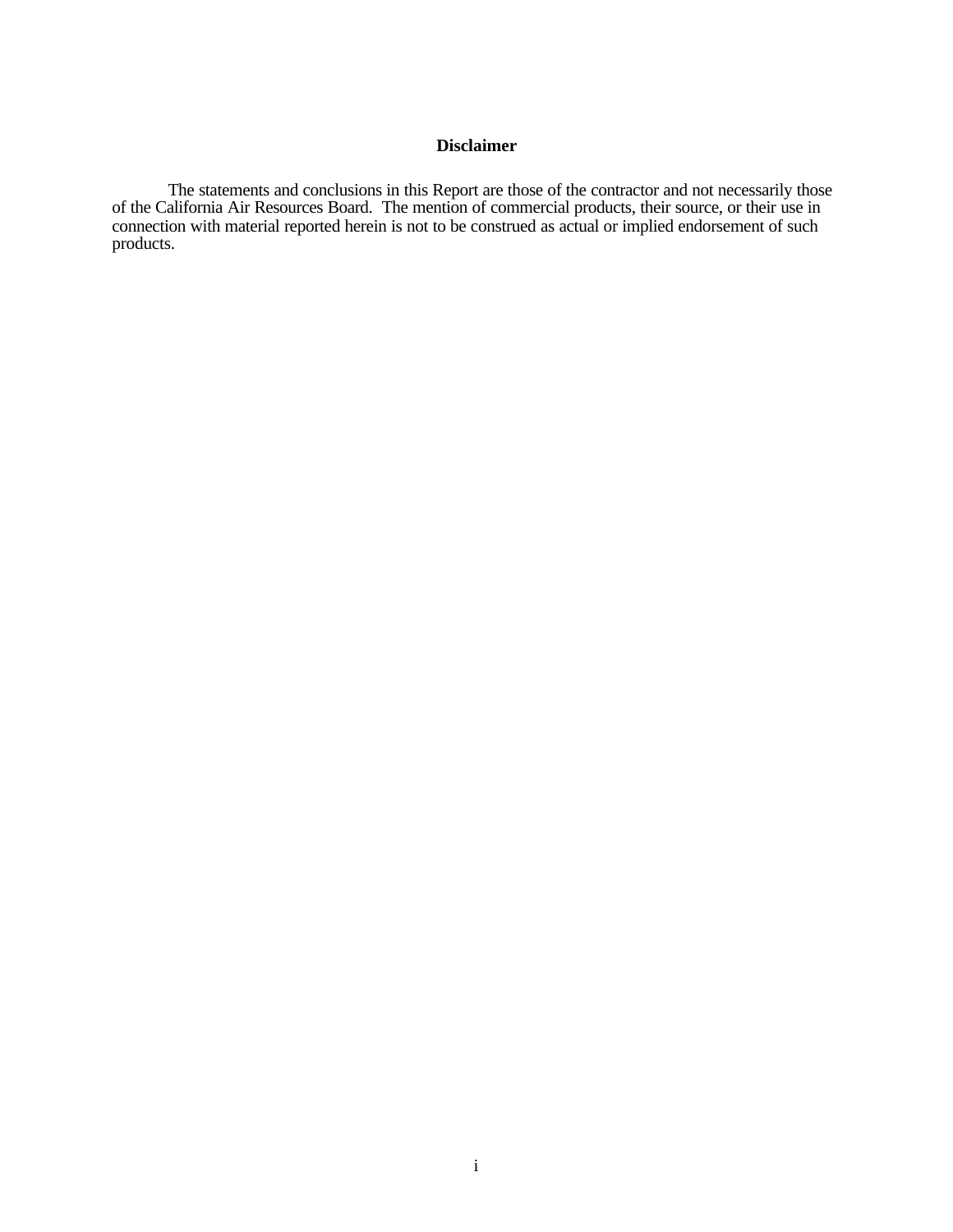## Disclaimer

The statements and conclusions in this Report are those of the contractor and not necessarily those of the California Air Resources Board. The mention of commercial products, their source, or their use in connection with material reported herein is not to be construed as actual or implied endorsement of such products.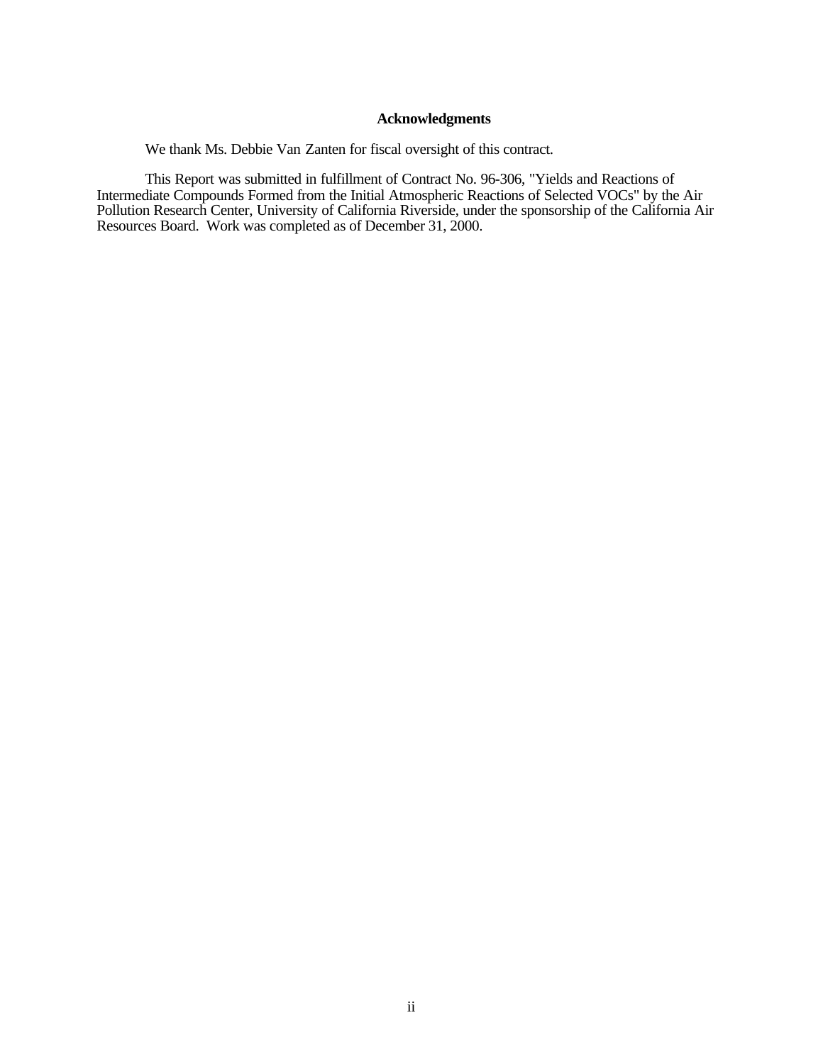## Acknowledgments

We thank Ms. Debbie Van Zanten for fiscal oversight of this contract.

This Report was submitted in fulfillment of Contract No. 96-306, "Yields and Reactions of Intermediate Compounds Formed from the Initial Atmospheric Reactions of Selected VOCs" by the Air Pollution Research Center, University of California Riverside, under the sponsorship of the California Air Resources Board. Work was completed as of December 31, 2000.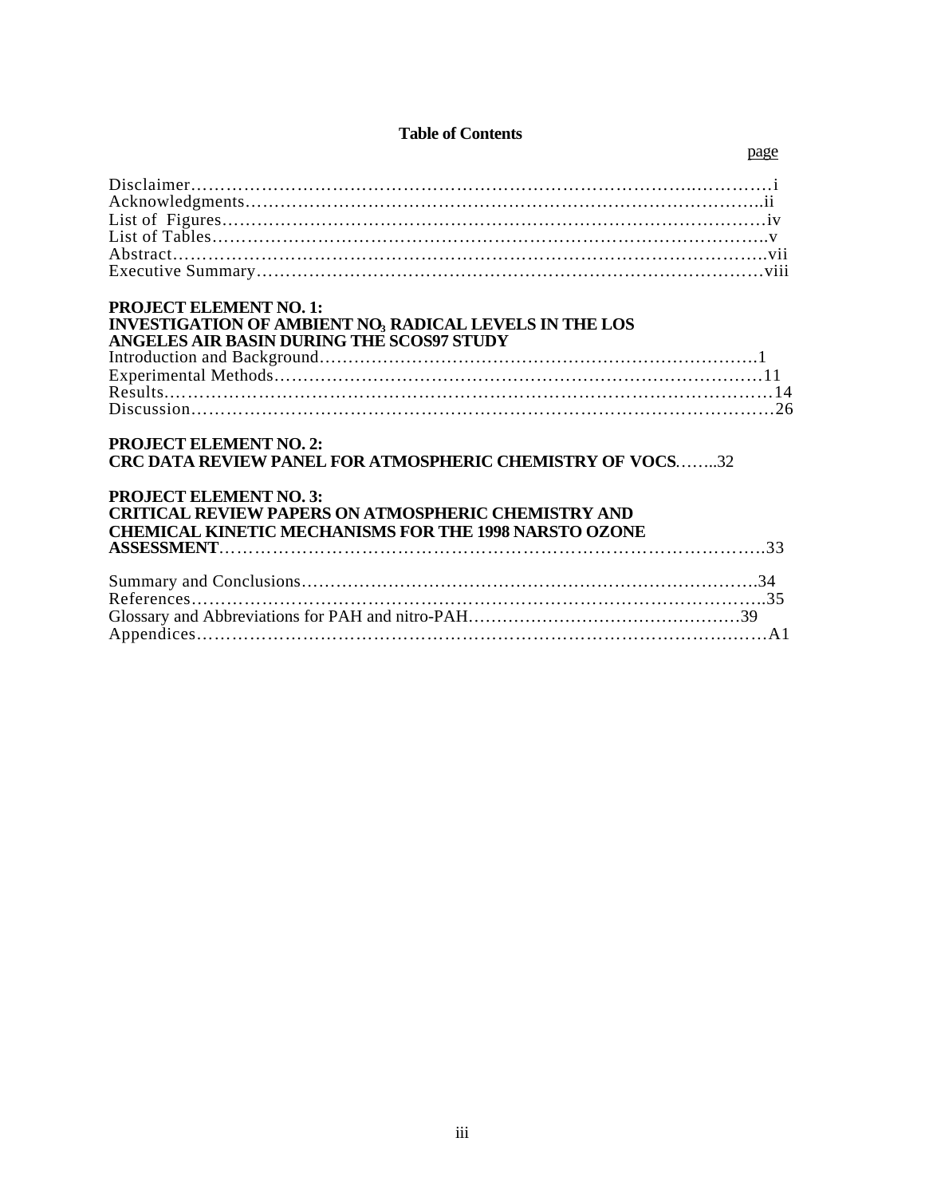# Table of Contents

| | page |
|---|---|
| Disclaimer | i |
| Acknowledgments | ii |
| List of Figures | iv |
| List of Tables | v |
| Abstract | vii |
| Executive Summary | viii |

**PROJECT ELEMENT NO. 1:**
**INVESTIGATION OF AMBIENT $NO_3$ RADICAL LEVELS IN THE LOS ANGELES AIR BASIN DURING THE SCOS97 STUDY**

| | |
|---|---|
| Introduction and Background | 1 |
| Experimental Methods | 11 |
| Results | 14 |
| Discussion | 26 |

**PROJECT ELEMENT NO. 2:**
**CRC DATA REVIEW PANEL FOR ATMOSPHERIC CHEMISTRY OF VOCS**........32

**PROJECT ELEMENT NO. 3:**
**CRITICAL REVIEW PAPERS ON ATMOSPHERIC CHEMISTRY AND CHEMICAL KINETIC MECHANISMS FOR THE 1998 NARSTO OZONE ASSESSMENT**........33

| | |
|---|---|
| Summary and Conclusions | 34 |
| References | 35 |
| Glossary and Abbreviations for PAH and nitro-PAH | 39 |
| Appendices | A1 |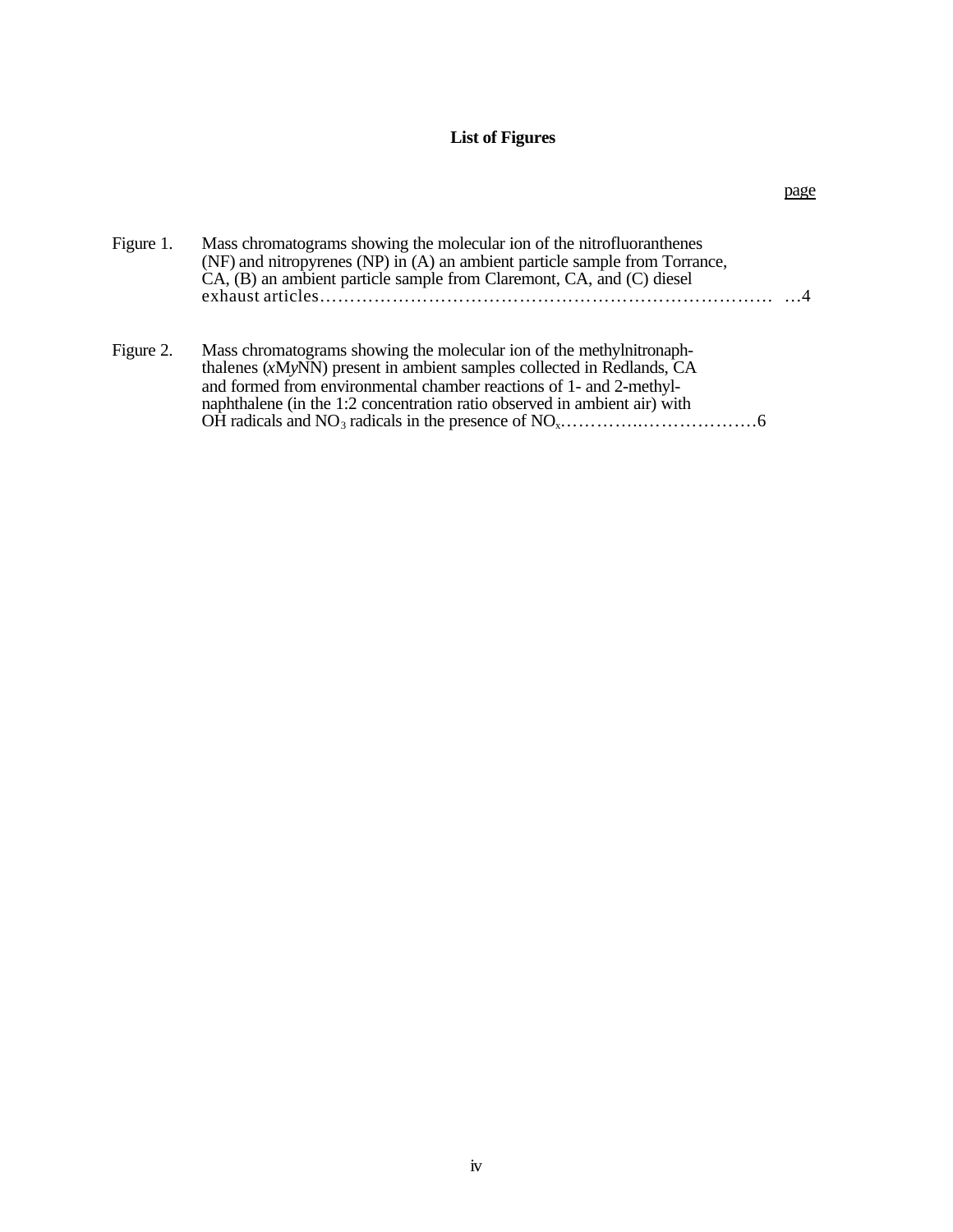## List of Figures

page

Figure 1. Mass chromatograms showing the molecular ion of the nitrofluoranthenes (NF) and nitropyrenes (NP) in (A) an ambient particle sample from Torrance, CA, (B) an ambient particle sample from Claremont, CA, and (C) diesel exhaust articles……………………………………………………………… …4

Figure 2. Mass chromatograms showing the molecular ion of the methylnitronaphthalenes (*x*M*y*NN) present in ambient samples collected in Redlands, CA and formed from environmental chamber reactions of 1- and 2-methylnaphthalene (in the 1:2 concentration ratio observed in ambient air) with OH radicals and $NO_3$ radicals in the presence of $NO_x$……………..………………6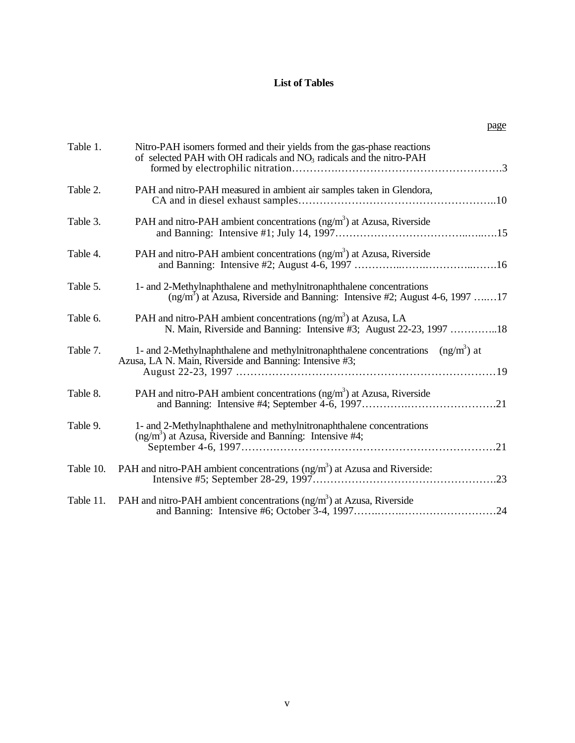# List of Tables

| | | page |
|---|---|---|
| Table 1. | Nitro-PAH isomers formed and their yields from the gas-phase reactions of selected PAH with OH radicals and $NO_3$ radicals and the nitro-PAH formed by electrophilic nitration | 3 |
| Table 2. | PAH and nitro-PAH measured in ambient air samples taken in Glendora, CA and in diesel exhaust samples | 10 |
| Table 3. | PAH and nitro-PAH ambient concentrations ($ng/m^3$) at Azusa, Riverside and Banning: Intensive #1; July 14, 1997 | 15 |
| Table 4. | PAH and nitro-PAH ambient concentrations ($ng/m^3$) at Azusa, Riverside and Banning: Intensive #2; August 4-6, 1997 | 16 |
| Table 5. | 1- and 2-Methylnaphthalene and methylnitronaphthalene concentrations ($ng/m^3$) at Azusa, Riverside and Banning: Intensive #2; August 4-6, 1997 | 17 |
| Table 6. | PAH and nitro-PAH ambient concentrations ($ng/m^3$) at Azusa, LA N. Main, Riverside and Banning: Intensive #3; August 22-23, 1997 | 18 |
| Table 7. | 1- and 2-Methylnaphthalene and methylnitronaphthalene concentrations ($ng/m^3$) at Azusa, LA N. Main, Riverside and Banning: Intensive #3; August 22-23, 1997 | 19 |
| Table 8. | PAH and nitro-PAH ambient concentrations ($ng/m^3$) at Azusa, Riverside and Banning: Intensive #4; September 4-6, 1997 | 21 |
| Table 9. | 1- and 2-Methylnaphthalene and methylnitronaphthalene concentrations ($ng/m^3$) at Azusa, Riverside and Banning: Intensive #4; September 4-6, 1997 | 21 |
| Table 10. | PAH and nitro-PAH ambient concentrations ($ng/m^3$) at Azusa and Riverside: Intensive #5; September 28-29, 1997 | 23 |
| Table 11. | PAH and nitro-PAH ambient concentrations ($ng/m^3$) at Azusa, Riverside and Banning: Intensive #6; October 3-4, 1997 | 24 |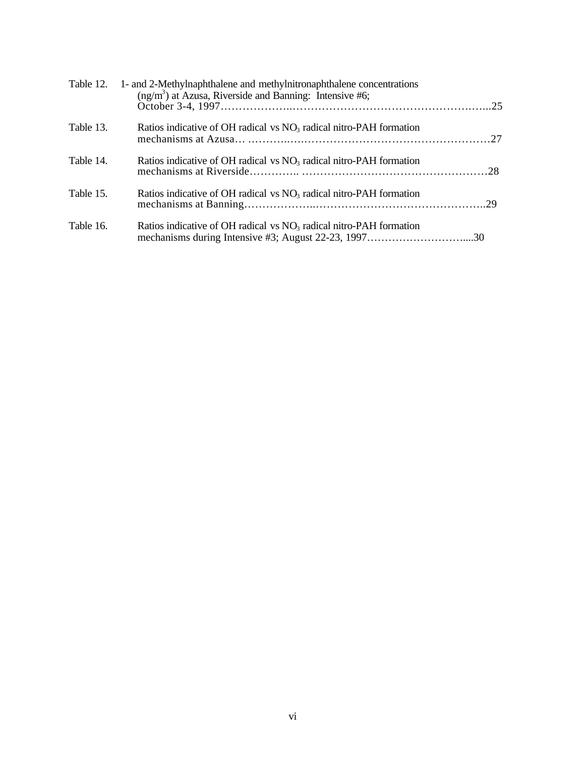Table 12. 1- and 2-Methylnaphthalene and methylnitronaphthalene concentrations ($ng/m^3$) at Azusa, Riverside and Banning: Intensive #6; October 3-4, 1997……………………………………………………………..25

Table 13. Ratios indicative of OH radical vs $NO_3$ radical nitro-PAH formation mechanisms at Azusa… ……………………………………………………………27

Table 14. Ratios indicative of OH radical vs $NO_3$ radical nitro-PAH formation mechanisms at Riverside………….. ……………………………………………28

Table 15. Ratios indicative of OH radical vs $NO_3$ radical nitro-PAH formation mechanisms at Banning…………………………………………………………..29

Table 16. Ratios indicative of OH radical vs $NO_3$ radical nitro-PAH formation mechanisms during Intensive #3; August 22-23, 1997………………………....30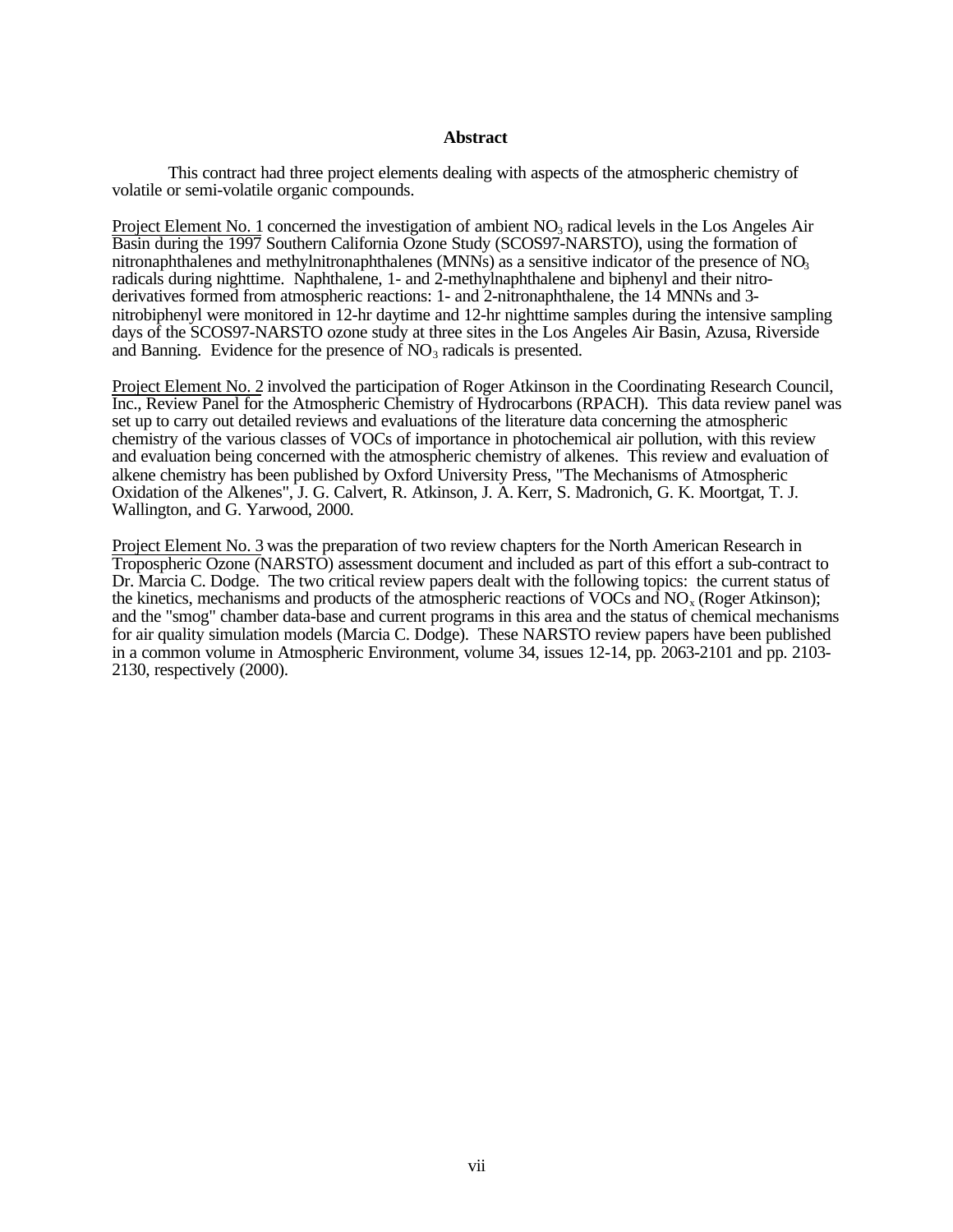# Abstract

This contract had three project elements dealing with aspects of the atmospheric chemistry of volatile or semi-volatile organic compounds.

Project Element No. 1 concerned the investigation of ambient $NO_3$ radical levels in the Los Angeles Air Basin during the 1997 Southern California Ozone Study (SCOS97-NARSTO), using the formation of nitronaphthalenes and methylnitronaphthalenes (MNNs) as a sensitive indicator of the presence of $NO_3$ radicals during nighttime. Naphthalene, 1- and 2-methylnaphthalene and biphenyl and their nitro-derivatives formed from atmospheric reactions: 1- and 2-nitronaphthalene, the 14 MNNs and 3-nitrobiphenyl were monitored in 12-hr daytime and 12-hr nighttime samples during the intensive sampling days of the SCOS97-NARSTO ozone study at three sites in the Los Angeles Air Basin, Azusa, Riverside and Banning. Evidence for the presence of $NO_3$ radicals is presented.

Project Element No. 2 involved the participation of Roger Atkinson in the Coordinating Research Council, Inc., Review Panel for the Atmospheric Chemistry of Hydrocarbons (RPACH). This data review panel was set up to carry out detailed reviews and evaluations of the literature data concerning the atmospheric chemistry of the various classes of VOCs of importance in photochemical air pollution, with this review and evaluation being concerned with the atmospheric chemistry of alkenes. This review and evaluation of alkene chemistry has been published by Oxford University Press, "The Mechanisms of Atmospheric Oxidation of the Alkenes", J. G. Calvert, R. Atkinson, J. A. Kerr, S. Madronich, G. K. Moortgat, T. J. Wallington, and G. Yarwood, 2000.

Project Element No. 3 was the preparation of two review chapters for the North American Research in Tropospheric Ozone (NARSTO) assessment document and included as part of this effort a sub-contract to Dr. Marcia C. Dodge. The two critical review papers dealt with the following topics: the current status of the kinetics, mechanisms and products of the atmospheric reactions of VOCs and $NO_x$ (Roger Atkinson); and the "smog" chamber data-base and current programs in this area and the status of chemical mechanisms for air quality simulation models (Marcia C. Dodge). These NARSTO review papers have been published in a common volume in Atmospheric Environment, volume 34, issues 12-14, pp. 2063-2101 and pp. 2103-2130, respectively (2000).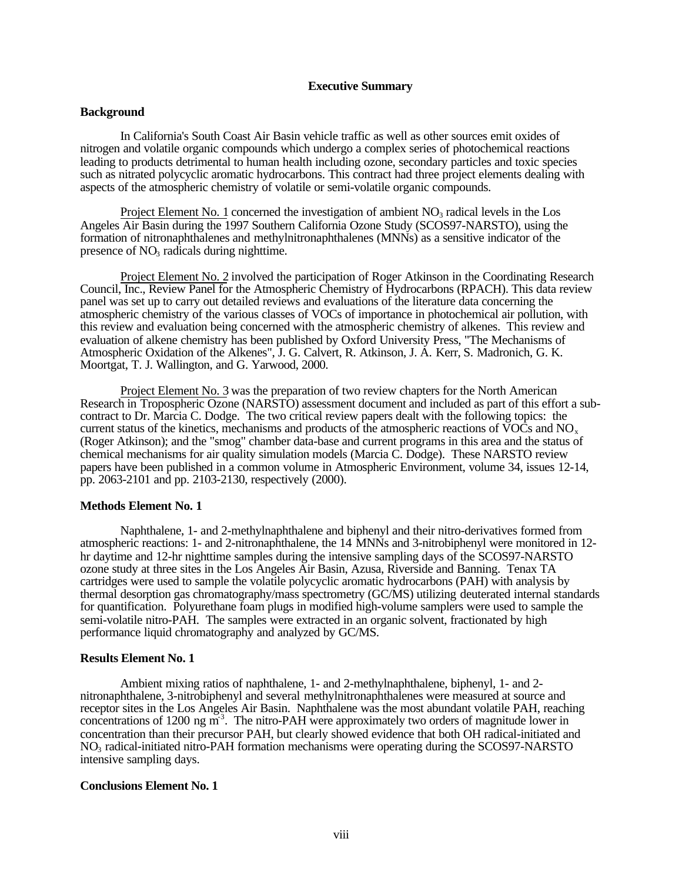## Executive Summary

### Background

In California's South Coast Air Basin vehicle traffic as well as other sources emit oxides of nitrogen and volatile organic compounds which undergo a complex series of photochemical reactions leading to products detrimental to human health including ozone, secondary particles and toxic species such as nitrated polycyclic aromatic hydrocarbons. This contract had three project elements dealing with aspects of the atmospheric chemistry of volatile or semi-volatile organic compounds.

Project Element No. 1 concerned the investigation of ambient $NO_3$ radical levels in the Los Angeles Air Basin during the 1997 Southern California Ozone Study (SCOS97-NARSTO), using the formation of nitronaphthalenes and methylnitronaphthalenes (MNNs) as a sensitive indicator of the presence of $NO_3$ radicals during nighttime.

Project Element No. 2 involved the participation of Roger Atkinson in the Coordinating Research Council, Inc., Review Panel for the Atmospheric Chemistry of Hydrocarbons (RPACH). This data review panel was set up to carry out detailed reviews and evaluations of the literature data concerning the atmospheric chemistry of the various classes of VOCs of importance in photochemical air pollution, with this review and evaluation being concerned with the atmospheric chemistry of alkenes. This review and evaluation of alkene chemistry has been published by Oxford University Press, "The Mechanisms of Atmospheric Oxidation of the Alkenes", J. G. Calvert, R. Atkinson, J. A. Kerr, S. Madronich, G. K. Moortgat, T. J. Wallington, and G. Yarwood, 2000.

Project Element No. 3 was the preparation of two review chapters for the North American Research in Tropospheric Ozone (NARSTO) assessment document and included as part of this effort a sub-contract to Dr. Marcia C. Dodge. The two critical review papers dealt with the following topics: the current status of the kinetics, mechanisms and products of the atmospheric reactions of VOCs and $NO_x$ (Roger Atkinson); and the "smog" chamber data-base and current programs in this area and the status of chemical mechanisms for air quality simulation models (Marcia C. Dodge). These NARSTO review papers have been published in a common volume in Atmospheric Environment, volume 34, issues 12-14, pp. 2063-2101 and pp. 2103-2130, respectively (2000).

### Methods Element No. 1

Naphthalene, 1- and 2-methylnaphthalene and biphenyl and their nitro-derivatives formed from atmospheric reactions: 1- and 2-nitronaphthalene, the 14 MNNs and 3-nitrobiphenyl were monitored in 12-hr daytime and 12-hr nighttime samples during the intensive sampling days of the SCOS97-NARSTO ozone study at three sites in the Los Angeles Air Basin, Azusa, Riverside and Banning. Tenax TA cartridges were used to sample the volatile polycyclic aromatic hydrocarbons (PAH) with analysis by thermal desorption gas chromatography/mass spectrometry (GC/MS) utilizing deuterated internal standards for quantification. Polyurethane foam plugs in modified high-volume samplers were used to sample the semi-volatile nitro-PAH. The samples were extracted in an organic solvent, fractionated by high performance liquid chromatography and analyzed by GC/MS.

### Results Element No. 1

Ambient mixing ratios of naphthalene, 1- and 2-methylnaphthalene, biphenyl, 1- and 2-nitronaphthalene, 3-nitrobiphenyl and several methylnitronaphthalenes were measured at source and receptor sites in the Los Angeles Air Basin. Naphthalene was the most abundant volatile PAH, reaching concentrations of 1200 ng $m^{-3}$. The nitro-PAH were approximately two orders of magnitude lower in concentration than their precursor PAH, but clearly showed evidence that both OH radical-initiated and $NO_3$ radical-initiated nitro-PAH formation mechanisms were operating during the SCOS97-NARSTO intensive sampling days.

### Conclusions Element No. 1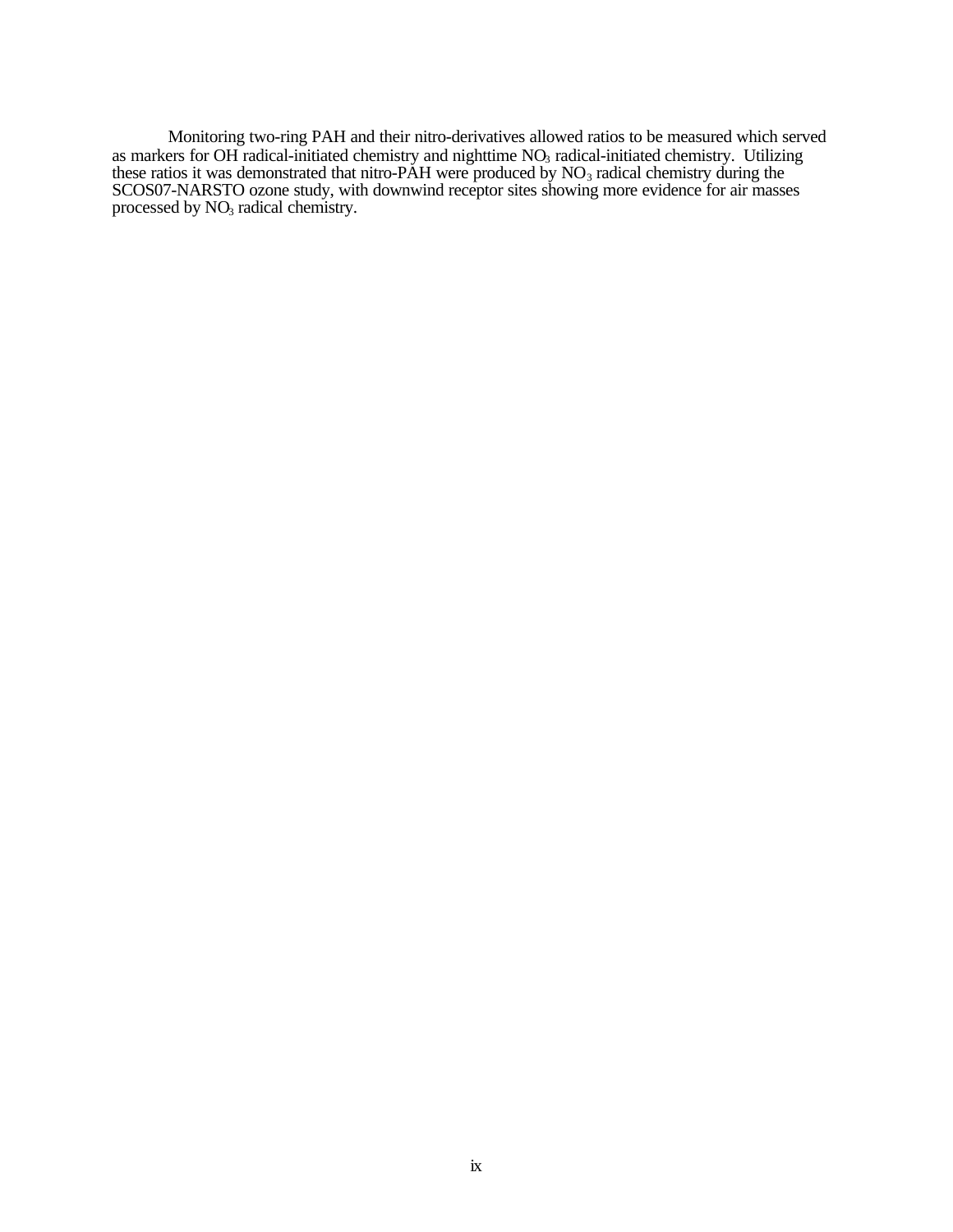Monitoring two-ring PAH and their nitro-derivatives allowed ratios to be measured which served as markers for OH radical-initiated chemistry and nighttime $NO_3$ radical-initiated chemistry. Utilizing these ratios it was demonstrated that nitro-PAH were produced by $NO_3$ radical chemistry during the SCOS07-NARSTO ozone study, with downwind receptor sites showing more evidence for air masses processed by $NO_3$ radical chemistry.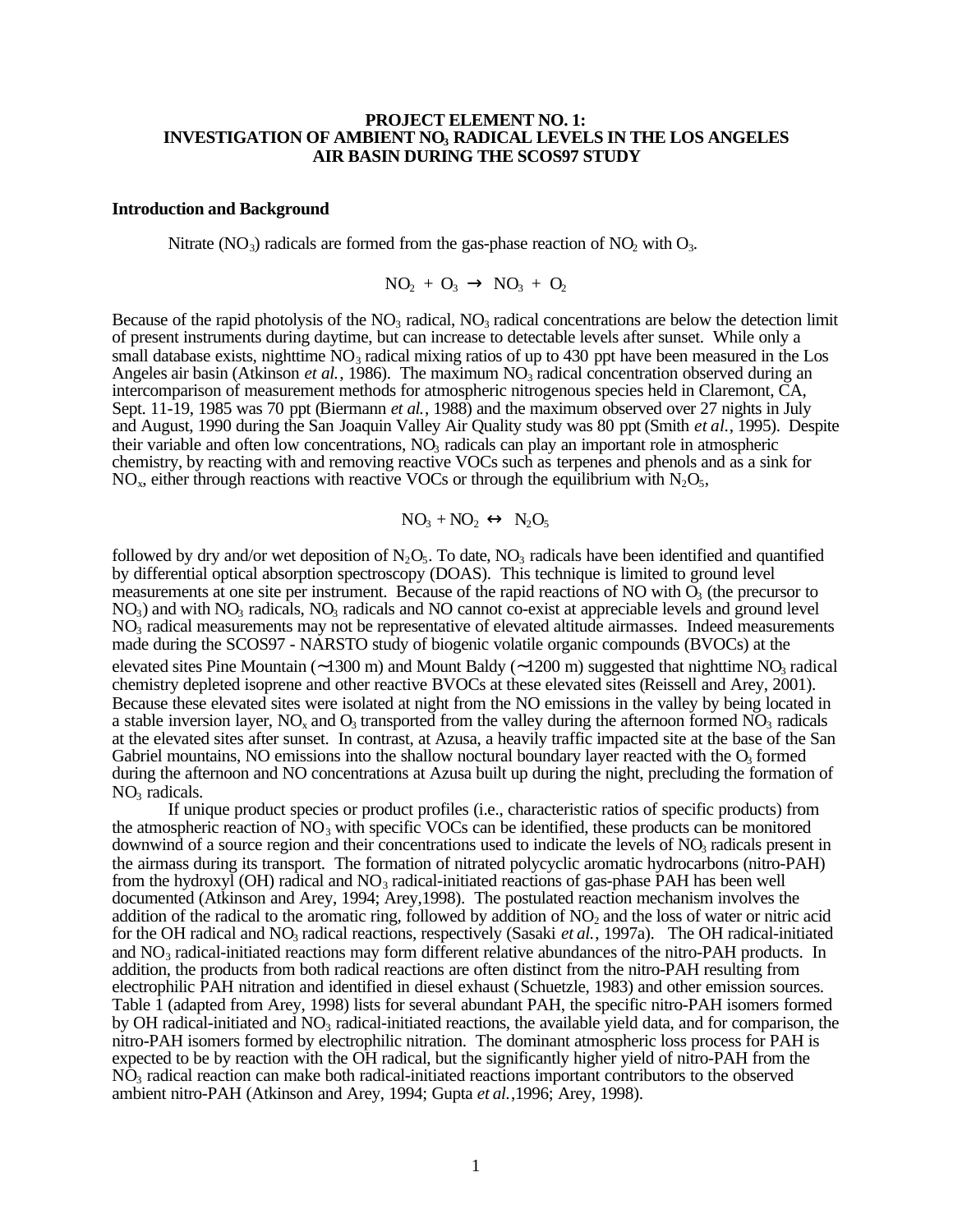# PROJECT ELEMENT NO. 1: INVESTIGATION OF AMBIENT $NO_3$ RADICAL LEVELS IN THE LOS ANGELES AIR BASIN DURING THE SCOS97 STUDY

## Introduction and Background

Nitrate ($NO_3$) radicals are formed from the gas-phase reaction of $NO_2$ with $O_3$.

$$NO_2 + O_3 \rightarrow NO_3 + O_2$$

Because of the rapid photolysis of the $NO_3$ radical, $NO_3$ radical concentrations are below the detection limit of present instruments during daytime, but can increase to detectable levels after sunset. While only a small database exists, nighttime $NO_3$ radical mixing ratios of up to 430 ppt have been measured in the Los Angeles air basin (Atkinson *et al.*, 1986). The maximum $NO_3$ radical concentration observed during an intercomparison of measurement methods for atmospheric nitrogenous species held in Claremont, CA, Sept. 11-19, 1985 was 70 ppt (Biermann *et al.*, 1988) and the maximum observed over 27 nights in July and August, 1990 during the San Joaquin Valley Air Quality study was 80 ppt (Smith *et al.*, 1995). Despite their variable and often low concentrations, $NO_3$ radicals can play an important role in atmospheric chemistry, by reacting with and removing reactive VOCs such as terpenes and phenols and as a sink for $NO_x$, either through reactions with reactive VOCs or through the equilibrium with $N_2O_5$,

$$NO_3 + NO_2 \leftrightarrow N_2O_5$$

followed by dry and/or wet deposition of $N_2O_5$. To date, $NO_3$ radicals have been identified and quantified by differential optical absorption spectroscopy (DOAS). This technique is limited to ground level measurements at one site per instrument. Because of the rapid reactions of NO with $O_3$ (the precursor to $NO_3$) and with $NO_3$ radicals, $NO_3$ radicals and NO cannot co-exist at appreciable levels and ground level $NO_3$ radical measurements may not be representative of elevated altitude airmasses. Indeed measurements made during the SCOS97 - NARSTO study of biogenic volatile organic compounds (BVOCs) at the elevated sites Pine Mountain (~1300 m) and Mount Baldy (~1200 m) suggested that nighttime $NO_3$ radical chemistry depleted isoprene and other reactive BVOCs at these elevated sites (Reissell and Arey, 2001). Because these elevated sites were isolated at night from the NO emissions in the valley by being located in a stable inversion layer, $NO_x$ and $O_3$ transported from the valley during the afternoon formed $NO_3$ radicals at the elevated sites after sunset. In contrast, at Azusa, a heavily traffic impacted site at the base of the San Gabriel mountains, NO emissions into the shallow noctural boundary layer reacted with the $O_3$ formed during the afternoon and NO concentrations at Azusa built up during the night, precluding the formation of $NO_3$ radicals.

If unique product species or product profiles (i.e., characteristic ratios of specific products) from the atmospheric reaction of $NO_3$ with specific VOCs can be identified, these products can be monitored downwind of a source region and their concentrations used to indicate the levels of $NO_3$ radicals present in the airmass during its transport. The formation of nitrated polycyclic aromatic hydrocarbons (nitro-PAH) from the hydroxyl (OH) radical and $NO_3$ radical-initiated reactions of gas-phase PAH has been well documented (Atkinson and Arey, 1994; Arey,1998). The postulated reaction mechanism involves the addition of the radical to the aromatic ring, followed by addition of $NO_2$ and the loss of water or nitric acid for the OH radical and $NO_3$ radical reactions, respectively (Sasaki *et al.*, 1997a). The OH radical-initiated and $NO_3$ radical-initiated reactions may form different relative abundances of the nitro-PAH products. In addition, the products from both radical reactions are often distinct from the nitro-PAH resulting from electrophilic PAH nitration and identified in diesel exhaust (Schuetzle, 1983) and other emission sources. Table 1 (adapted from Arey, 1998) lists for several abundant PAH, the specific nitro-PAH isomers formed by OH radical-initiated and $NO_3$ radical-initiated reactions, the available yield data, and for comparison, the nitro-PAH isomers formed by electrophilic nitration. The dominant atmospheric loss process for PAH is expected to be by reaction with the OH radical, but the significantly higher yield of nitro-PAH from the $NO_3$ radical reaction can make both radical-initiated reactions important contributors to the observed ambient nitro-PAH (Atkinson and Arey, 1994; Gupta *et al.*,1996; Arey, 1998).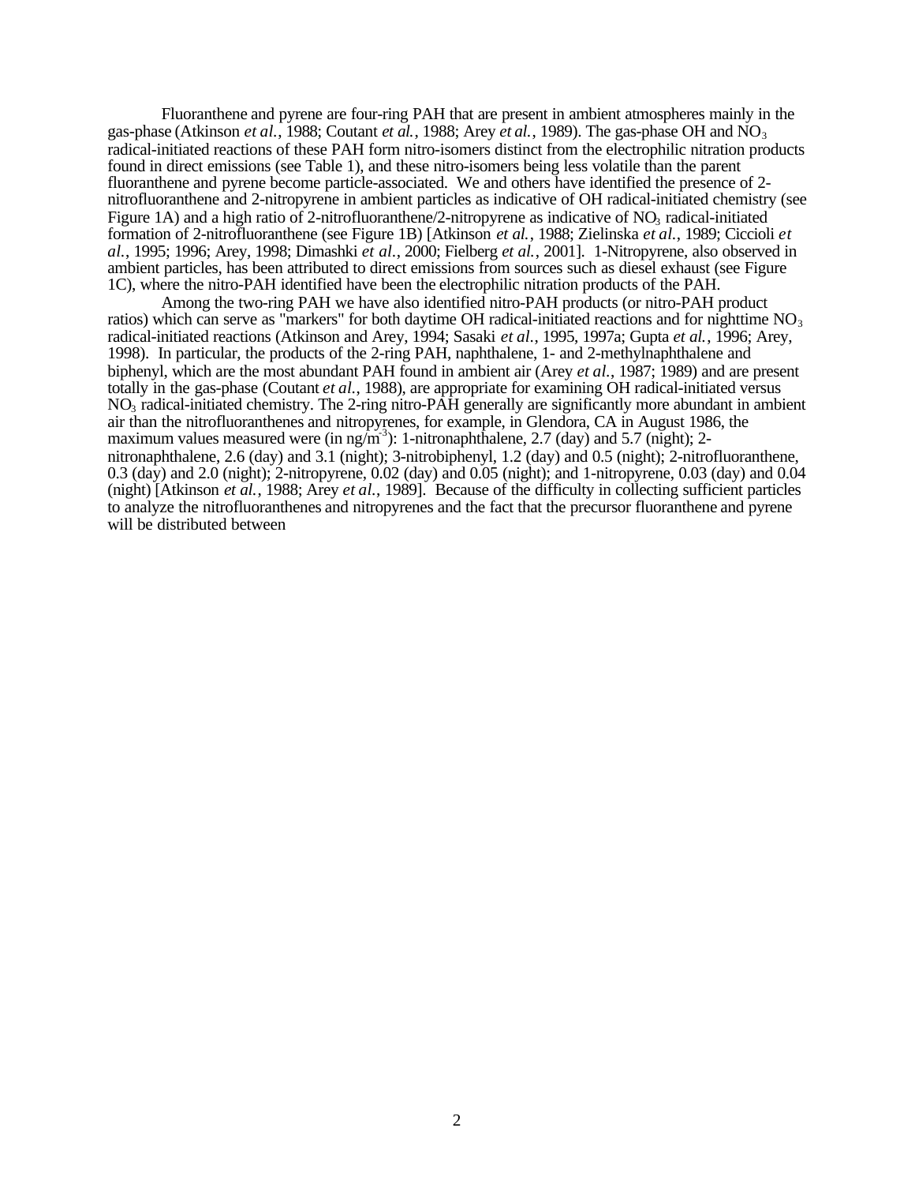Fluoranthene and pyrene are four-ring PAH that are present in ambient atmospheres mainly in the gas-phase (Atkinson *et al.*, 1988; Coutant *et al.*, 1988; Arey *et al.*, 1989). The gas-phase OH and $NO_3$ radical-initiated reactions of these PAH form nitro-isomers distinct from the electrophilic nitration products found in direct emissions (see Table 1), and these nitro-isomers being less volatile than the parent fluoranthene and pyrene become particle-associated. We and others have identified the presence of 2-nitrofluoranthene and 2-nitropyrene in ambient particles as indicative of OH radical-initiated chemistry (see Figure 1A) and a high ratio of 2-nitrofluoranthene/2-nitropyrene as indicative of $NO_3$ radical-initiated formation of 2-nitrofluoranthene (see Figure 1B) [Atkinson *et al.*, 1988; Zielinska *et al.*, 1989; Ciccioli *et al.*, 1995; 1996; Arey, 1998; Dimashki *et al.*, 2000; Fielberg *et al.*, 2001]. 1-Nitropyrene, also observed in ambient particles, has been attributed to direct emissions from sources such as diesel exhaust (see Figure 1C), where the nitro-PAH identified have been the electrophilic nitration products of the PAH.

Among the two-ring PAH we have also identified nitro-PAH products (or nitro-PAH product ratios) which can serve as "markers" for both daytime OH radical-initiated reactions and for nighttime $NO_3$ radical-initiated reactions (Atkinson and Arey, 1994; Sasaki *et al.*, 1995, 1997a; Gupta *et al.*, 1996; Arey, 1998). In particular, the products of the 2-ring PAH, naphthalene, 1- and 2-methylnaphthalene and biphenyl, which are the most abundant PAH found in ambient air (Arey *et al.*, 1987; 1989) and are present totally in the gas-phase (Coutant *et al.*, 1988), are appropriate for examining OH radical-initiated versus $NO_3$ radical-initiated chemistry. The 2-ring nitro-PAH generally are significantly more abundant in ambient air than the nitrofluoranthenes and nitropyrenes, for example, in Glendora, CA in August 1986, the maximum values measured were (in ng/m$^{-3}$): 1-nitronaphthalene, 2.7 (day) and 5.7 (night); 2-nitronaphthalene, 2.6 (day) and 3.1 (night); 3-nitrobiphenyl, 1.2 (day) and 0.5 (night); 2-nitrofluoranthene, 0.3 (day) and 2.0 (night); 2-nitropyrene, 0.02 (day) and 0.05 (night); and 1-nitropyrene, 0.03 (day) and 0.04 (night) [Atkinson *et al.*, 1988; Arey *et al.*, 1989]. Because of the difficulty in collecting sufficient particles to analyze the nitrofluoranthenes and nitropyrenes and the fact that the precursor fluoranthene and pyrene will be distributed between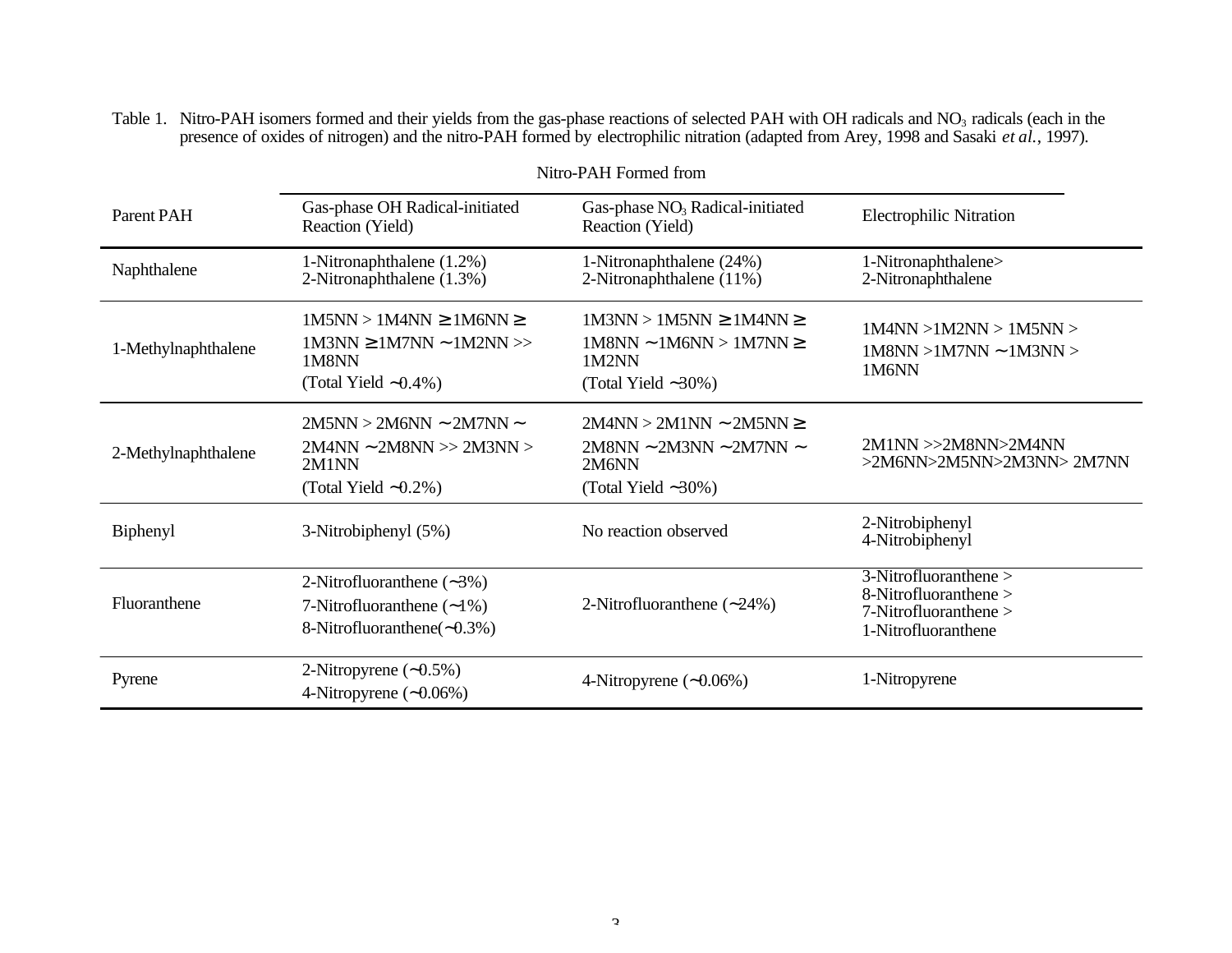Table 1. Nitro-PAH isomers formed and their yields from the gas-phase reactions of selected PAH with OH radicals and $NO_3$ radicals (each in the presence of oxides of nitrogen) and the nitro-PAH formed by electrophilic nitration (adapted from Arey, 1998 and Sasaki *et al.*, 1997).

| | Nitro-PAH Formed from | | |
|---|---|---|---|
| Parent PAH | Gas-phase OH Radical-initiated Reaction (Yield) | Gas-phase $NO_3$ Radical-initiated Reaction (Yield) | Electrophilic Nitration |
| Naphthalene | 1-Nitronaphthalene (1.2%)<br>2-Nitronaphthalene (1.3%) | 1-Nitronaphthalene (24%)<br>2-Nitronaphthalene (11%) | 1-Nitronaphthalene><br>2-Nitronaphthalene |
| 1-Methylnaphthalene | 1M5NN > 1M4NN ≥ 1M6NN ≥ 1M3NN ≥ 1M7NN ~ 1M2NN >> 1M8NN<br>(Total Yield ~0.4%) | 1M3NN > 1M5NN ≥ 1M4NN ≥ 1M8NN ~ 1M6NN > 1M7NN ≥ 1M2NN<br>(Total Yield ~30%) | 1M4NN >1M2NN > 1M5NN > 1M8NN >1M7NN ~ 1M3NN > 1M6NN |
| 2-Methylnaphthalene | 2M5NN > 2M6NN ~ 2M7NN ~ 2M4NN ~ 2M8NN >> 2M3NN > 2M1NN<br>(Total Yield ~0.2%) | 2M4NN > 2M1NN ~ 2M5NN ≥ 2M8NN ~ 2M3NN ~ 2M7NN ~ 2M6NN<br>(Total Yield ~30%) | 2M1NN >>2M8NN>2M4NN >2M6NN>2M5NN>2M3NN> 2M7NN |
| Biphenyl | 3-Nitrobiphenyl (5%) | No reaction observed | 2-Nitrobiphenyl<br>4-Nitrobiphenyl |
| Fluoranthene | 2-Nitrofluoranthene (~3%)<br>7-Nitrofluoranthene (~1%)<br>8-Nitrofluoranthene(~0.3%) | 2-Nitrofluoranthene (~24%) | 3-Nitrofluoranthene ><br>8-Nitrofluoranthene ><br>7-Nitrofluoranthene ><br>1-Nitrofluoranthene |
| Pyrene | 2-Nitropyrene (~0.5%)<br>4-Nitropyrene (~0.06%) | 4-Nitropyrene (~0.06%) | 1-Nitropyrene |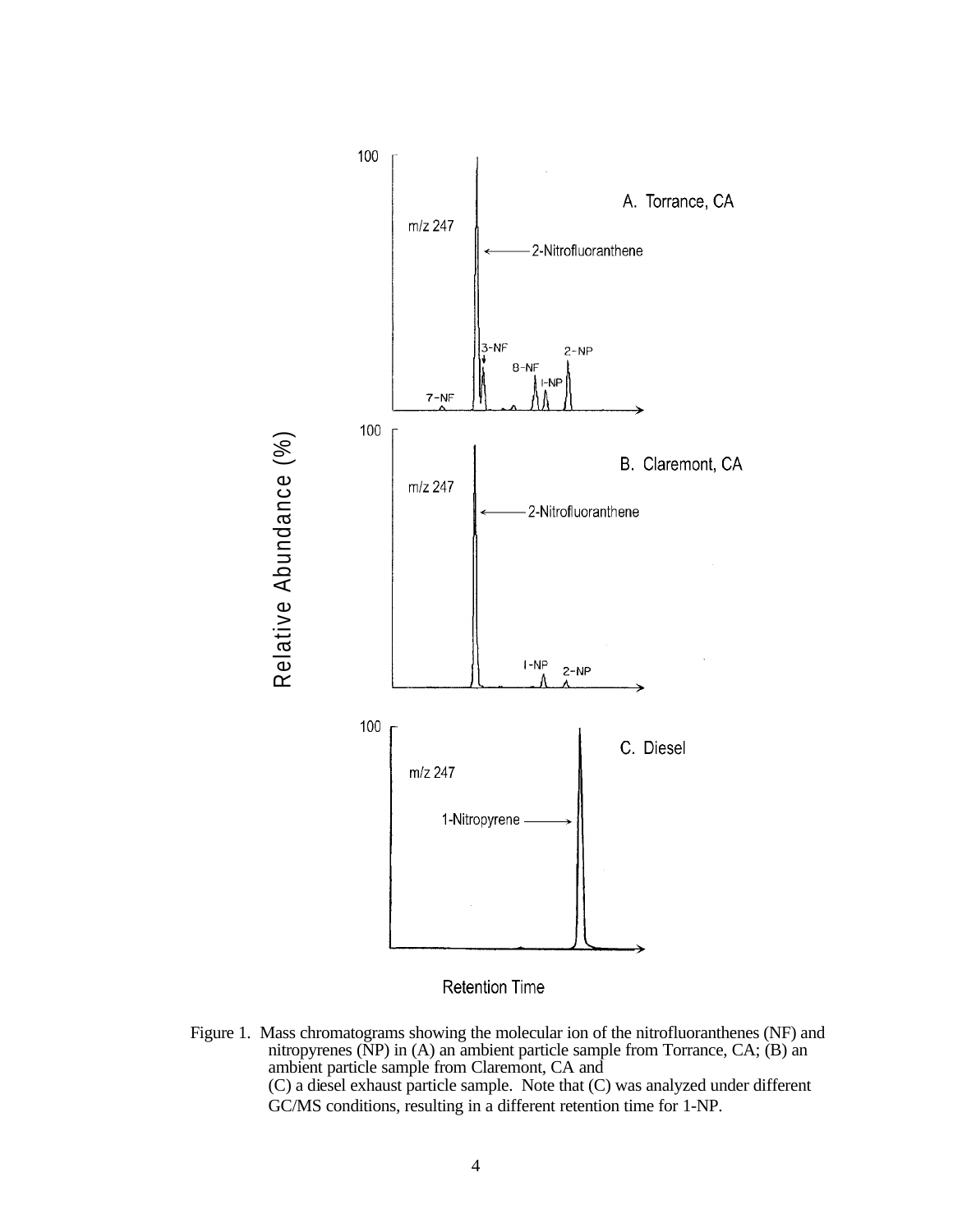Figure 1. Mass chromatograms showing the molecular ion of the nitrofluoranthenes (NF) and nitropyrenes (NP) in (A) an ambient particle sample from Torrance, CA; (B) an ambient particle sample from Claremont, CA and (C) a diesel exhaust particle sample. Note that (C) was analyzed under different GC/MS conditions, resulting in a different retention time for 1-NP.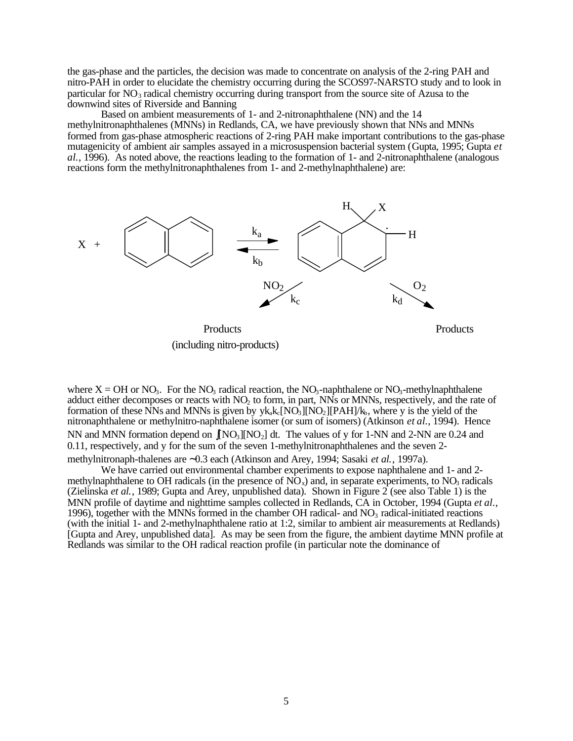the gas-phase and the particles, the decision was made to concentrate on analysis of the 2-ring PAH and nitro-PAH in order to elucidate the chemistry occurring during the SCOS97-NARSTO study and to look in particular for $NO_3$ radical chemistry occurring during transport from the source site of Azusa to the downwind sites of Riverside and Banning

Based on ambient measurements of 1- and 2-nitronaphthalene (NN) and the 14 methylnitronaphthalenes (MNNs) in Redlands, CA, we have previously shown that NNs and MNNs formed from gas-phase atmospheric reactions of 2-ring PAH make important contributions to the gas-phase mutagenicity of ambient air samples assayed in a microsuspension bacterial system (Gupta, 1995; Gupta *et al.*, 1996). As noted above, the reactions leading to the formation of 1- and 2-nitronaphthalene (analogous reactions form the methylnitronaphthalenes from 1- and 2-methylnaphthalene) are:

X + naphthalene $\underset{k_b}{\overset{k_a}{\rightleftharpoons}}$ [X–naphthalene adduct (H, X, ·, H)]

adduct $\xrightarrow{NO_2,\ k_c}$ Products (including nitro-products)

adduct $\xrightarrow{O_2,\ k_d}$ Products

where X = OH or $NO_3$. For the $NO_3$ radical reaction, the $NO_3$-naphthalene or $NO_3$-methylnaphthalene adduct either decomposes or reacts with $NO_2$ to form, in part, NNs or MNNs, respectively, and the rate of formation of these NNs and MNNs is given by $yk_ak_c[NO_3][NO_2][PAH]/k_b$, where y is the yield of the nitronaphthalene or methylnitro-naphthalene isomer (or sum of isomers) (Atkinson *et al.*, 1994). Hence NN and MNN formation depend on $\int[NO_3][NO_2]\,dt$. The values of y for 1-NN and 2-NN are 0.24 and 0.11, respectively, and y for the sum of the seven 1-methylnitronaphthalenes and the seven 2-methylnitronaph-thalenes are ~0.3 each (Atkinson and Arey, 1994; Sasaki *et al.*, 1997a).

We have carried out environmental chamber experiments to expose naphthalene and 1- and 2-methylnaphthalene to OH radicals (in the presence of $NO_x$) and, in separate experiments, to $NO_3$ radicals (Zielinska *et al.*, 1989; Gupta and Arey, unpublished data). Shown in Figure 2 (see also Table 1) is the MNN profile of daytime and nighttime samples collected in Redlands, CA in October, 1994 (Gupta *et al.*, 1996), together with the MNNs formed in the chamber OH radical- and $NO_3$ radical-initiated reactions (with the initial 1- and 2-methylnaphthalene ratio at 1:2, similar to ambient air measurements at Redlands) [Gupta and Arey, unpublished data]. As may be seen from the figure, the ambient daytime MNN profile at Redlands was similar to the OH radical reaction profile (in particular note the dominance of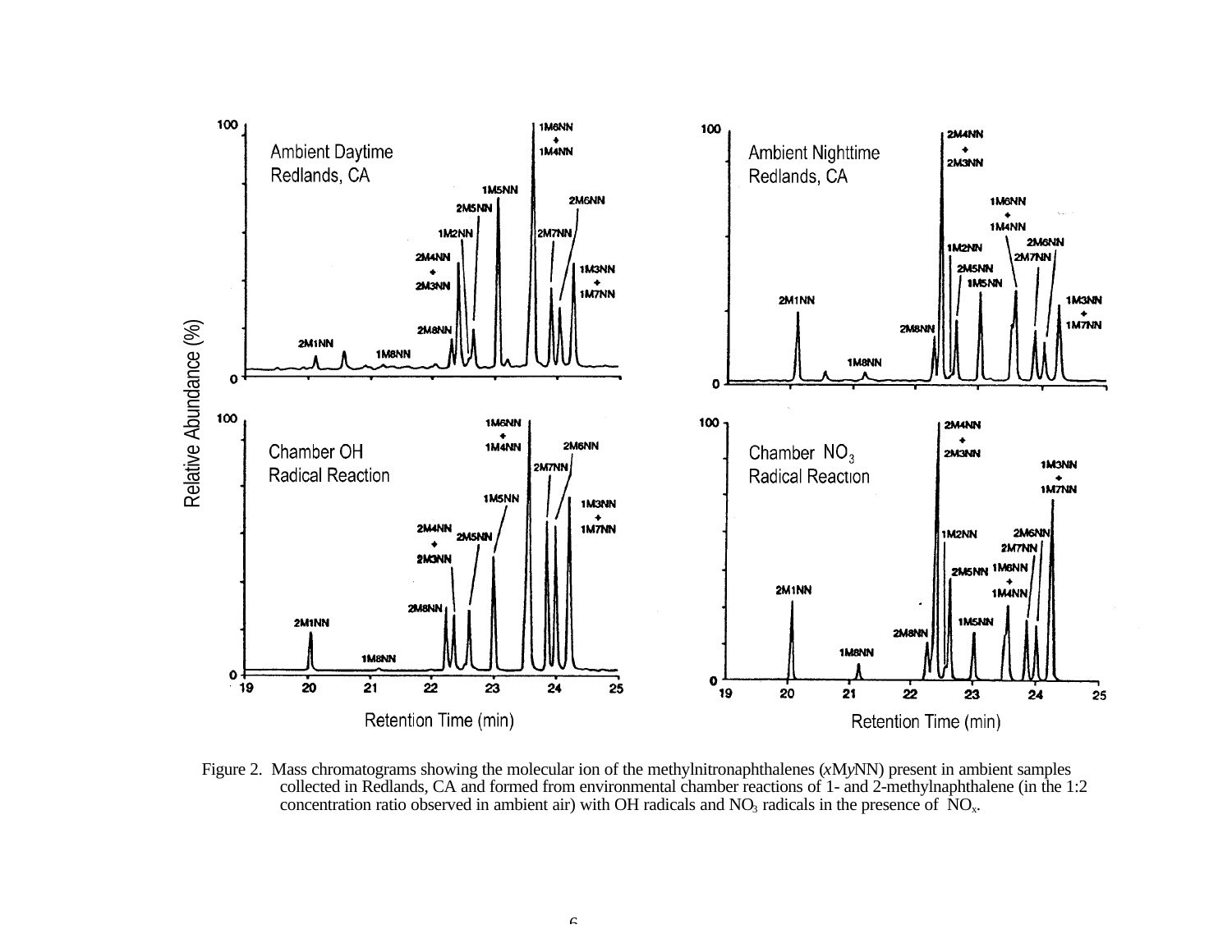Figure 2. Mass chromatograms showing the molecular ion of the methylnitronaphthalenes (*x*M*y*NN) present in ambient samples collected in Redlands, CA and formed from environmental chamber reactions of 1- and 2-methylnaphthalene (in the 1:2 concentration ratio observed in ambient air) with OH radicals and $NO_3$ radicals in the presence of $NO_x$.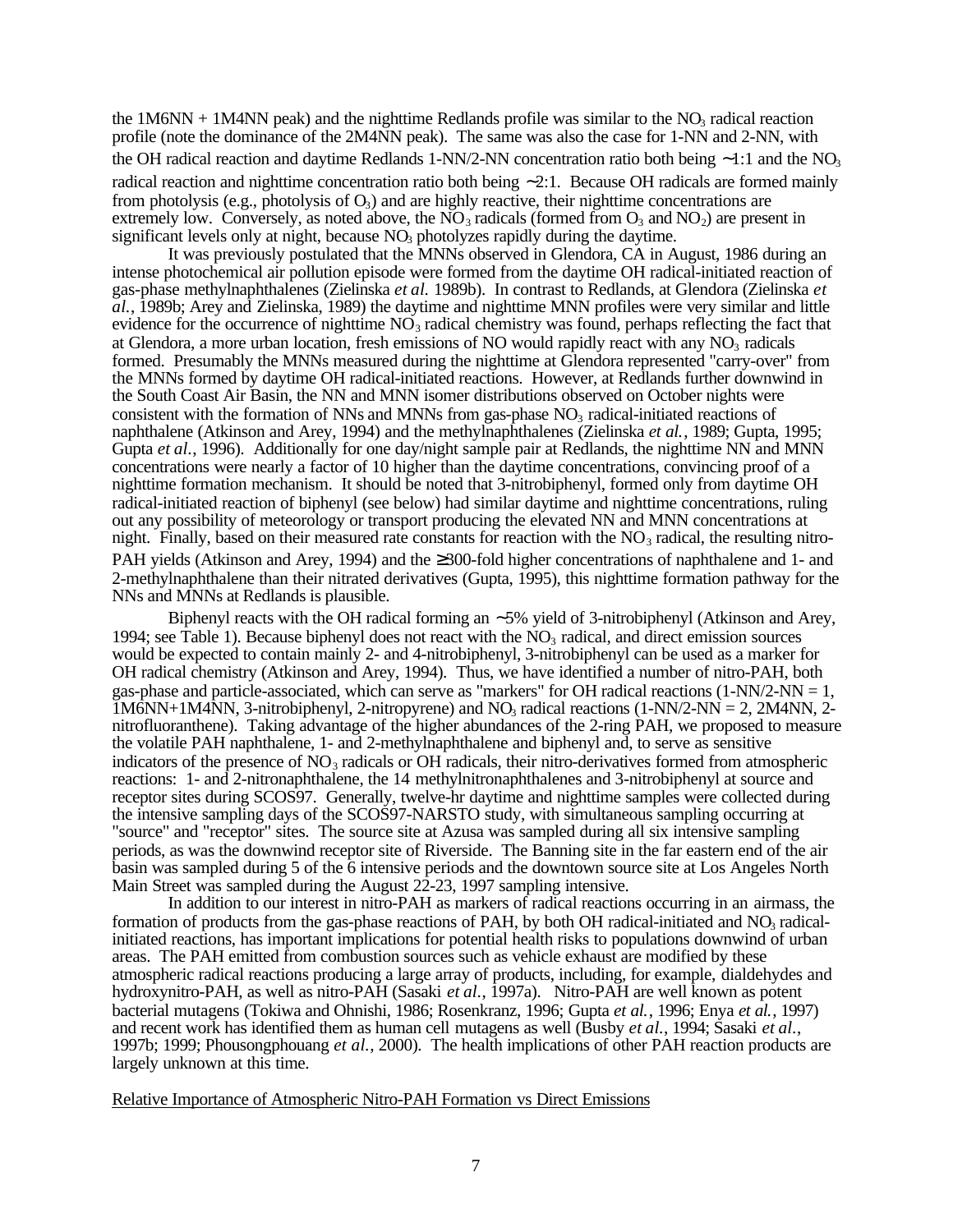the 1M6NN + 1M4NN peak) and the nighttime Redlands profile was similar to the $NO_3$ radical reaction profile (note the dominance of the 2M4NN peak). The same was also the case for 1-NN and 2-NN, with the OH radical reaction and daytime Redlands 1-NN/2-NN concentration ratio both being ~1:1 and the $NO_3$ radical reaction and nighttime concentration ratio both being ~2:1. Because OH radicals are formed mainly from photolysis (e.g., photolysis of $O_3$) and are highly reactive, their nighttime concentrations are extremely low. Conversely, as noted above, the $NO_3$ radicals (formed from $O_3$ and $NO_2$) are present in significant levels only at night, because $NO_3$ photolyzes rapidly during the daytime.

It was previously postulated that the MNNs observed in Glendora, CA in August, 1986 during an intense photochemical air pollution episode were formed from the daytime OH radical-initiated reaction of gas-phase methylnaphthalenes (Zielinska *et al.* 1989b). In contrast to Redlands, at Glendora (Zielinska *et al.*, 1989b; Arey and Zielinska, 1989) the daytime and nighttime MNN profiles were very similar and little evidence for the occurrence of nighttime $NO_3$ radical chemistry was found, perhaps reflecting the fact that at Glendora, a more urban location, fresh emissions of NO would rapidly react with any $NO_3$ radicals formed. Presumably the MNNs measured during the nighttime at Glendora represented "carry-over" from the MNNs formed by daytime OH radical-initiated reactions. However, at Redlands further downwind in the South Coast Air Basin, the NN and MNN isomer distributions observed on October nights were consistent with the formation of NNs and MNNs from gas-phase $NO_3$ radical-initiated reactions of naphthalene (Atkinson and Arey, 1994) and the methylnaphthalenes (Zielinska *et al.*, 1989; Gupta, 1995; Gupta *et al.*, 1996). Additionally for one day/night sample pair at Redlands, the nighttime NN and MNN concentrations were nearly a factor of 10 higher than the daytime concentrations, convincing proof of a nighttime formation mechanism. It should be noted that 3-nitrobiphenyl, formed only from daytime OH radical-initiated reaction of biphenyl (see below) had similar daytime and nighttime concentrations, ruling out any possibility of meteorology or transport producing the elevated NN and MNN concentrations at night. Finally, based on their measured rate constants for reaction with the $NO_3$ radical, the resulting nitro-PAH yields (Atkinson and Arey, 1994) and the ≥300-fold higher concentrations of naphthalene and 1- and 2-methylnaphthalene than their nitrated derivatives (Gupta, 1995), this nighttime formation pathway for the NNs and MNNs at Redlands is plausible.

Biphenyl reacts with the OH radical forming an ~5% yield of 3-nitrobiphenyl (Atkinson and Arey, 1994; see Table 1). Because biphenyl does not react with the $NO_3$ radical, and direct emission sources would be expected to contain mainly 2- and 4-nitrobiphenyl, 3-nitrobiphenyl can be used as a marker for OH radical chemistry (Atkinson and Arey, 1994). Thus, we have identified a number of nitro-PAH, both gas-phase and particle-associated, which can serve as "markers" for OH radical reactions (1-NN/2-NN = 1, 1M6NN+1M4NN, 3-nitrobiphenyl, 2-nitropyrene) and $NO_3$ radical reactions (1-NN/2-NN = 2, 2M4NN, 2-nitrofluoranthene). Taking advantage of the higher abundances of the 2-ring PAH, we proposed to measure the volatile PAH naphthalene, 1- and 2-methylnaphthalene and biphenyl and, to serve as sensitive indicators of the presence of $NO_3$ radicals or OH radicals, their nitro-derivatives formed from atmospheric reactions: 1- and 2-nitronaphthalene, the 14 methylnitronaphthalenes and 3-nitrobiphenyl at source and receptor sites during SCOS97. Generally, twelve-hr daytime and nighttime samples were collected during the intensive sampling days of the SCOS97-NARSTO study, with simultaneous sampling occurring at "source" and "receptor" sites. The source site at Azusa was sampled during all six intensive sampling periods, as was the downwind receptor site of Riverside. The Banning site in the far eastern end of the air basin was sampled during 5 of the 6 intensive periods and the downtown source site at Los Angeles North Main Street was sampled during the August 22-23, 1997 sampling intensive.

In addition to our interest in nitro-PAH as markers of radical reactions occurring in an airmass, the formation of products from the gas-phase reactions of PAH, by both OH radical-initiated and $NO_3$ radical-initiated reactions, has important implications for potential health risks to populations downwind of urban areas. The PAH emitted from combustion sources such as vehicle exhaust are modified by these atmospheric radical reactions producing a large array of products, including, for example, dialdehydes and hydroxynitro-PAH, as well as nitro-PAH (Sasaki *et al.*, 1997a). Nitro-PAH are well known as potent bacterial mutagens (Tokiwa and Ohnishi, 1986; Rosenkranz, 1996; Gupta *et al.*, 1996; Enya *et al.*, 1997) and recent work has identified them as human cell mutagens as well (Busby *et al.*, 1994; Sasaki *et al.*, 1997b; 1999; Phousongphouang *et al.*, 2000). The health implications of other PAH reaction products are largely unknown at this time.

Relative Importance of Atmospheric Nitro-PAH Formation vs Direct Emissions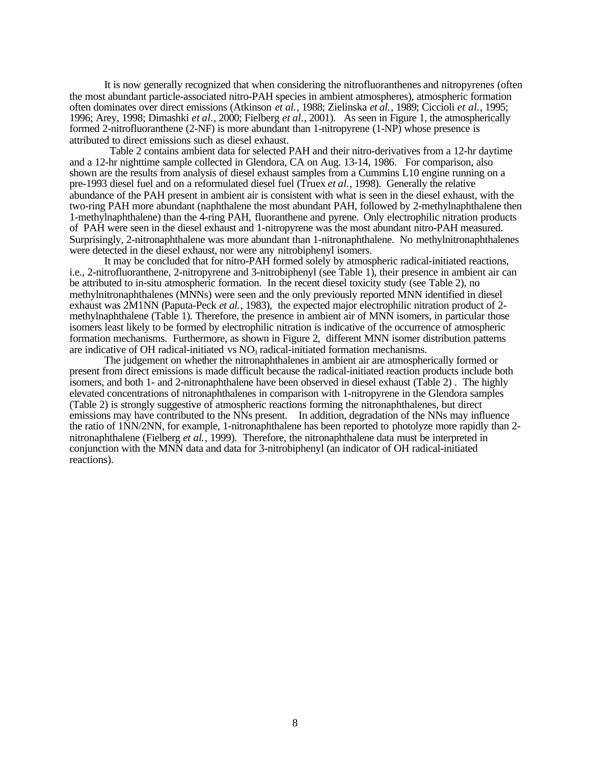It is now generally recognized that when considering the nitrofluoranthenes and nitropyrenes (often the most abundant particle-associated nitro-PAH species in ambient atmospheres), atmospheric formation often dominates over direct emissions (Atkinson *et al.*, 1988; Zielinska *et al.*, 1989; Ciccioli *et al.*, 1995; 1996; Arey, 1998; Dimashki *et al.*, 2000; Fielberg *et al.*, 2001). As seen in Figure 1, the atmospherically formed 2-nitrofluoranthene (2-NF) is more abundant than 1-nitropyrene (1-NP) whose presence is attributed to direct emissions such as diesel exhaust.

Table 2 contains ambient data for selected PAH and their nitro-derivatives from a 12-hr daytime and a 12-hr nighttime sample collected in Glendora, CA on Aug. 13-14, 1986. For comparison, also shown are the results from analysis of diesel exhaust samples from a Cummins L10 engine running on a pre-1993 diesel fuel and on a reformulated diesel fuel (Truex *et al.*, 1998). Generally the relative abundance of the PAH present in ambient air is consistent with what is seen in the diesel exhaust, with the two-ring PAH more abundant (naphthalene the most abundant PAH, followed by 2-methylnaphthalene then 1-methylnaphthalene) than the 4-ring PAH, fluoranthene and pyrene. Only electrophilic nitration products of PAH were seen in the diesel exhaust and 1-nitropyrene was the most abundant nitro-PAH measured. Surprisingly, 2-nitronaphthalene was more abundant than 1-nitronaphthalene. No methylnitronaphthalenes were detected in the diesel exhaust, nor were any nitrobiphenyl isomers.

It may be concluded that for nitro-PAH formed solely by atmospheric radical-initiated reactions, i.e., 2-nitrofluoranthene, 2-nitropyrene and 3-nitrobiphenyl (see Table 1), their presence in ambient air can be attributed to in-situ atmospheric formation. In the recent diesel toxicity study (see Table 2), no methylnitronaphthalenes (MNNs) were seen and the only previously reported MNN identified in diesel exhaust was 2M1NN (Paputa-Peck *et al.*, 1983), the expected major electrophilic nitration product of 2-methylnaphthalene (Table 1). Therefore, the presence in ambient air of MNN isomers, in particular those isomers least likely to be formed by electrophilic nitration is indicative of the occurrence of atmospheric formation mechanisms. Furthermore, as shown in Figure 2, different MNN isomer distribution patterns are indicative of OH radical-initiated vs $NO_3$ radical-initiated formation mechanisms.

The judgement on whether the nitronaphthalenes in ambient air are atmospherically formed or present from direct emissions is made difficult because the radical-initiated reaction products include both isomers, and both 1- and 2-nitronaphthalene have been observed in diesel exhaust (Table 2). The highly elevated concentrations of nitronaphthalenes in comparison with 1-nitropyrene in the Glendora samples (Table 2) is strongly suggestive of atmospheric reactions forming the nitronaphthalenes, but direct emissions may have contributed to the NNs present. In addition, degradation of the NNs may influence the ratio of 1NN/2NN, for example, 1-nitronaphthalene has been reported to photolyze more rapidly than 2-nitronaphthalene (Fielberg *et al.*, 1999). Therefore, the nitronaphthalene data must be interpreted in conjunction with the MNN data and data for 3-nitrobiphenyl (an indicator of OH radical-initiated reactions).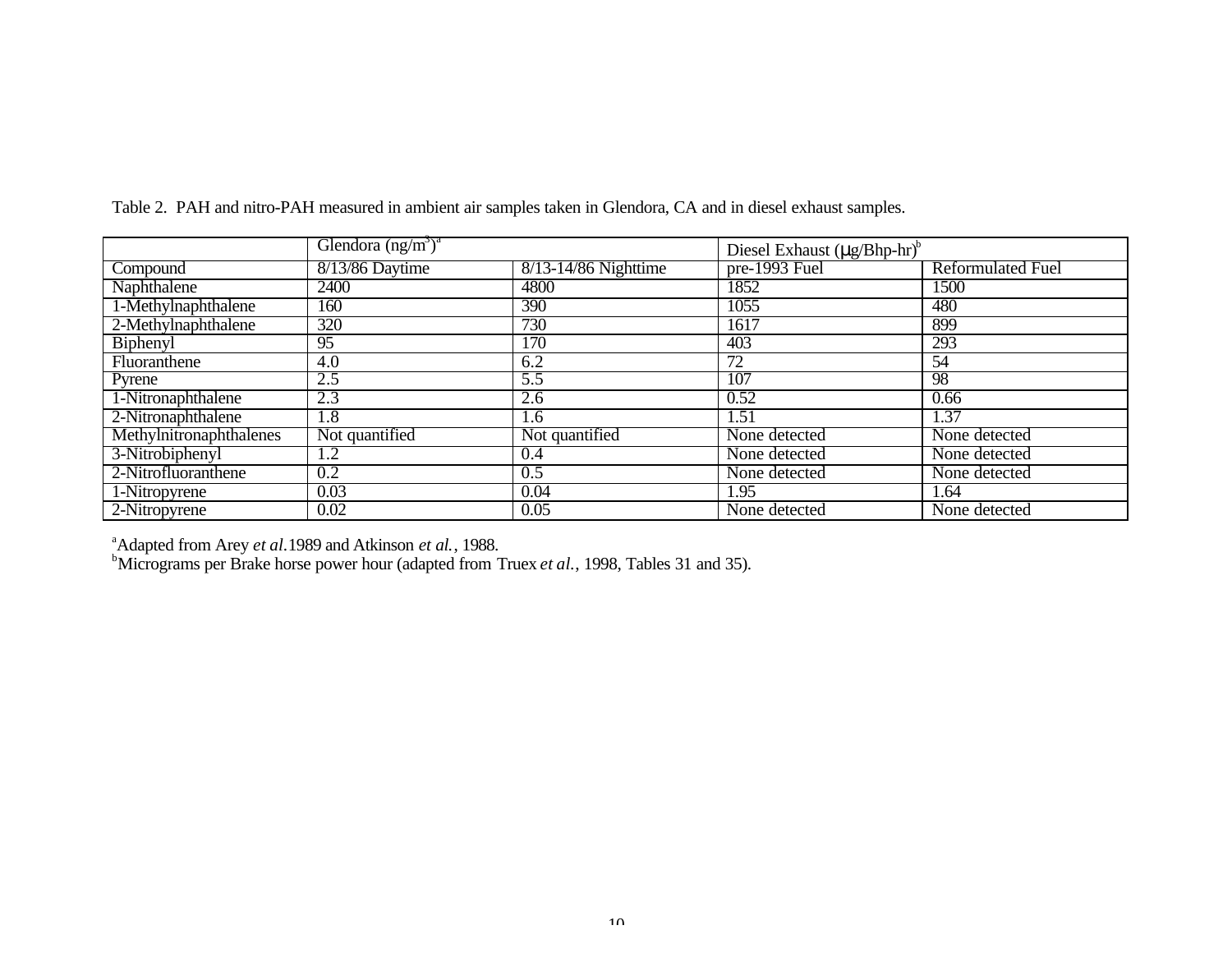Table 2. PAH and nitro-PAH measured in ambient air samples taken in Glendora, CA and in diesel exhaust samples.

| | Glendora ($ng/m^3$)[a] | | Diesel Exhaust ($\mu g$/Bhp-hr)[b] | |
|---|---|---|---|---|
| Compound | 8/13/86 Daytime | 8/13-14/86 Nighttime | pre-1993 Fuel | Reformulated Fuel |
| Naphthalene | 2400 | 4800 | 1852 | 1500 |
| 1-Methylnaphthalene | 160 | 390 | 1055 | 480 |
| 2-Methylnaphthalene | 320 | 730 | 1617 | 899 |
| Biphenyl | 95 | 170 | 403 | 293 |
| Fluoranthene | 4.0 | 6.2 | 72 | 54 |
| Pyrene | 2.5 | 5.5 | 107 | 98 |
| 1-Nitronaphthalene | 2.3 | 2.6 | 0.52 | 0.66 |
| 2-Nitronaphthalene | 1.8 | 1.6 | 1.51 | 1.37 |
| Methylnitronaphthalenes | Not quantified | Not quantified | None detected | None detected |
| 3-Nitrobiphenyl | 1.2 | 0.4 | None detected | None detected |
| 2-Nitrofluoranthene | 0.2 | 0.5 | None detected | None detected |
| 1-Nitropyrene | 0.03 | 0.04 | 1.95 | 1.64 |
| 2-Nitropyrene | 0.02 | 0.05 | None detected | None detected |

[a]Adapted from Arey *et al.*1989 and Atkinson *et al.*, 1988.
[b]Micrograms per Brake horse power hour (adapted from Truex *et al.*, 1998, Tables 31 and 35).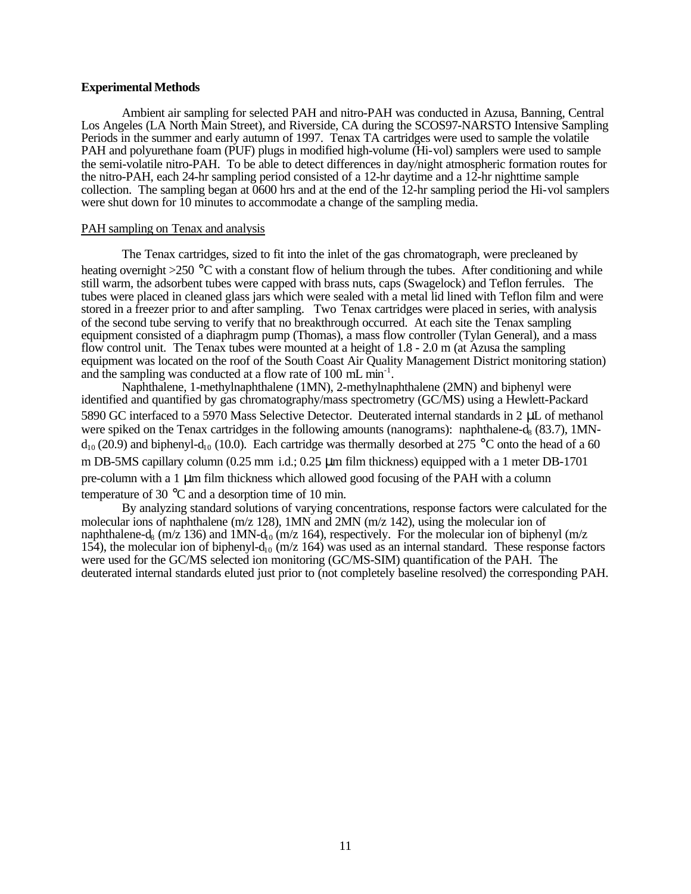**Experimental Methods**

Ambient air sampling for selected PAH and nitro-PAH was conducted in Azusa, Banning, Central Los Angeles (LA North Main Street), and Riverside, CA during the SCOS97-NARSTO Intensive Sampling Periods in the summer and early autumn of 1997. Tenax TA cartridges were used to sample the volatile PAH and polyurethane foam (PUF) plugs in modified high-volume (Hi-vol) samplers were used to sample the semi-volatile nitro-PAH. To be able to detect differences in day/night atmospheric formation routes for the nitro-PAH, each 24-hr sampling period consisted of a 12-hr daytime and a 12-hr nighttime sample collection. The sampling began at 0600 hrs and at the end of the 12-hr sampling period the Hi-vol samplers were shut down for 10 minutes to accommodate a change of the sampling media.

PAH sampling on Tenax and analysis

The Tenax cartridges, sized to fit into the inlet of the gas chromatograph, were precleaned by heating overnight >250 °C with a constant flow of helium through the tubes. After conditioning and while still warm, the adsorbent tubes were capped with brass nuts, caps (Swagelock) and Teflon ferrules. The tubes were placed in cleaned glass jars which were sealed with a metal lid lined with Teflon film and were stored in a freezer prior to and after sampling. Two Tenax cartridges were placed in series, with analysis of the second tube serving to verify that no breakthrough occurred. At each site the Tenax sampling equipment consisted of a diaphragm pump (Thomas), a mass flow controller (Tylan General), and a mass flow control unit. The Tenax tubes were mounted at a height of 1.8 - 2.0 m (at Azusa the sampling equipment was located on the roof of the South Coast Air Quality Management District monitoring station) and the sampling was conducted at a flow rate of 100 mL $min^{-1}$.

Naphthalene, 1-methylnaphthalene (1MN), 2-methylnaphthalene (2MN) and biphenyl were identified and quantified by gas chromatography/mass spectrometry (GC/MS) using a Hewlett-Packard 5890 GC interfaced to a 5970 Mass Selective Detector. Deuterated internal standards in 2 μL of methanol were spiked on the Tenax cartridges in the following amounts (nanograms): naphthalene-$d_8$ (83.7), 1MN-$d_{10}$ (20.9) and biphenyl-$d_{10}$ (10.0). Each cartridge was thermally desorbed at 275 °C onto the head of a 60 m DB-5MS capillary column (0.25 mm i.d.; 0.25 μm film thickness) equipped with a 1 meter DB-1701 pre-column with a 1 μm film thickness which allowed good focusing of the PAH with a column temperature of 30 °C and a desorption time of 10 min.

By analyzing standard solutions of varying concentrations, response factors were calculated for the molecular ions of naphthalene (m/z 128), 1MN and 2MN (m/z 142), using the molecular ion of naphthalene-$d_8$ (m/z 136) and 1MN-$d_{10}$ (m/z 164), respectively. For the molecular ion of biphenyl (m/z 154), the molecular ion of biphenyl-$d_{10}$ (m/z 164) was used as an internal standard. These response factors were used for the GC/MS selected ion monitoring (GC/MS-SIM) quantification of the PAH. The deuterated internal standards eluted just prior to (not completely baseline resolved) the corresponding PAH.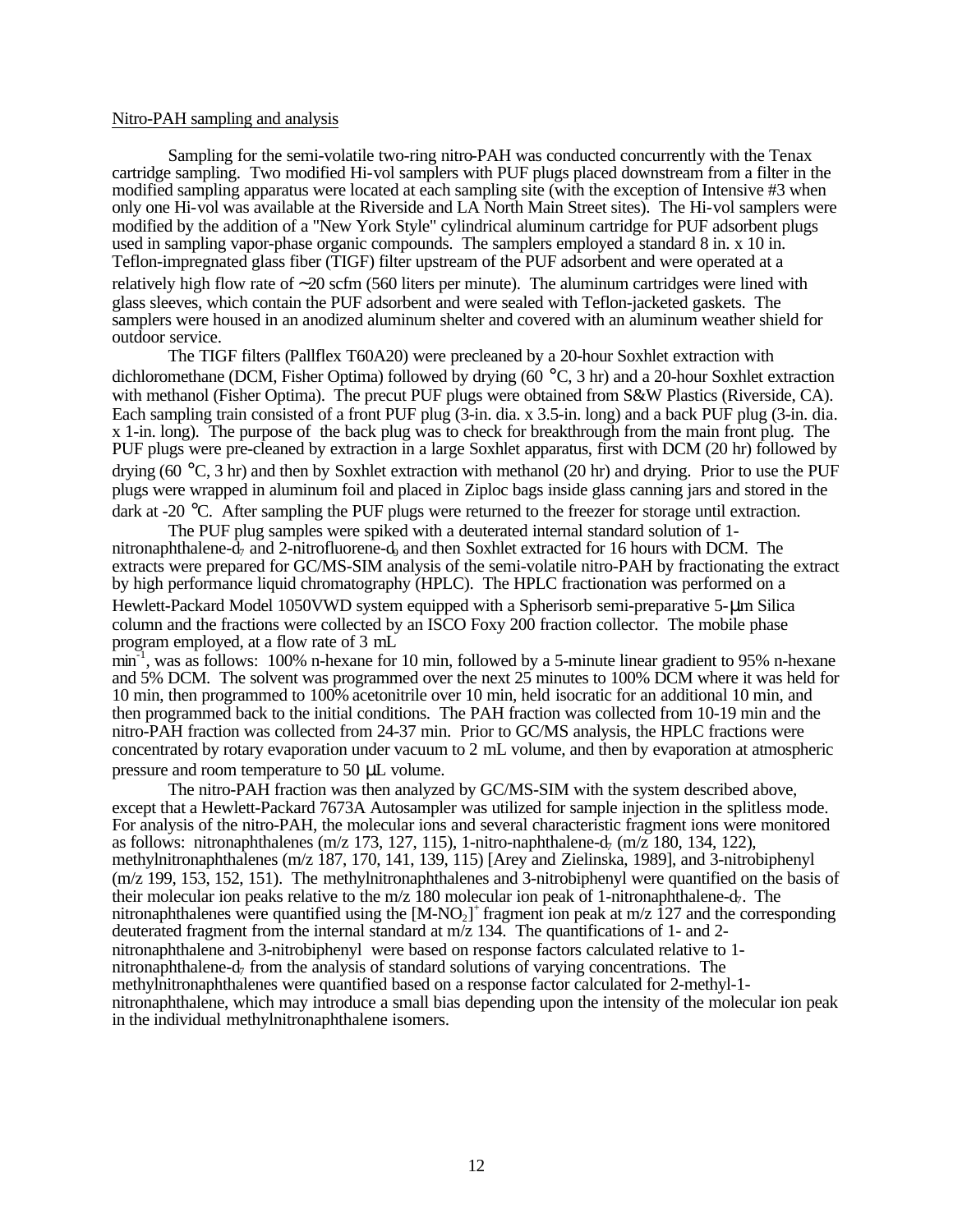Nitro-PAH sampling and analysis

Sampling for the semi-volatile two-ring nitro-PAH was conducted concurrently with the Tenax cartridge sampling. Two modified Hi-vol samplers with PUF plugs placed downstream from a filter in the modified sampling apparatus were located at each sampling site (with the exception of Intensive #3 when only one Hi-vol was available at the Riverside and LA North Main Street sites). The Hi-vol samplers were modified by the addition of a "New York Style" cylindrical aluminum cartridge for PUF adsorbent plugs used in sampling vapor-phase organic compounds. The samplers employed a standard 8 in. x 10 in. Teflon-impregnated glass fiber (TIGF) filter upstream of the PUF adsorbent and were operated at a relatively high flow rate of ~20 scfm (560 liters per minute). The aluminum cartridges were lined with glass sleeves, which contain the PUF adsorbent and were sealed with Teflon-jacketed gaskets. The samplers were housed in an anodized aluminum shelter and covered with an aluminum weather shield for outdoor service.

The TIGF filters (Pallflex T60A20) were precleaned by a 20-hour Soxhlet extraction with dichloromethane (DCM, Fisher Optima) followed by drying (60 °C, 3 hr) and a 20-hour Soxhlet extraction with methanol (Fisher Optima). The precut PUF plugs were obtained from S&W Plastics (Riverside, CA). Each sampling train consisted of a front PUF plug (3-in. dia. x 3.5-in. long) and a back PUF plug (3-in. dia. x 1-in. long). The purpose of the back plug was to check for breakthrough from the main front plug. The PUF plugs were pre-cleaned by extraction in a large Soxhlet apparatus, first with DCM (20 hr) followed by drying (60 °C, 3 hr) and then by Soxhlet extraction with methanol (20 hr) and drying. Prior to use the PUF plugs were wrapped in aluminum foil and placed in Ziploc bags inside glass canning jars and stored in the dark at -20 °C. After sampling the PUF plugs were returned to the freezer for storage until extraction.

The PUF plug samples were spiked with a deuterated internal standard solution of 1-nitronaphthalene-$d_7$ and 2-nitrofluorene-$d_9$ and then Soxhlet extracted for 16 hours with DCM. The extracts were prepared for GC/MS-SIM analysis of the semi-volatile nitro-PAH by fractionating the extract by high performance liquid chromatography (HPLC). The HPLC fractionation was performed on a Hewlett-Packard Model 1050VWD system equipped with a Spherisorb semi-preparative 5-μm Silica column and the fractions were collected by an ISCO Foxy 200 fraction collector. The mobile phase program employed, at a flow rate of 3 mL $min^{-1}$, was as follows: 100% n-hexane for 10 min, followed by a 5-minute linear gradient to 95% n-hexane and 5% DCM. The solvent was programmed over the next 25 minutes to 100% DCM where it was held for 10 min, then programmed to 100% acetonitrile over 10 min, held isocratic for an additional 10 min, and then programmed back to the initial conditions. The PAH fraction was collected from 10-19 min and the nitro-PAH fraction was collected from 24-37 min. Prior to GC/MS analysis, the HPLC fractions were concentrated by rotary evaporation under vacuum to 2 mL volume, and then by evaporation at atmospheric pressure and room temperature to 50 μL volume.

The nitro-PAH fraction was then analyzed by GC/MS-SIM with the system described above, except that a Hewlett-Packard 7673A Autosampler was utilized for sample injection in the splitless mode. For analysis of the nitro-PAH, the molecular ions and several characteristic fragment ions were monitored as follows: nitronaphthalenes (m/z 173, 127, 115), 1-nitro-naphthalene-$d_7$ (m/z 180, 134, 122), methylnitronaphthalenes (m/z 187, 170, 141, 139, 115) [Arey and Zielinska, 1989], and 3-nitrobiphenyl (m/z 199, 153, 152, 151). The methylnitronaphthalenes and 3-nitrobiphenyl were quantified on the basis of their molecular ion peaks relative to the m/z 180 molecular ion peak of 1-nitronaphthalene-$d_7$. The nitronaphthalenes were quantified using the $[M\text{-}NO_2]^+$ fragment ion peak at m/z 127 and the corresponding deuterated fragment from the internal standard at m/z 134. The quantifications of 1- and 2-nitronaphthalene and 3-nitrobiphenyl were based on response factors calculated relative to 1-nitronaphthalene-$d_7$ from the analysis of standard solutions of varying concentrations. The methylnitronaphthalenes were quantified based on a response factor calculated for 2-methyl-1-nitronaphthalene, which may introduce a small bias depending upon the intensity of the molecular ion peak in the individual methylnitronaphthalene isomers.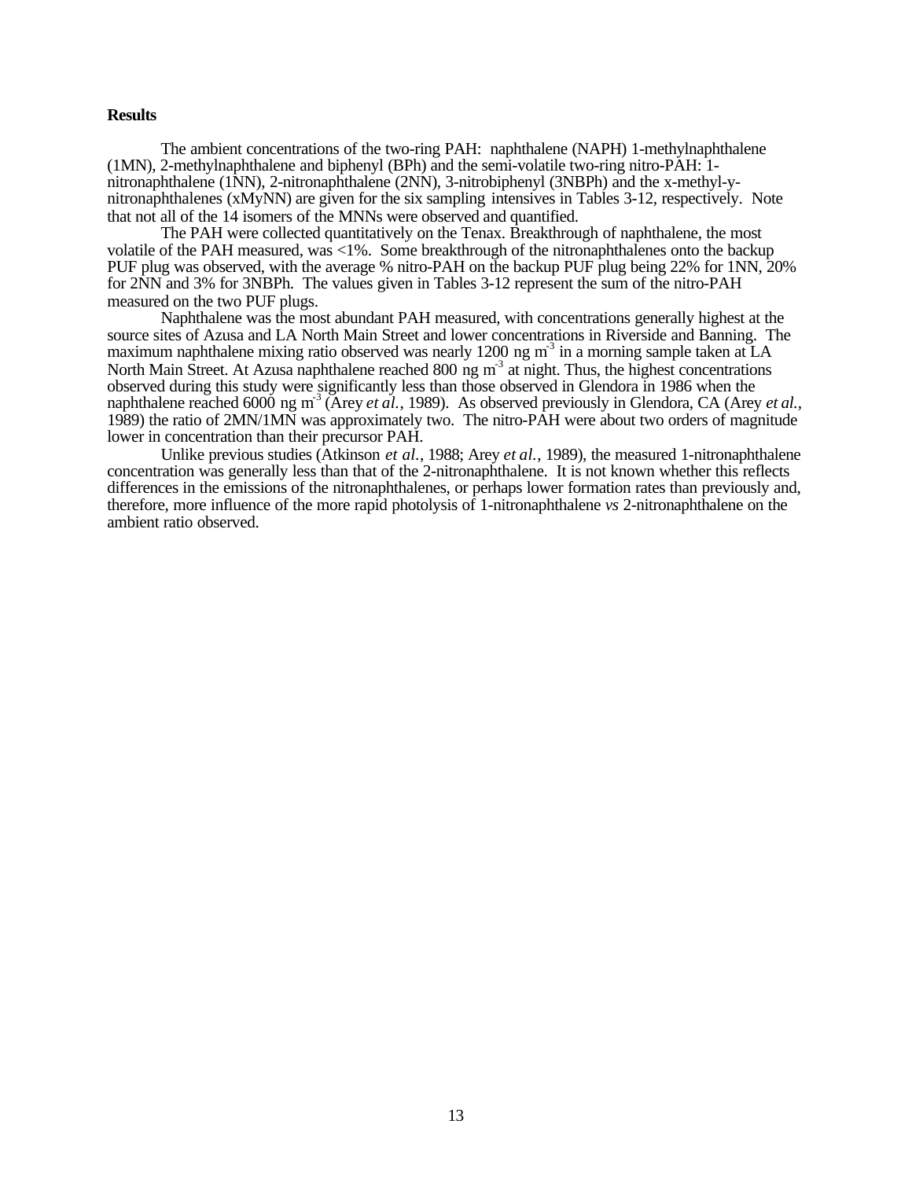**Results**

The ambient concentrations of the two-ring PAH: naphthalene (NAPH) 1-methylnaphthalene (1MN), 2-methylnaphthalene and biphenyl (BPh) and the semi-volatile two-ring nitro-PAH: 1-nitronaphthalene (1NN), 2-nitronaphthalene (2NN), 3-nitrobiphenyl (3NBPh) and the x-methyl-y-nitronaphthalenes (xMyNN) are given for the six sampling intensives in Tables 3-12, respectively. Note that not all of the 14 isomers of the MNNs were observed and quantified.

The PAH were collected quantitatively on the Tenax. Breakthrough of naphthalene, the most volatile of the PAH measured, was <1%. Some breakthrough of the nitronaphthalenes onto the backup PUF plug was observed, with the average % nitro-PAH on the backup PUF plug being 22% for 1NN, 20% for 2NN and 3% for 3NBPh. The values given in Tables 3-12 represent the sum of the nitro-PAH measured on the two PUF plugs.

Naphthalene was the most abundant PAH measured, with concentrations generally highest at the source sites of Azusa and LA North Main Street and lower concentrations in Riverside and Banning. The maximum naphthalene mixing ratio observed was nearly 1200 ng $m^{-3}$ in a morning sample taken at LA North Main Street. At Azusa naphthalene reached 800 ng $m^{-3}$ at night. Thus, the highest concentrations observed during this study were significantly less than those observed in Glendora in 1986 when the naphthalene reached 6000 ng $m^{-3}$ (Arey *et al.*, 1989). As observed previously in Glendora, CA (Arey *et al.*, 1989) the ratio of 2MN/1MN was approximately two. The nitro-PAH were about two orders of magnitude lower in concentration than their precursor PAH.

Unlike previous studies (Atkinson *et al*., 1988; Arey *et al.*, 1989), the measured 1-nitronaphthalene concentration was generally less than that of the 2-nitronaphthalene. It is not known whether this reflects differences in the emissions of the nitronaphthalenes, or perhaps lower formation rates than previously and, therefore, more influence of the more rapid photolysis of 1-nitronaphthalene *vs* 2-nitronaphthalene on the ambient ratio observed.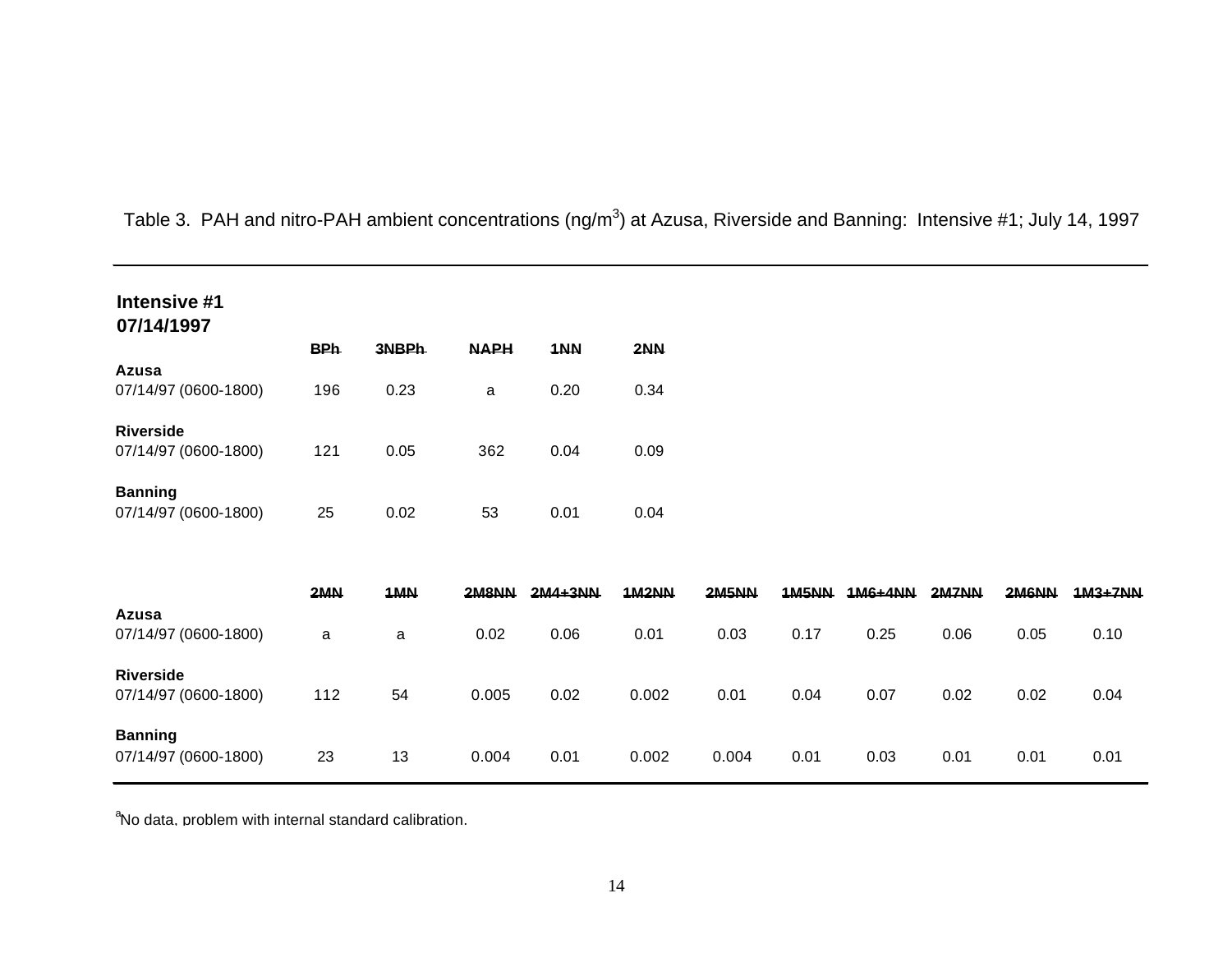Table 3. PAH and nitro-PAH ambient concentrations (ng/m$^3$) at Azusa, Riverside and Banning: Intensive #1; July 14, 1997

**Intensive #1**
**07/14/1997**

| | BPh | 3NBPh | NAPH | 1NN | 2NN |
|---|---|---|---|---|---|
| **Azusa** | | | | | |
| 07/14/97 (0600-1800) | 196 | 0.23 | a | 0.20 | 0.34 |
| **Riverside** | | | | | |
| 07/14/97 (0600-1800) | 121 | 0.05 | 362 | 0.04 | 0.09 |
| **Banning** | | | | | |
| 07/14/97 (0600-1800) | 25 | 0.02 | 53 | 0.01 | 0.04 |

| | 2MN | 1MN | 2M8NN | 2M4+3NN | 1M2NN | 2M5NN | 1M5NN | 1M6+4NN | 2M7NN | 2M6NN | 1M3+7NN |
|---|---|---|---|---|---|---|---|---|---|---|---|
| **Azusa** | | | | | | | | | | | |
| 07/14/97 (0600-1800) | a | a | 0.02 | 0.06 | 0.01 | 0.03 | 0.17 | 0.25 | 0.06 | 0.05 | 0.10 |
| **Riverside** | | | | | | | | | | | |
| 07/14/97 (0600-1800) | 112 | 54 | 0.005 | 0.02 | 0.002 | 0.01 | 0.04 | 0.07 | 0.02 | 0.02 | 0.04 |
| **Banning** | | | | | | | | | | | |
| 07/14/97 (0600-1800) | 23 | 13 | 0.004 | 0.01 | 0.002 | 0.004 | 0.01 | 0.03 | 0.01 | 0.01 | 0.01 |

[a]No data, problem with internal standard calibration.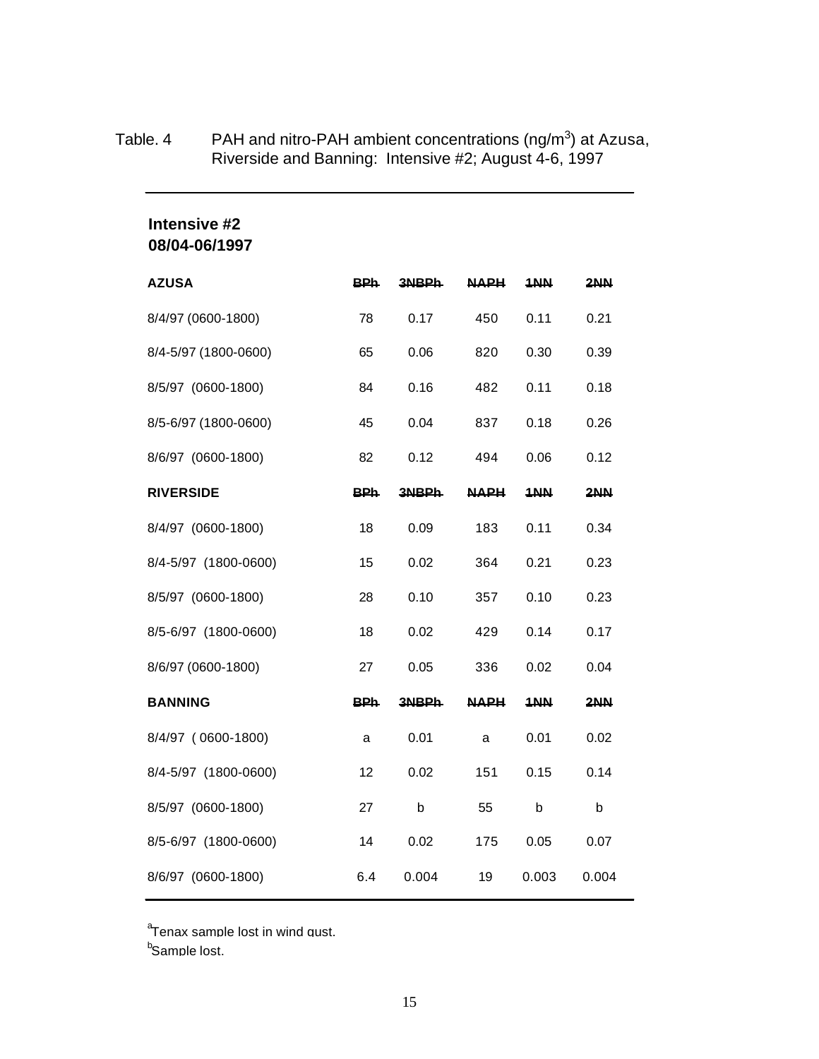Table. 4 PAH and nitro-PAH ambient concentrations (ng/m$^3$) at Azusa, Riverside and Banning: Intensive #2; August 4-6, 1997

**Intensive #2**
**08/04-06/1997**

| **AZUSA** | BPh | 3NBPh | NAPH | 1NN | 2NN |
|---|---|---|---|---|---|
| 8/4/97 (0600-1800) | 78 | 0.17 | 450 | 0.11 | 0.21 |
| 8/4-5/97 (1800-0600) | 65 | 0.06 | 820 | 0.30 | 0.39 |
| 8/5/97 (0600-1800) | 84 | 0.16 | 482 | 0.11 | 0.18 |
| 8/5-6/97 (1800-0600) | 45 | 0.04 | 837 | 0.18 | 0.26 |
| 8/6/97 (0600-1800) | 82 | 0.12 | 494 | 0.06 | 0.12 |
| **RIVERSIDE** | **BPh** | **3NBPh** | **NAPH** | **1NN** | **2NN** |
| 8/4/97 (0600-1800) | 18 | 0.09 | 183 | 0.11 | 0.34 |
| 8/4-5/97 (1800-0600) | 15 | 0.02 | 364 | 0.21 | 0.23 |
| 8/5/97 (0600-1800) | 28 | 0.10 | 357 | 0.10 | 0.23 |
| 8/5-6/97 (1800-0600) | 18 | 0.02 | 429 | 0.14 | 0.17 |
| 8/6/97 (0600-1800) | 27 | 0.05 | 336 | 0.02 | 0.04 |
| **BANNING** | **BPh** | **3NBPh** | **NAPH** | **1NN** | **2NN** |
| 8/4/97 ( 0600-1800) | a | 0.01 | a | 0.01 | 0.02 |
| 8/4-5/97 (1800-0600) | 12 | 0.02 | 151 | 0.15 | 0.14 |
| 8/5/97 (0600-1800) | 27 | b | 55 | b | b |
| 8/5-6/97 (1800-0600) | 14 | 0.02 | 175 | 0.05 | 0.07 |
| 8/6/97 (0600-1800) | 6.4 | 0.004 | 19 | 0.003 | 0.004 |

[a]Tenax sample lost in wind gust.
[b]Sample lost.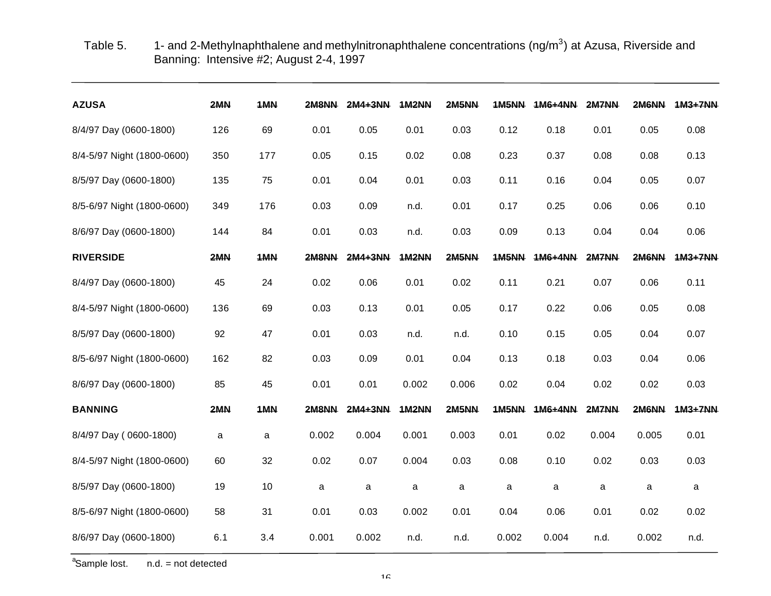Table 5. 1- and 2-Methylnaphthalene and methylnitronaphthalene concentrations (ng/m$^3$) at Azusa, Riverside and Banning: Intensive #2; August 2-4, 1997

| AZUSA | 2MN | 1MN | 2M8NN | 2M4+3NN | 1M2NN | 2M5NN | 1M5NN | 1M6+4NN | 2M7NN | 2M6NN | 1M3+7NN |
|---|---|---|---|---|---|---|---|---|---|---|---|
| 8/4/97 Day (0600-1800) | 126 | 69 | 0.01 | 0.05 | 0.01 | 0.03 | 0.12 | 0.18 | 0.01 | 0.05 | 0.08 |
| 8/4-5/97 Night (1800-0600) | 350 | 177 | 0.05 | 0.15 | 0.02 | 0.08 | 0.23 | 0.37 | 0.08 | 0.08 | 0.13 |
| 8/5/97 Day (0600-1800) | 135 | 75 | 0.01 | 0.04 | 0.01 | 0.03 | 0.11 | 0.16 | 0.04 | 0.05 | 0.07 |
| 8/5-6/97 Night (1800-0600) | 349 | 176 | 0.03 | 0.09 | n.d. | 0.01 | 0.17 | 0.25 | 0.06 | 0.06 | 0.10 |
| 8/6/97 Day (0600-1800) | 144 | 84 | 0.01 | 0.03 | n.d. | 0.03 | 0.09 | 0.13 | 0.04 | 0.04 | 0.06 |
| **RIVERSIDE** | **2MN** | **1MN** | **2M8NN** | **2M4+3NN** | **1M2NN** | **2M5NN** | **1M5NN** | **1M6+4NN** | **2M7NN** | **2M6NN** | **1M3+7NN** |
| 8/4/97 Day (0600-1800) | 45 | 24 | 0.02 | 0.06 | 0.01 | 0.02 | 0.11 | 0.21 | 0.07 | 0.06 | 0.11 |
| 8/4-5/97 Night (1800-0600) | 136 | 69 | 0.03 | 0.13 | 0.01 | 0.05 | 0.17 | 0.22 | 0.06 | 0.05 | 0.08 |
| 8/5/97 Day (0600-1800) | 92 | 47 | 0.01 | 0.03 | n.d. | n.d. | 0.10 | 0.15 | 0.05 | 0.04 | 0.07 |
| 8/5-6/97 Night (1800-0600) | 162 | 82 | 0.03 | 0.09 | 0.01 | 0.04 | 0.13 | 0.18 | 0.03 | 0.04 | 0.06 |
| 8/6/97 Day (0600-1800) | 85 | 45 | 0.01 | 0.01 | 0.002 | 0.006 | 0.02 | 0.04 | 0.02 | 0.02 | 0.03 |
| **BANNING** | **2MN** | **1MN** | **2M8NN** | **2M4+3NN** | **1M2NN** | **2M5NN** | **1M5NN** | **1M6+4NN** | **2M7NN** | **2M6NN** | **1M3+7NN** |
| 8/4/97 Day ( 0600-1800) | a | a | 0.002 | 0.004 | 0.001 | 0.003 | 0.01 | 0.02 | 0.004 | 0.005 | 0.01 |
| 8/4-5/97 Night (1800-0600) | 60 | 32 | 0.02 | 0.07 | 0.004 | 0.03 | 0.08 | 0.10 | 0.02 | 0.03 | 0.03 |
| 8/5/97 Day (0600-1800) | 19 | 10 | a | a | a | a | a | a | a | a | a |
| 8/5-6/97 Night (1800-0600) | 58 | 31 | 0.01 | 0.03 | 0.002 | 0.01 | 0.04 | 0.06 | 0.01 | 0.02 | 0.02 |
| 8/6/97 Day (0600-1800) | 6.1 | 3.4 | 0.001 | 0.002 | n.d. | n.d. | 0.002 | 0.004 | n.d. | 0.002 | n.d. |

[a]Sample lost. n.d. = not detected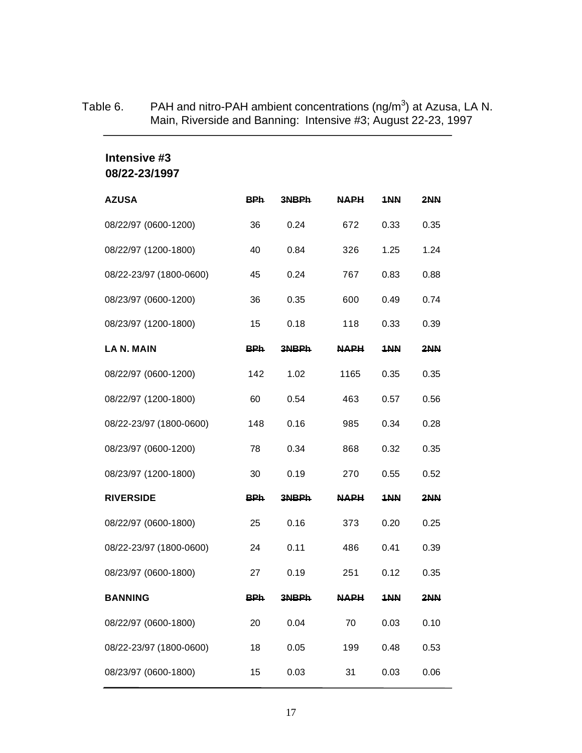Table 6. PAH and nitro-PAH ambient concentrations (ng/m$^3$) at Azusa, LA N. Main, Riverside and Banning: Intensive #3; August 22-23, 1997

**Intensive #3**
**08/22-23/1997**

| **AZUSA** | **BPh** | **3NBPh** | **NAPH** | **1NN** | **2NN** |
|---|---|---|---|---|---|
| 08/22/97 (0600-1200) | 36 | 0.24 | 672 | 0.33 | 0.35 |
| 08/22/97 (1200-1800) | 40 | 0.84 | 326 | 1.25 | 1.24 |
| 08/22-23/97 (1800-0600) | 45 | 0.24 | 767 | 0.83 | 0.88 |
| 08/23/97 (0600-1200) | 36 | 0.35 | 600 | 0.49 | 0.74 |
| 08/23/97 (1200-1800) | 15 | 0.18 | 118 | 0.33 | 0.39 |
| **LA N. MAIN** | **BPh** | **3NBPh** | **NAPH** | **1NN** | **2NN** |
| 08/22/97 (0600-1200) | 142 | 1.02 | 1165 | 0.35 | 0.35 |
| 08/22/97 (1200-1800) | 60 | 0.54 | 463 | 0.57 | 0.56 |
| 08/22-23/97 (1800-0600) | 148 | 0.16 | 985 | 0.34 | 0.28 |
| 08/23/97 (0600-1200) | 78 | 0.34 | 868 | 0.32 | 0.35 |
| 08/23/97 (1200-1800) | 30 | 0.19 | 270 | 0.55 | 0.52 |
| **RIVERSIDE** | **BPh** | **3NBPh** | **NAPH** | **1NN** | **2NN** |
| 08/22/97 (0600-1800) | 25 | 0.16 | 373 | 0.20 | 0.25 |
| 08/22-23/97 (1800-0600) | 24 | 0.11 | 486 | 0.41 | 0.39 |
| 08/23/97 (0600-1800) | 27 | 0.19 | 251 | 0.12 | 0.35 |
| **BANNING** | **BPh** | **3NBPh** | **NAPH** | **1NN** | **2NN** |
| 08/22/97 (0600-1800) | 20 | 0.04 | 70 | 0.03 | 0.10 |
| 08/22-23/97 (1800-0600) | 18 | 0.05 | 199 | 0.48 | 0.53 |
| 08/23/97 (0600-1800) | 15 | 0.03 | 31 | 0.03 | 0.06 |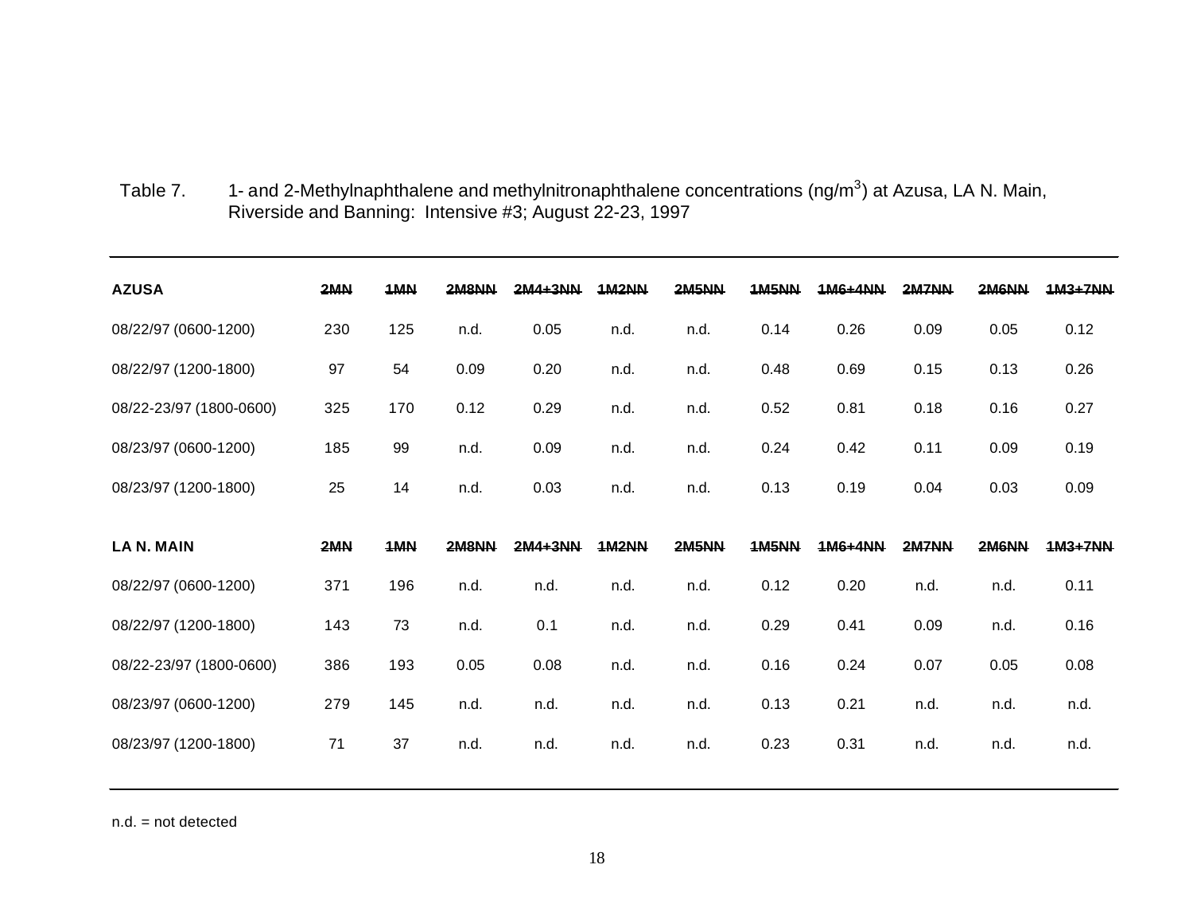Table 7. 1- and 2-Methylnaphthalene and methylnitronaphthalene concentrations (ng/m$^3$) at Azusa, LA N. Main, Riverside and Banning: Intensive #3; August 22-23, 1997

| **AZUSA** | **2MN** | **1MN** | **2M8NN** | **2M4+3NN** | **1M2NN** | **2M5NN** | **1M5NN** | **1M6+4NN** | **2M7NN** | **2M6NN** | **1M3+7NN** |
|---|---|---|---|---|---|---|---|---|---|---|---|
| 08/22/97 (0600-1200) | 230 | 125 | n.d. | 0.05 | n.d. | n.d. | 0.14 | 0.26 | 0.09 | 0.05 | 0.12 |
| 08/22/97 (1200-1800) | 97 | 54 | 0.09 | 0.20 | n.d. | n.d. | 0.48 | 0.69 | 0.15 | 0.13 | 0.26 |
| 08/22-23/97 (1800-0600) | 325 | 170 | 0.12 | 0.29 | n.d. | n.d. | 0.52 | 0.81 | 0.18 | 0.16 | 0.27 |
| 08/23/97 (0600-1200) | 185 | 99 | n.d. | 0.09 | n.d. | n.d. | 0.24 | 0.42 | 0.11 | 0.09 | 0.19 |
| 08/23/97 (1200-1800) | 25 | 14 | n.d. | 0.03 | n.d. | n.d. | 0.13 | 0.19 | 0.04 | 0.03 | 0.09 |
| **LA N. MAIN** | **2MN** | **1MN** | **2M8NN** | **2M4+3NN** | **1M2NN** | **2M5NN** | **1M5NN** | **1M6+4NN** | **2M7NN** | **2M6NN** | **1M3+7NN** |
| 08/22/97 (0600-1200) | 371 | 196 | n.d. | n.d. | n.d. | n.d. | 0.12 | 0.20 | n.d. | n.d. | 0.11 |
| 08/22/97 (1200-1800) | 143 | 73 | n.d. | 0.1 | n.d. | n.d. | 0.29 | 0.41 | 0.09 | n.d. | 0.16 |
| 08/22-23/97 (1800-0600) | 386 | 193 | 0.05 | 0.08 | n.d. | n.d. | 0.16 | 0.24 | 0.07 | 0.05 | 0.08 |
| 08/23/97 (0600-1200) | 279 | 145 | n.d. | n.d. | n.d. | n.d. | 0.13 | 0.21 | n.d. | n.d. | n.d. |
| 08/23/97 (1200-1800) | 71 | 37 | n.d. | n.d. | n.d. | n.d. | 0.23 | 0.31 | n.d. | n.d. | n.d. |

n.d. = not detected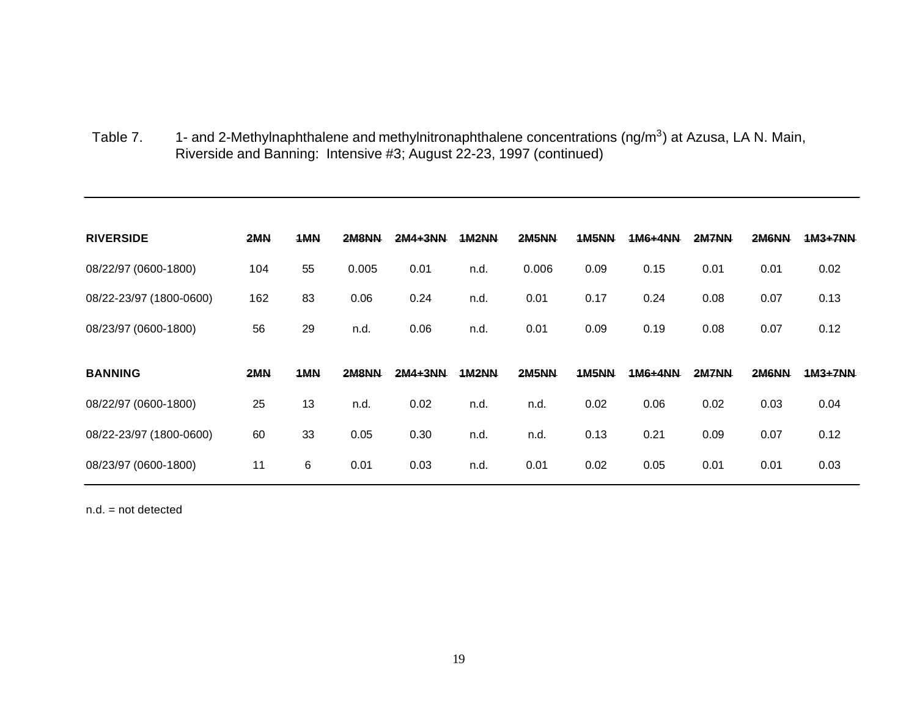Table 7. 1- and 2-Methylnaphthalene and methylnitronaphthalene concentrations (ng/m$^3$) at Azusa, LA N. Main, Riverside and Banning: Intensive #3; August 22-23, 1997 (continued)

| **RIVERSIDE** | **2MN** | **1MN** | **2M8NN** | **2M4+3NN** | **1M2NN** | **2M5NN** | **1M5NN** | **1M6+4NN** | **2M7NN** | **2M6NN** | **1M3+7NN** |
|---|---|---|---|---|---|---|---|---|---|---|---|
| 08/22/97 (0600-1800) | 104 | 55 | 0.005 | 0.01 | n.d. | 0.006 | 0.09 | 0.15 | 0.01 | 0.01 | 0.02 |
| 08/22-23/97 (1800-0600) | 162 | 83 | 0.06 | 0.24 | n.d. | 0.01 | 0.17 | 0.24 | 0.08 | 0.07 | 0.13 |
| 08/23/97 (0600-1800) | 56 | 29 | n.d. | 0.06 | n.d. | 0.01 | 0.09 | 0.19 | 0.08 | 0.07 | 0.12 |
| **BANNING** | **2MN** | **1MN** | **2M8NN** | **2M4+3NN** | **1M2NN** | **2M5NN** | **1M5NN** | **1M6+4NN** | **2M7NN** | **2M6NN** | **1M3+7NN** |
| 08/22/97 (0600-1800) | 25 | 13 | n.d. | 0.02 | n.d. | n.d. | 0.02 | 0.06 | 0.02 | 0.03 | 0.04 |
| 08/22-23/97 (1800-0600) | 60 | 33 | 0.05 | 0.30 | n.d. | n.d. | 0.13 | 0.21 | 0.09 | 0.07 | 0.12 |
| 08/23/97 (0600-1800) | 11 | 6 | 0.01 | 0.03 | n.d. | 0.01 | 0.02 | 0.05 | 0.01 | 0.01 | 0.03 |

n.d. = not detected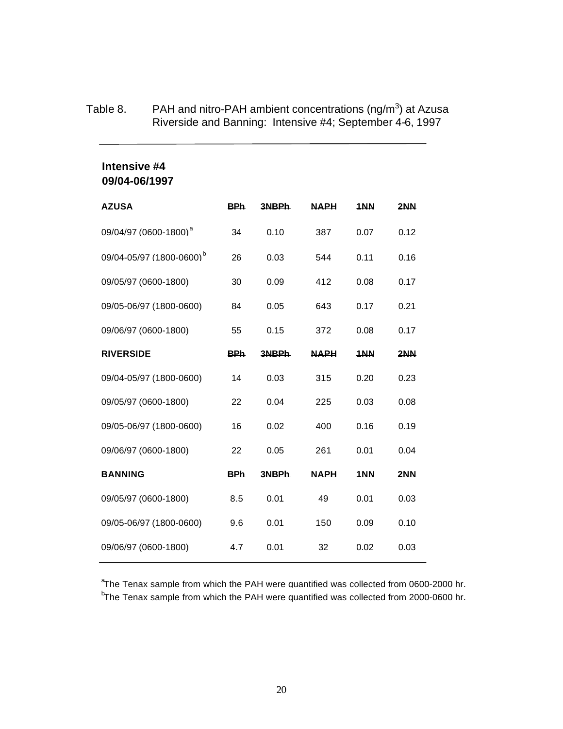Table 8. PAH and nitro-PAH ambient concentrations (ng/m$^3$) at Azusa Riverside and Banning: Intensive #4; September 4-6, 1997

**Intensive #4**
**09/04-06/1997**

| **AZUSA** | **BPh** | **3NBPh** | **NAPH** | **1NN** | **2NN** |
|---|---|---|---|---|---|
| 09/04/97 (0600-1800)[a] | 34 | 0.10 | 387 | 0.07 | 0.12 |
| 09/04-05/97 (1800-0600)[b] | 26 | 0.03 | 544 | 0.11 | 0.16 |
| 09/05/97 (0600-1800) | 30 | 0.09 | 412 | 0.08 | 0.17 |
| 09/05-06/97 (1800-0600) | 84 | 0.05 | 643 | 0.17 | 0.21 |
| 09/06/97 (0600-1800) | 55 | 0.15 | 372 | 0.08 | 0.17 |
| **RIVERSIDE** | **BPh** | **3NBPh** | **NAPH** | **1NN** | **2NN** |
| 09/04-05/97 (1800-0600) | 14 | 0.03 | 315 | 0.20 | 0.23 |
| 09/05/97 (0600-1800) | 22 | 0.04 | 225 | 0.03 | 0.08 |
| 09/05-06/97 (1800-0600) | 16 | 0.02 | 400 | 0.16 | 0.19 |
| 09/06/97 (0600-1800) | 22 | 0.05 | 261 | 0.01 | 0.04 |
| **BANNING** | **BPh** | **3NBPh** | **NAPH** | **1NN** | **2NN** |
| 09/05/97 (0600-1800) | 8.5 | 0.01 | 49 | 0.01 | 0.03 |
| 09/05-06/97 (1800-0600) | 9.6 | 0.01 | 150 | 0.09 | 0.10 |
| 09/06/97 (0600-1800) | 4.7 | 0.01 | 32 | 0.02 | 0.03 |

[a]The Tenax sample from which the PAH were quantified was collected from 0600-2000 hr.
[b]The Tenax sample from which the PAH were quantified was collected from 2000-0600 hr.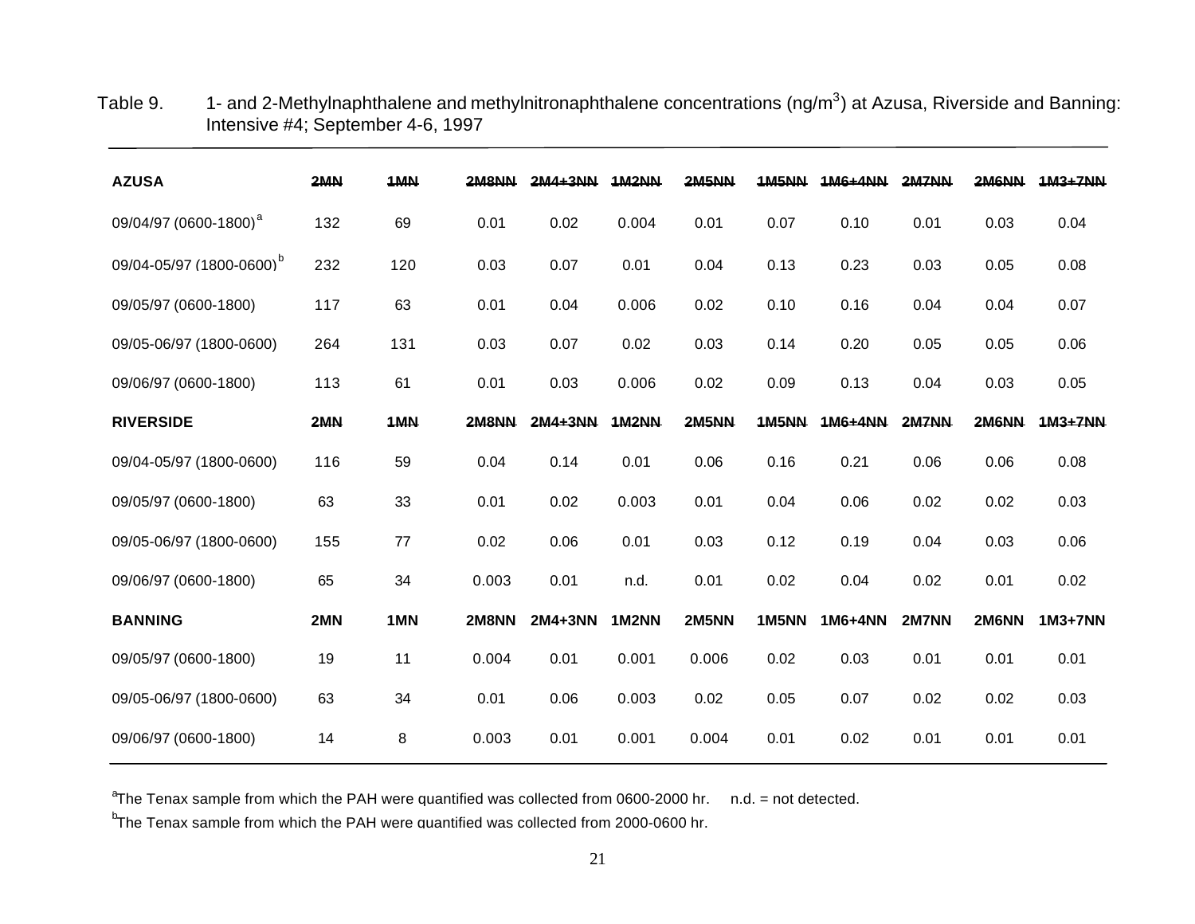Table 9. 1- and 2-Methylnaphthalene and methylnitronaphthalene concentrations (ng/m$^3$) at Azusa, Riverside and Banning: Intensive #4; September 4-6, 1997

| **AZUSA** | **2MN** | **1MN** | **2M8NN** | **2M4+3NN** | **1M2NN** | **2M5NN** | **1M5NN** | **1M6+4NN** | **2M7NN** | **2M6NN** | **1M3+7NN** |
|---|---|---|---|---|---|---|---|---|---|---|---|
| 09/04/97 (0600-1800)[a] | 132 | 69 | 0.01 | 0.02 | 0.004 | 0.01 | 0.07 | 0.10 | 0.01 | 0.03 | 0.04 |
| 09/04-05/97 (1800-0600)[b] | 232 | 120 | 0.03 | 0.07 | 0.01 | 0.04 | 0.13 | 0.23 | 0.03 | 0.05 | 0.08 |
| 09/05/97 (0600-1800) | 117 | 63 | 0.01 | 0.04 | 0.006 | 0.02 | 0.10 | 0.16 | 0.04 | 0.04 | 0.07 |
| 09/05-06/97 (1800-0600) | 264 | 131 | 0.03 | 0.07 | 0.02 | 0.03 | 0.14 | 0.20 | 0.05 | 0.05 | 0.06 |
| 09/06/97 (0600-1800) | 113 | 61 | 0.01 | 0.03 | 0.006 | 0.02 | 0.09 | 0.13 | 0.04 | 0.03 | 0.05 |
| **RIVERSIDE** | **2MN** | **1MN** | **2M8NN** | **2M4+3NN** | **1M2NN** | **2M5NN** | **1M5NN** | **1M6+4NN** | **2M7NN** | **2M6NN** | **1M3+7NN** |
| 09/04-05/97 (1800-0600) | 116 | 59 | 0.04 | 0.14 | 0.01 | 0.06 | 0.16 | 0.21 | 0.06 | 0.06 | 0.08 |
| 09/05/97 (0600-1800) | 63 | 33 | 0.01 | 0.02 | 0.003 | 0.01 | 0.04 | 0.06 | 0.02 | 0.02 | 0.03 |
| 09/05-06/97 (1800-0600) | 155 | 77 | 0.02 | 0.06 | 0.01 | 0.03 | 0.12 | 0.19 | 0.04 | 0.03 | 0.06 |
| 09/06/97 (0600-1800) | 65 | 34 | 0.003 | 0.01 | n.d. | 0.01 | 0.02 | 0.04 | 0.02 | 0.01 | 0.02 |
| **BANNING** | **2MN** | **1MN** | **2M8NN** | **2M4+3NN** | **1M2NN** | **2M5NN** | **1M5NN** | **1M6+4NN** | **2M7NN** | **2M6NN** | **1M3+7NN** |
| 09/05/97 (0600-1800) | 19 | 11 | 0.004 | 0.01 | 0.001 | 0.006 | 0.02 | 0.03 | 0.01 | 0.01 | 0.01 |
| 09/05-06/97 (1800-0600) | 63 | 34 | 0.01 | 0.06 | 0.003 | 0.02 | 0.05 | 0.07 | 0.02 | 0.02 | 0.03 |
| 09/06/97 (0600-1800) | 14 | 8 | 0.003 | 0.01 | 0.001 | 0.004 | 0.01 | 0.02 | 0.01 | 0.01 | 0.01 |

[a]The Tenax sample from which the PAH were quantified was collected from 0600-2000 hr. n.d. = not detected.

[b]The Tenax sample from which the PAH were quantified was collected from 2000-0600 hr.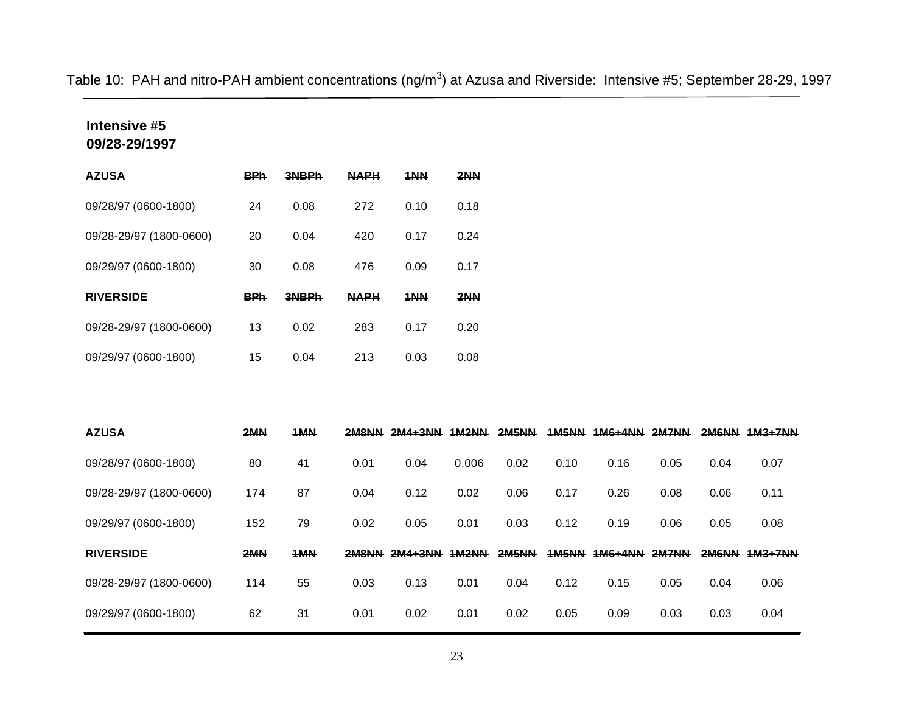Table 10: PAH and nitro-PAH ambient concentrations (ng/m$^3$) at Azusa and Riverside: Intensive #5; September 28-29, 1997

**Intensive #5**
**09/28-29/1997**

| AZUSA | BPh | 3NBPh | NAPH | 1NN | 2NN |
|---|---|---|---|---|---|
| 09/28/97 (0600-1800) | 24 | 0.08 | 272 | 0.10 | 0.18 |
| 09/28-29/97 (1800-0600) | 20 | 0.04 | 420 | 0.17 | 0.24 |
| 09/29/97 (0600-1800) | 30 | 0.08 | 476 | 0.09 | 0.17 |
| **RIVERSIDE** | **BPh** | **3NBPh** | **NAPH** | **1NN** | **2NN** |
| 09/28-29/97 (1800-0600) | 13 | 0.02 | 283 | 0.17 | 0.20 |
| 09/29/97 (0600-1800) | 15 | 0.04 | 213 | 0.03 | 0.08 |

| AZUSA | 2MN | 1MN | 2M8NN | 2M4+3NN | 1M2NN | 2M5NN | 1M5NN | 1M6+4NN | 2M7NN | 2M6NN | 1M3+7NN |
|---|---|---|---|---|---|---|---|---|---|---|---|
| 09/28/97 (0600-1800) | 80 | 41 | 0.01 | 0.04 | 0.006 | 0.02 | 0.10 | 0.16 | 0.05 | 0.04 | 0.07 |
| 09/28-29/97 (1800-0600) | 174 | 87 | 0.04 | 0.12 | 0.02 | 0.06 | 0.17 | 0.26 | 0.08 | 0.06 | 0.11 |
| 09/29/97 (0600-1800) | 152 | 79 | 0.02 | 0.05 | 0.01 | 0.03 | 0.12 | 0.19 | 0.06 | 0.05 | 0.08 |
| **RIVERSIDE** | **2MN** | **1MN** | **2M8NN** | **2M4+3NN** | **1M2NN** | **2M5NN** | **1M5NN** | **1M6+4NN** | **2M7NN** | **2M6NN** | **1M3+7NN** |
| 09/28-29/97 (1800-0600) | 114 | 55 | 0.03 | 0.13 | 0.01 | 0.04 | 0.12 | 0.15 | 0.05 | 0.04 | 0.06 |
| 09/29/97 (0600-1800) | 62 | 31 | 0.01 | 0.02 | 0.01 | 0.02 | 0.05 | 0.09 | 0.03 | 0.03 | 0.04 |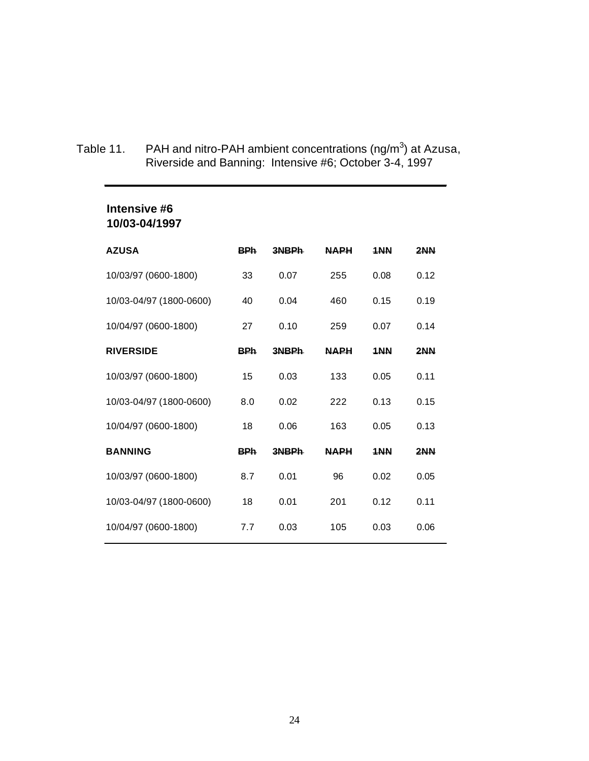Table 11. PAH and nitro-PAH ambient concentrations (ng/m$^3$) at Azusa, Riverside and Banning: Intensive #6; October 3-4, 1997

**Intensive #6**
**10/03-04/1997**

| AZUSA | BPh | 3NBPh | NAPH | 1NN | 2NN |
|---|---|---|---|---|---|
| 10/03/97 (0600-1800) | 33 | 0.07 | 255 | 0.08 | 0.12 |
| 10/03-04/97 (1800-0600) | 40 | 0.04 | 460 | 0.15 | 0.19 |
| 10/04/97 (0600-1800) | 27 | 0.10 | 259 | 0.07 | 0.14 |
| **RIVERSIDE** | **BPh** | **3NBPh** | **NAPH** | **1NN** | **2NN** |
| 10/03/97 (0600-1800) | 15 | 0.03 | 133 | 0.05 | 0.11 |
| 10/03-04/97 (1800-0600) | 8.0 | 0.02 | 222 | 0.13 | 0.15 |
| 10/04/97 (0600-1800) | 18 | 0.06 | 163 | 0.05 | 0.13 |
| **BANNING** | **BPh** | **3NBPh** | **NAPH** | **1NN** | **2NN** |
| 10/03/97 (0600-1800) | 8.7 | 0.01 | 96 | 0.02 | 0.05 |
| 10/03-04/97 (1800-0600) | 18 | 0.01 | 201 | 0.12 | 0.11 |
| 10/04/97 (0600-1800) | 7.7 | 0.03 | 105 | 0.03 | 0.06 |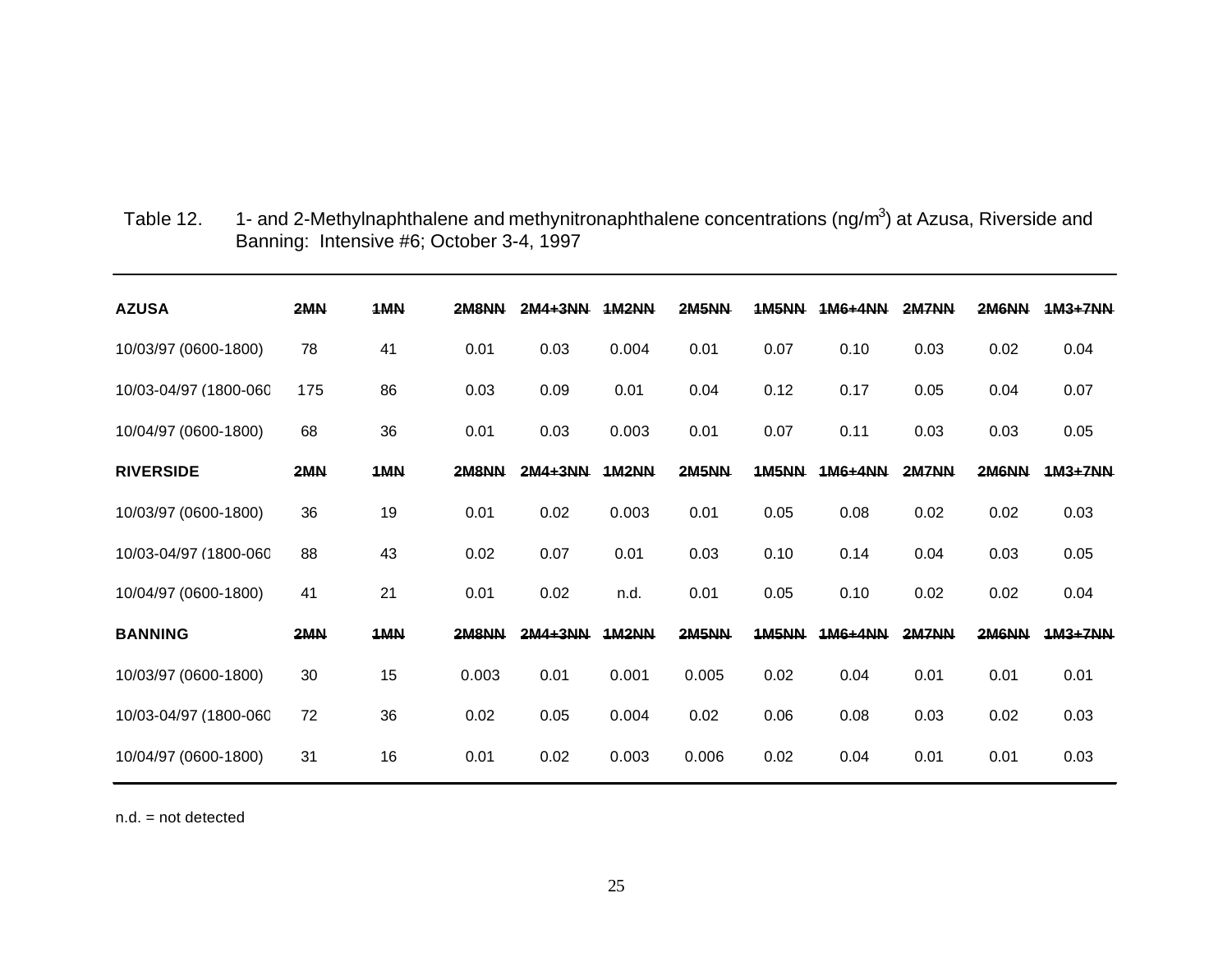Table 12. 1- and 2-Methylnaphthalene and methynitronaphthalene concentrations (ng/m$^3$) at Azusa, Riverside and Banning: Intensive #6; October 3-4, 1997

| **AZUSA** | **2MN** | **1MN** | **2M8NN** | **2M4+3NN** | **1M2NN** | **2M5NN** | **1M5NN** | **1M6+4NN** | **2M7NN** | **2M6NN** | **1M3+7NN** |
|---|---|---|---|---|---|---|---|---|---|---|---|
| 10/03/97 (0600-1800) | 78 | 41 | 0.01 | 0.03 | 0.004 | 0.01 | 0.07 | 0.10 | 0.03 | 0.02 | 0.04 |
| 10/03-04/97 (1800-060 | 175 | 86 | 0.03 | 0.09 | 0.01 | 0.04 | 0.12 | 0.17 | 0.05 | 0.04 | 0.07 |
| 10/04/97 (0600-1800) | 68 | 36 | 0.01 | 0.03 | 0.003 | 0.01 | 0.07 | 0.11 | 0.03 | 0.03 | 0.05 |
| **RIVERSIDE** | **2MN** | **1MN** | **2M8NN** | **2M4+3NN** | **1M2NN** | **2M5NN** | **1M5NN** | **1M6+4NN** | **2M7NN** | **2M6NN** | **1M3+7NN** |
| 10/03/97 (0600-1800) | 36 | 19 | 0.01 | 0.02 | 0.003 | 0.01 | 0.05 | 0.08 | 0.02 | 0.02 | 0.03 |
| 10/03-04/97 (1800-060 | 88 | 43 | 0.02 | 0.07 | 0.01 | 0.03 | 0.10 | 0.14 | 0.04 | 0.03 | 0.05 |
| 10/04/97 (0600-1800) | 41 | 21 | 0.01 | 0.02 | n.d. | 0.01 | 0.05 | 0.10 | 0.02 | 0.02 | 0.04 |
| **BANNING** | **2MN** | **1MN** | **2M8NN** | **2M4+3NN** | **1M2NN** | **2M5NN** | **1M5NN** | **1M6+4NN** | **2M7NN** | **2M6NN** | **1M3+7NN** |
| 10/03/97 (0600-1800) | 30 | 15 | 0.003 | 0.01 | 0.001 | 0.005 | 0.02 | 0.04 | 0.01 | 0.01 | 0.01 |
| 10/03-04/97 (1800-060 | 72 | 36 | 0.02 | 0.05 | 0.004 | 0.02 | 0.06 | 0.08 | 0.03 | 0.02 | 0.03 |
| 10/04/97 (0600-1800) | 31 | 16 | 0.01 | 0.02 | 0.003 | 0.006 | 0.02 | 0.04 | 0.01 | 0.01 | 0.03 |

n.d. = not detected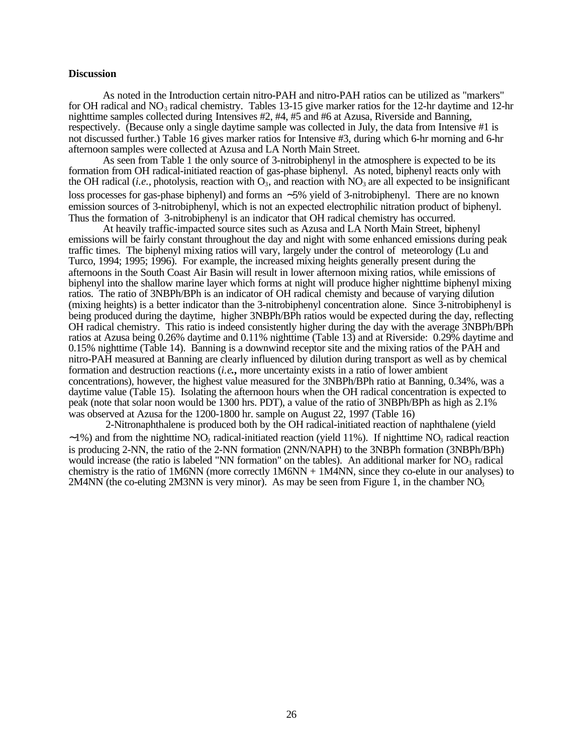### Discussion

As noted in the Introduction certain nitro-PAH and nitro-PAH ratios can be utilized as "markers" for OH radical and $NO_3$ radical chemistry. Tables 13-15 give marker ratios for the 12-hr daytime and 12-hr nighttime samples collected during Intensives #2, #4, #5 and #6 at Azusa, Riverside and Banning, respectively. (Because only a single daytime sample was collected in July, the data from Intensive #1 is not discussed further.) Table 16 gives marker ratios for Intensive #3, during which 6-hr morning and 6-hr afternoon samples were collected at Azusa and LA North Main Street.

As seen from Table 1 the only source of 3-nitrobiphenyl in the atmosphere is expected to be its formation from OH radical-initiated reaction of gas-phase biphenyl. As noted, biphenyl reacts only with the OH radical (*i.e.*, photolysis, reaction with $O_3$, and reaction with $NO_3$ are all expected to be insignificant loss processes for gas-phase biphenyl) and forms an ~5% yield of 3-nitrobiphenyl. There are no known emission sources of 3-nitrobiphenyl, which is not an expected electrophilic nitration product of biphenyl. Thus the formation of 3-nitrobiphenyl is an indicator that OH radical chemistry has occurred.

At heavily traffic-impacted source sites such as Azusa and LA North Main Street, biphenyl emissions will be fairly constant throughout the day and night with some enhanced emissions during peak traffic times. The biphenyl mixing ratios will vary, largely under the control of meteorology (Lu and Turco, 1994; 1995; 1996). For example, the increased mixing heights generally present during the afternoons in the South Coast Air Basin will result in lower afternoon mixing ratios, while emissions of biphenyl into the shallow marine layer which forms at night will produce higher nighttime biphenyl mixing ratios. The ratio of 3NBPh/BPh is an indicator of OH radical chemisty and because of varying dilution (mixing heights) is a better indicator than the 3-nitrobiphenyl concentration alone. Since 3-nitrobiphenyl is being produced during the daytime, higher 3NBPh/BPh ratios would be expected during the day, reflecting OH radical chemistry. This ratio is indeed consistently higher during the day with the average 3NBPh/BPh ratios at Azusa being 0.26% daytime and 0.11% nighttime (Table 13) and at Riverside: 0.29% daytime and 0.15% nighttime (Table 14). Banning is a downwind receptor site and the mixing ratios of the PAH and nitro-PAH measured at Banning are clearly influenced by dilution during transport as well as by chemical formation and destruction reactions (*i.e.*, more uncertainty exists in a ratio of lower ambient concentrations), however, the highest value measured for the 3NBPh/BPh ratio at Banning, 0.34%, was a daytime value (Table 15). Isolating the afternoon hours when the OH radical concentration is expected to peak (note that solar noon would be 1300 hrs. PDT), a value of the ratio of 3NBPh/BPh as high as 2.1% was observed at Azusa for the 1200-1800 hr. sample on August 22, 1997 (Table 16)

2-Nitronaphthalene is produced both by the OH radical-initiated reaction of naphthalene (yield ~1%) and from the nighttime $NO_3$ radical-initiated reaction (yield 11%). If nighttime $NO_3$ radical reaction is producing 2-NN, the ratio of the 2-NN formation (2NN/NAPH) to the 3NBPh formation (3NBPh/BPh) would increase (the ratio is labeled "NN formation" on the tables). An additional marker for $NO_3$ radical chemistry is the ratio of 1M6NN (more correctly 1M6NN + 1M4NN, since they co-elute in our analyses) to 2M4NN (the co-eluting 2M3NN is very minor). As may be seen from Figure 1, in the chamber $NO_3$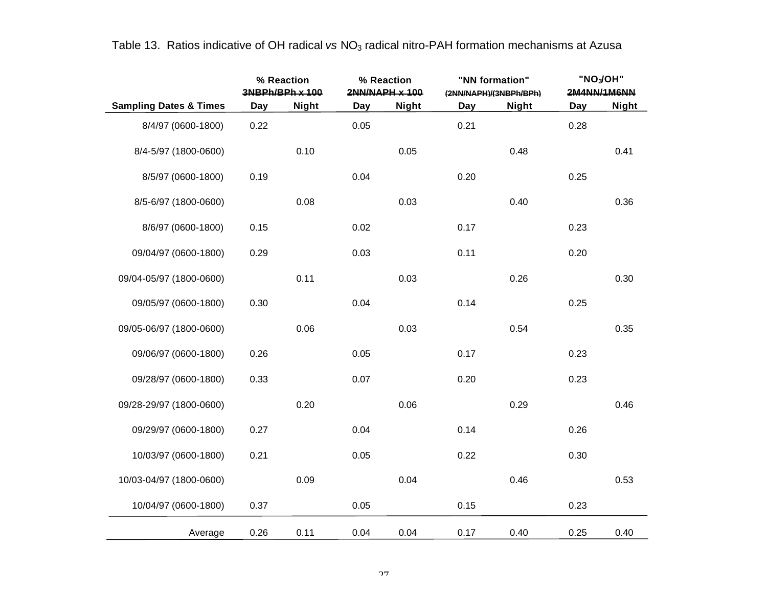Table 13. Ratios indicative of OH radical *vs* $NO_3$ radical nitro-PAH formation mechanisms at Azusa

| | % Reaction 3NBPh/BPh x 100 | | % Reaction 2NN/NAPH x 100 | | "NN formation" (2NN/NAPH)/(3NBPh/BPh) | | "$NO_3$/OH" 2M4NN/1M6NN | |
|---|---|---|---|---|---|---|---|---|
| Sampling Dates & Times | Day | Night | Day | Night | Day | Night | Day | Night |
| 8/4/97 (0600-1800) | 0.22 | | 0.05 | | 0.21 | | 0.28 | |
| 8/4-5/97 (1800-0600) | | 0.10 | | 0.05 | | 0.48 | | 0.41 |
| 8/5/97 (0600-1800) | 0.19 | | 0.04 | | 0.20 | | 0.25 | |
| 8/5-6/97 (1800-0600) | | 0.08 | | 0.03 | | 0.40 | | 0.36 |
| 8/6/97 (0600-1800) | 0.15 | | 0.02 | | 0.17 | | 0.23 | |
| 09/04/97 (0600-1800) | 0.29 | | 0.03 | | 0.11 | | 0.20 | |
| 09/04-05/97 (1800-0600) | | 0.11 | | 0.03 | | 0.26 | | 0.30 |
| 09/05/97 (0600-1800) | 0.30 | | 0.04 | | 0.14 | | 0.25 | |
| 09/05-06/97 (1800-0600) | | 0.06 | | 0.03 | | 0.54 | | 0.35 |
| 09/06/97 (0600-1800) | 0.26 | | 0.05 | | 0.17 | | 0.23 | |
| 09/28/97 (0600-1800) | 0.33 | | 0.07 | | 0.20 | | 0.23 | |
| 09/28-29/97 (1800-0600) | | 0.20 | | 0.06 | | 0.29 | | 0.46 |
| 09/29/97 (0600-1800) | 0.27 | | 0.04 | | 0.14 | | 0.26 | |
| 10/03/97 (0600-1800) | 0.21 | | 0.05 | | 0.22 | | 0.30 | |
| 10/03-04/97 (1800-0600) | | 0.09 | | 0.04 | | 0.46 | | 0.53 |
| 10/04/97 (0600-1800) | 0.37 | | 0.05 | | 0.15 | | 0.23 | |
| Average | 0.26 | 0.11 | 0.04 | 0.04 | 0.17 | 0.40 | 0.25 | 0.40 |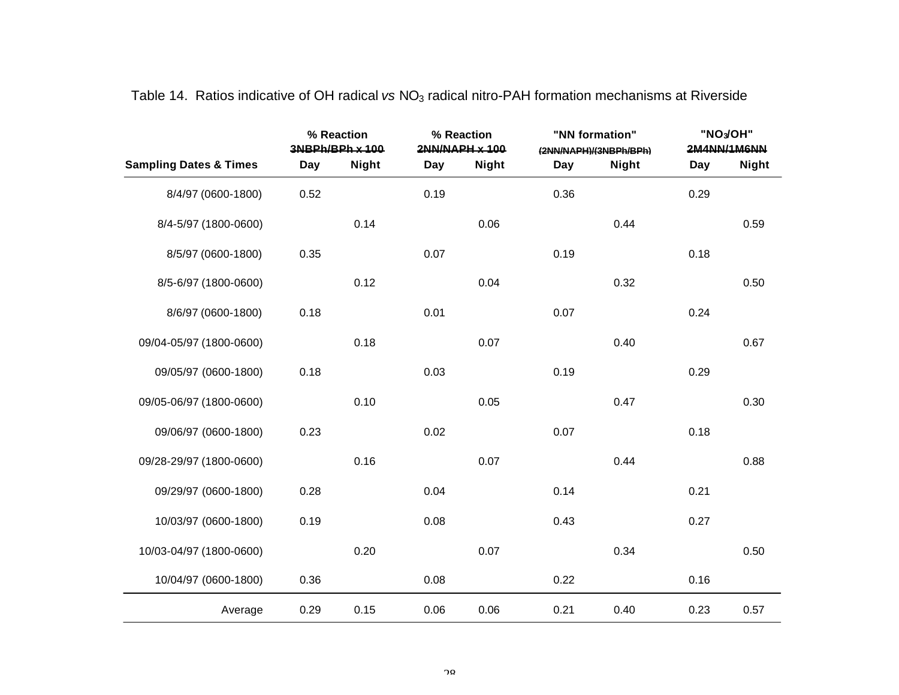Table 14. Ratios indicative of OH radical *vs* $NO_3$ radical nitro-PAH formation mechanisms at Riverside

| Sampling Dates & Times | % Reaction 3NBPh/BPh x 100 | | % Reaction 2NN/NAPH x 100 | | "NN formation" (2NN/NAPH)/(3NBPh/BPh) | | "$NO_3$/OH" 2M4NN/1M6NN | |
|---|---|---|---|---|---|---|---|---|
| | Day | Night | Day | Night | Day | Night | Day | Night |
| 8/4/97 (0600-1800) | 0.52 | | 0.19 | | 0.36 | | 0.29 | |
| 8/4-5/97 (1800-0600) | | 0.14 | | 0.06 | | 0.44 | | 0.59 |
| 8/5/97 (0600-1800) | 0.35 | | 0.07 | | 0.19 | | 0.18 | |
| 8/5-6/97 (1800-0600) | | 0.12 | | 0.04 | | 0.32 | | 0.50 |
| 8/6/97 (0600-1800) | 0.18 | | 0.01 | | 0.07 | | 0.24 | |
| 09/04-05/97 (1800-0600) | | 0.18 | | 0.07 | | 0.40 | | 0.67 |
| 09/05/97 (0600-1800) | 0.18 | | 0.03 | | 0.19 | | 0.29 | |
| 09/05-06/97 (1800-0600) | | 0.10 | | 0.05 | | 0.47 | | 0.30 |
| 09/06/97 (0600-1800) | 0.23 | | 0.02 | | 0.07 | | 0.18 | |
| 09/28-29/97 (1800-0600) | | 0.16 | | 0.07 | | 0.44 | | 0.88 |
| 09/29/97 (0600-1800) | 0.28 | | 0.04 | | 0.14 | | 0.21 | |
| 10/03/97 (0600-1800) | 0.19 | | 0.08 | | 0.43 | | 0.27 | |
| 10/03-04/97 (1800-0600) | | 0.20 | | 0.07 | | 0.34 | | 0.50 |
| 10/04/97 (0600-1800) | 0.36 | | 0.08 | | 0.22 | | 0.16 | |
| Average | 0.29 | 0.15 | 0.06 | 0.06 | 0.21 | 0.40 | 0.23 | 0.57 |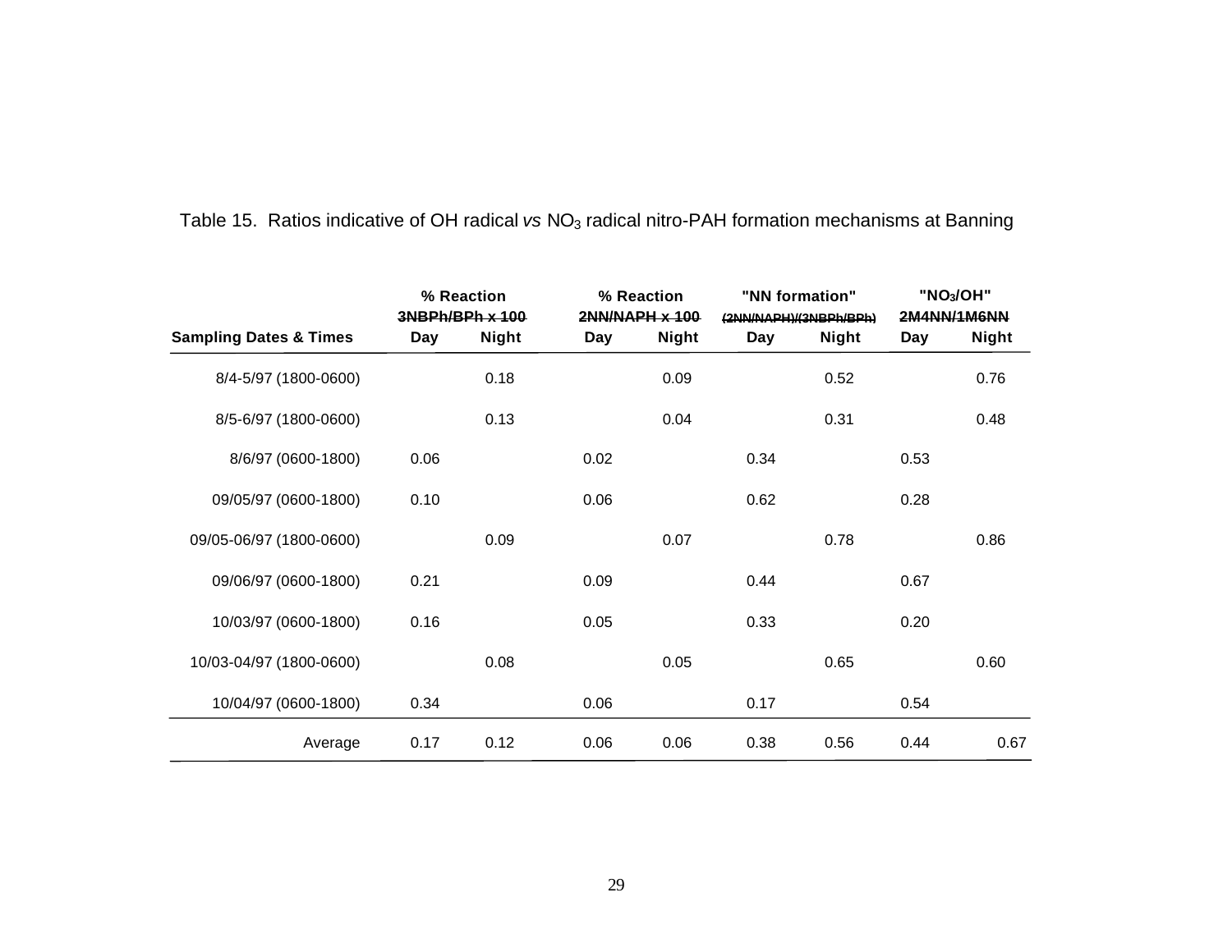Table 15. Ratios indicative of OH radical *vs* $NO_3$ radical nitro-PAH formation mechanisms at Banning

| Sampling Dates & Times | % Reaction 3NBPh/BPh x 100 | | % Reaction 2NN/NAPH x 100 | | "NN formation" (2NN/NAPH)/(3NBPh/BPh) | | "$NO_3$/OH" 2M4NN/1M6NN | |
|---|---|---|---|---|---|---|---|---|
| | Day | Night | Day | Night | Day | Night | Day | Night |
| 8/4-5/97 (1800-0600) | | 0.18 | | 0.09 | | 0.52 | | 0.76 |
| 8/5-6/97 (1800-0600) | | 0.13 | | 0.04 | | 0.31 | | 0.48 |
| 8/6/97 (0600-1800) | 0.06 | | 0.02 | | 0.34 | | 0.53 | |
| 09/05/97 (0600-1800) | 0.10 | | 0.06 | | 0.62 | | 0.28 | |
| 09/05-06/97 (1800-0600) | | 0.09 | | 0.07 | | 0.78 | | 0.86 |
| 09/06/97 (0600-1800) | 0.21 | | 0.09 | | 0.44 | | 0.67 | |
| 10/03/97 (0600-1800) | 0.16 | | 0.05 | | 0.33 | | 0.20 | |
| 10/03-04/97 (1800-0600) | | 0.08 | | 0.05 | | 0.65 | | 0.60 |
| 10/04/97 (0600-1800) | 0.34 | | 0.06 | | 0.17 | | 0.54 | |
| Average | 0.17 | 0.12 | 0.06 | 0.06 | 0.38 | 0.56 | 0.44 | 0.67 |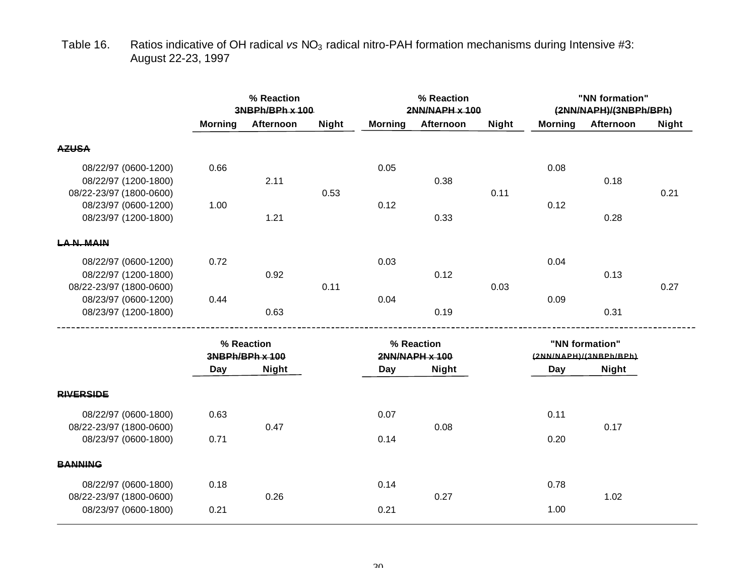Table 16. Ratios indicative of OH radical *vs* $NO_3$ radical nitro-PAH formation mechanisms during Intensive #3: August 22-23, 1997

| | % Reaction 3NBPh/BPh x 100 | | | % Reaction 2NN/NAPH x 100 | | | "NN formation" (2NN/NAPH)/(3NBPh/BPh) | | |
|---|---|---|---|---|---|---|---|---|---|
| | Morning | Afternoon | Night | Morning | Afternoon | Night | Morning | Afternoon | Night |
| **AZUSA** | | | | | | | | | |
| 08/22/97 (0600-1200) | 0.66 | | | 0.05 | | | 0.08 | | |
| 08/22/97 (1200-1800) | | 2.11 | | | 0.38 | | | 0.18 | |
| 08/22-23/97 (1800-0600) | | | 0.53 | | | 0.11 | | | 0.21 |
| 08/23/97 (0600-1200) | 1.00 | | | 0.12 | | | 0.12 | | |
| 08/23/97 (1200-1800) | | 1.21 | | | 0.33 | | | 0.28 | |
| **LA N. MAIN** | | | | | | | | | |
| 08/22/97 (0600-1200) | 0.72 | | | 0.03 | | | 0.04 | | |
| 08/22/97 (1200-1800) | | 0.92 | | | 0.12 | | | 0.13 | |
| 08/22-23/97 (1800-0600) | | | 0.11 | | | 0.03 | | | 0.27 |
| 08/23/97 (0600-1200) | 0.44 | | | 0.04 | | | 0.09 | | |
| 08/23/97 (1200-1800) | | 0.63 | | | 0.19 | | | 0.31 | |

| | % Reaction 3NBPh/BPh x 100 | | % Reaction 2NN/NAPH x 100 | | "NN formation" (2NN/NAPH)/(3NBPh/BPh) | |
|---|---|---|---|---|---|---|
| | Day | Night | Day | Night | Day | Night |
| **RIVERSIDE** | | | | | | |
| 08/22/97 (0600-1800) | 0.63 | | 0.07 | | 0.11 | |
| 08/22-23/97 (1800-0600) | | 0.47 | | 0.08 | | 0.17 |
| 08/23/97 (0600-1800) | 0.71 | | 0.14 | | 0.20 | |
| **BANNING** | | | | | | |
| 08/22/97 (0600-1800) | 0.18 | | 0.14 | | 0.78 | |
| 08/22-23/97 (1800-0600) | | 0.26 | | 0.27 | | 1.02 |
| 08/23/97 (0600-1800) | 0.21 | | 0.21 | | 1.00 | |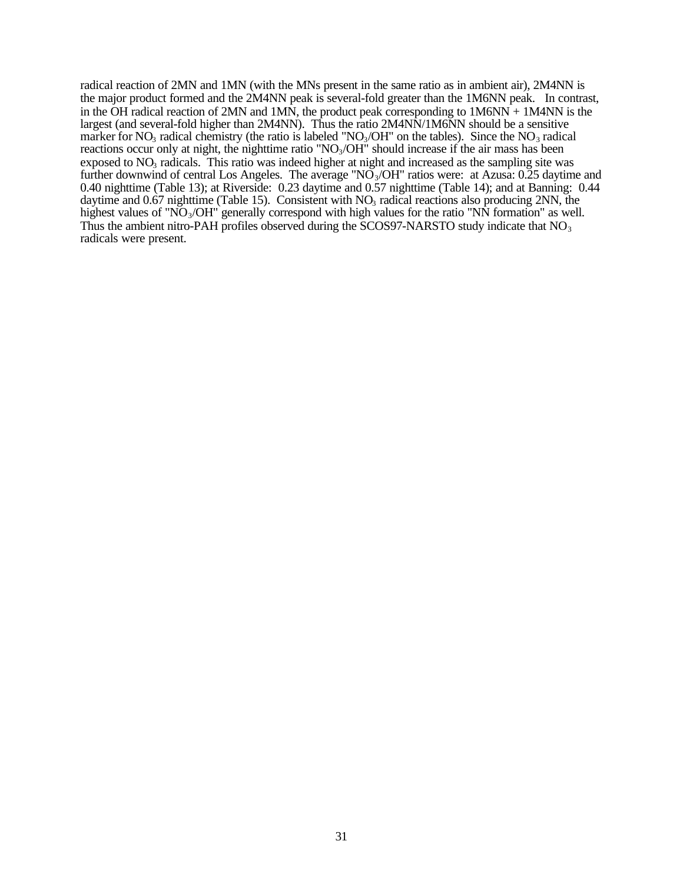radical reaction of 2MN and 1MN (with the MNs present in the same ratio as in ambient air), 2M4NN is the major product formed and the 2M4NN peak is several-fold greater than the 1M6NN peak. In contrast, in the OH radical reaction of 2MN and 1MN, the product peak corresponding to 1M6NN + 1M4NN is the largest (and several-fold higher than 2M4NN). Thus the ratio 2M4NN/1M6NN should be a sensitive marker for $NO_3$ radical chemistry (the ratio is labeled "$NO_3$/OH" on the tables). Since the $NO_3$ radical reactions occur only at night, the nighttime ratio "$NO_3$/OH" should increase if the air mass has been exposed to $NO_3$ radicals. This ratio was indeed higher at night and increased as the sampling site was further downwind of central Los Angeles. The average "$NO_3$/OH" ratios were: at Azusa: 0.25 daytime and 0.40 nighttime (Table 13); at Riverside: 0.23 daytime and 0.57 nighttime (Table 14); and at Banning: 0.44 daytime and 0.67 nighttime (Table 15). Consistent with $NO_3$ radical reactions also producing 2NN, the highest values of "$NO_3$/OH" generally correspond with high values for the ratio "NN formation" as well. Thus the ambient nitro-PAH profiles observed during the SCOS97-NARSTO study indicate that $NO_3$ radicals were present.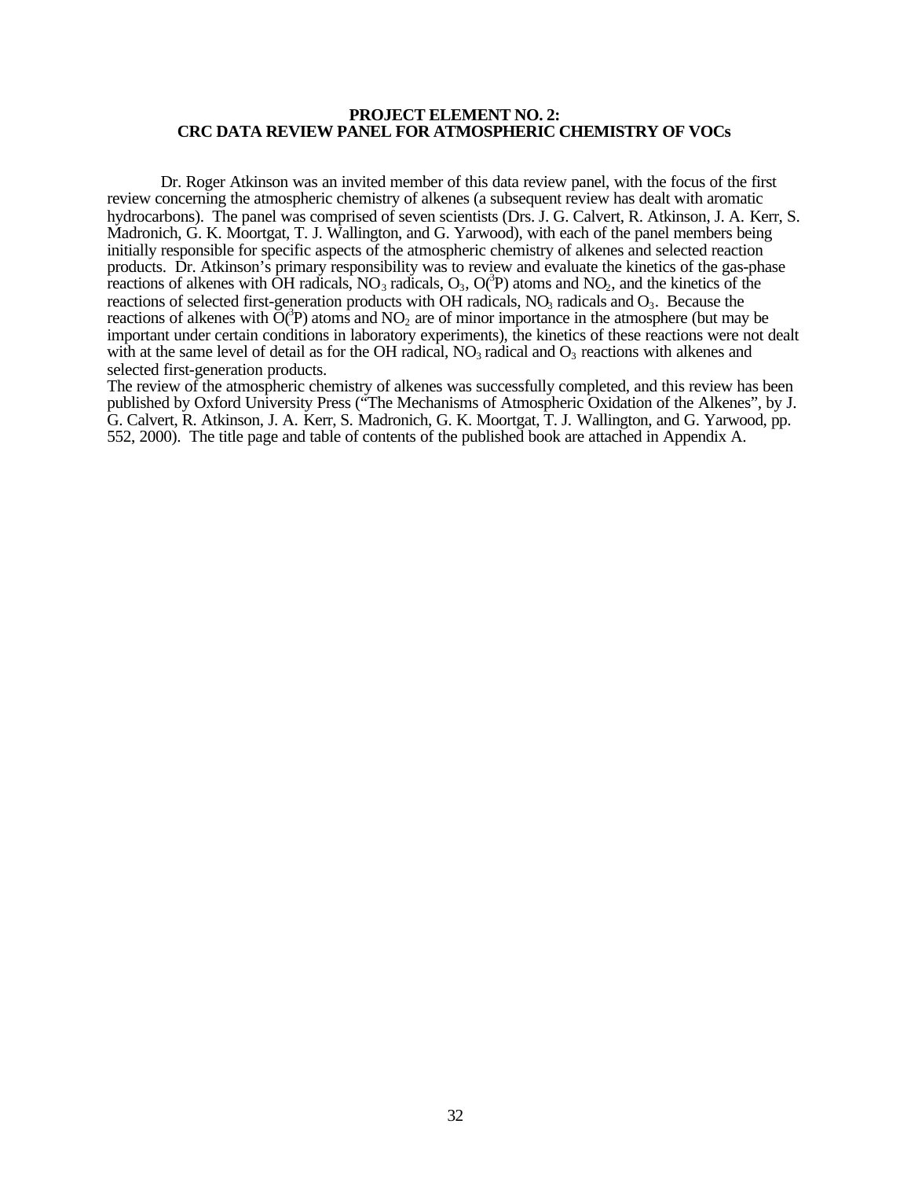## PROJECT ELEMENT NO. 2: CRC DATA REVIEW PANEL FOR ATMOSPHERIC CHEMISTRY OF VOCs

Dr. Roger Atkinson was an invited member of this data review panel, with the focus of the first review concerning the atmospheric chemistry of alkenes (a subsequent review has dealt with aromatic hydrocarbons). The panel was comprised of seven scientists (Drs. J. G. Calvert, R. Atkinson, J. A. Kerr, S. Madronich, G. K. Moortgat, T. J. Wallington, and G. Yarwood), with each of the panel members being initially responsible for specific aspects of the atmospheric chemistry of alkenes and selected reaction products. Dr. Atkinson's primary responsibility was to review and evaluate the kinetics of the gas-phase reactions of alkenes with OH radicals, $NO_3$ radicals, $O_3$, $O(^3P)$ atoms and $NO_2$, and the kinetics of the reactions of selected first-generation products with OH radicals, $NO_3$ radicals and $O_3$. Because the reactions of alkenes with $O(^3P)$ atoms and $NO_2$ are of minor importance in the atmosphere (but may be important under certain conditions in laboratory experiments), the kinetics of these reactions were not dealt with at the same level of detail as for the OH radical, $NO_3$ radical and $O_3$ reactions with alkenes and selected first-generation products.

The review of the atmospheric chemistry of alkenes was successfully completed, and this review has been published by Oxford University Press ("The Mechanisms of Atmospheric Oxidation of the Alkenes", by J. G. Calvert, R. Atkinson, J. A. Kerr, S. Madronich, G. K. Moortgat, T. J. Wallington, and G. Yarwood, pp. 552, 2000). The title page and table of contents of the published book are attached in Appendix A.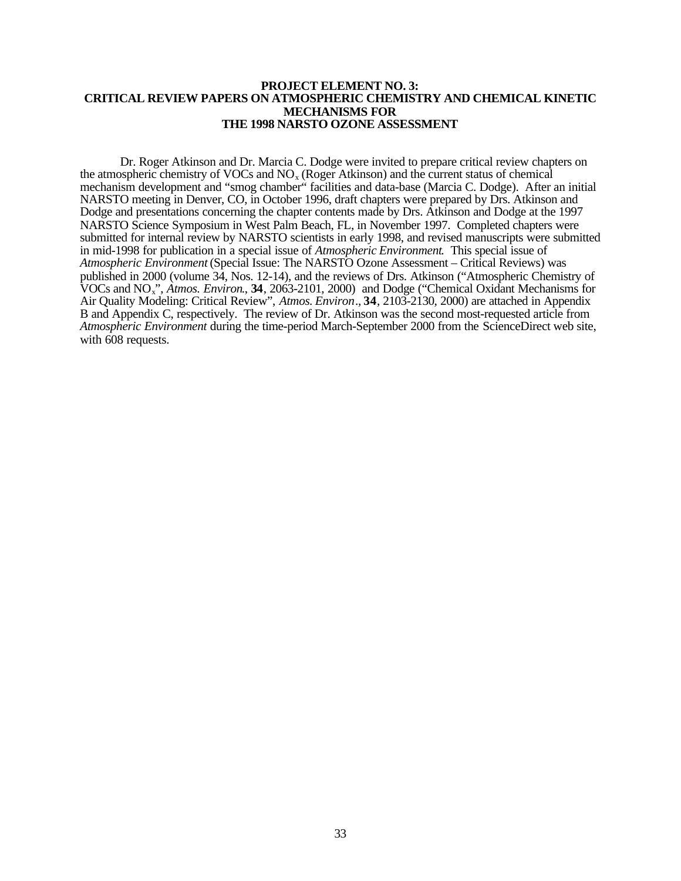# PROJECT ELEMENT NO. 3: CRITICAL REVIEW PAPERS ON ATMOSPHERIC CHEMISTRY AND CHEMICAL KINETIC MECHANISMS FOR THE 1998 NARSTO OZONE ASSESSMENT

Dr. Roger Atkinson and Dr. Marcia C. Dodge were invited to prepare critical review chapters on the atmospheric chemistry of VOCs and $NO_x$ (Roger Atkinson) and the current status of chemical mechanism development and "smog chamber" facilities and data-base (Marcia C. Dodge). After an initial NARSTO meeting in Denver, CO, in October 1996, draft chapters were prepared by Drs. Atkinson and Dodge and presentations concerning the chapter contents made by Drs. Atkinson and Dodge at the 1997 NARSTO Science Symposium in West Palm Beach, FL, in November 1997. Completed chapters were submitted for internal review by NARSTO scientists in early 1998, and revised manuscripts were submitted in mid-1998 for publication in a special issue of *Atmospheric Environment*. This special issue of *Atmospheric Environment* (Special Issue: The NARSTO Ozone Assessment – Critical Reviews) was published in 2000 (volume 34, Nos. 12-14), and the reviews of Drs. Atkinson ("Atmospheric Chemistry of VOCs and $NO_x$", *Atmos. Environ.*, **34**, 2063-2101, 2000) and Dodge ("Chemical Oxidant Mechanisms for Air Quality Modeling: Critical Review", *Atmos. Environ*., **34**, 2103-2130, 2000) are attached in Appendix B and Appendix C, respectively. The review of Dr. Atkinson was the second most-requested article from *Atmospheric Environment* during the time-period March-September 2000 from the ScienceDirect web site, with 608 requests.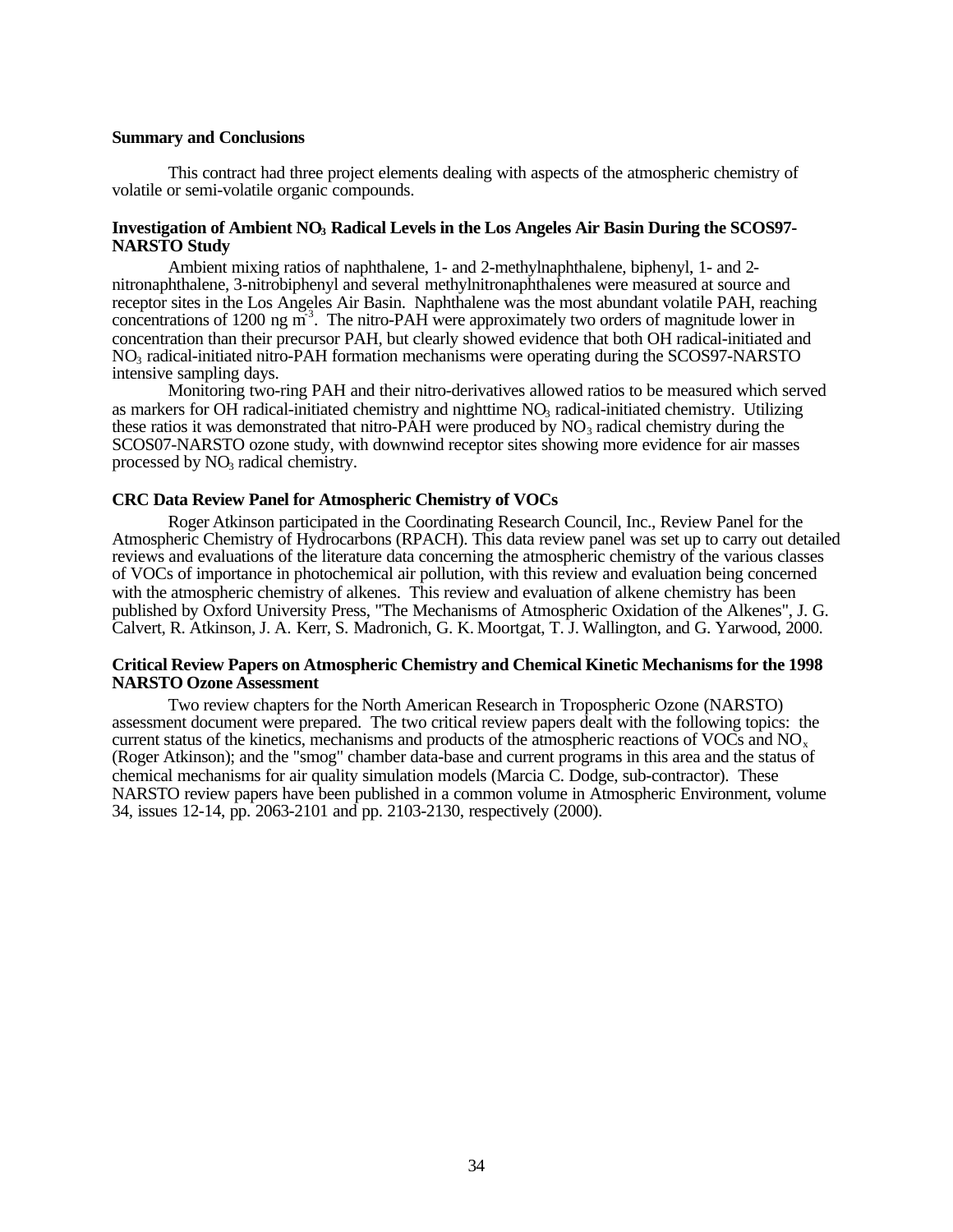**Summary and Conclusions**

This contract had three project elements dealing with aspects of the atmospheric chemistry of volatile or semi-volatile organic compounds.

**Investigation of Ambient $NO_3$ Radical Levels in the Los Angeles Air Basin During the SCOS97-NARSTO Study**

Ambient mixing ratios of naphthalene, 1- and 2-methylnaphthalene, biphenyl, 1- and 2-nitronaphthalene, 3-nitrobiphenyl and several methylnitronaphthalenes were measured at source and receptor sites in the Los Angeles Air Basin. Naphthalene was the most abundant volatile PAH, reaching concentrations of 1200 ng $m^{-3}$. The nitro-PAH were approximately two orders of magnitude lower in concentration than their precursor PAH, but clearly showed evidence that both OH radical-initiated and $NO_3$ radical-initiated nitro-PAH formation mechanisms were operating during the SCOS97-NARSTO intensive sampling days.

Monitoring two-ring PAH and their nitro-derivatives allowed ratios to be measured which served as markers for OH radical-initiated chemistry and nighttime $NO_3$ radical-initiated chemistry. Utilizing these ratios it was demonstrated that nitro-PAH were produced by $NO_3$ radical chemistry during the SCOS07-NARSTO ozone study, with downwind receptor sites showing more evidence for air masses processed by $NO_3$ radical chemistry.

**CRC Data Review Panel for Atmospheric Chemistry of VOCs**

Roger Atkinson participated in the Coordinating Research Council, Inc., Review Panel for the Atmospheric Chemistry of Hydrocarbons (RPACH). This data review panel was set up to carry out detailed reviews and evaluations of the literature data concerning the atmospheric chemistry of the various classes of VOCs of importance in photochemical air pollution, with this review and evaluation being concerned with the atmospheric chemistry of alkenes. This review and evaluation of alkene chemistry has been published by Oxford University Press, "The Mechanisms of Atmospheric Oxidation of the Alkenes", J. G. Calvert, R. Atkinson, J. A. Kerr, S. Madronich, G. K. Moortgat, T. J. Wallington, and G. Yarwood, 2000.

**Critical Review Papers on Atmospheric Chemistry and Chemical Kinetic Mechanisms for the 1998 NARSTO Ozone Assessment**

Two review chapters for the North American Research in Tropospheric Ozone (NARSTO) assessment document were prepared. The two critical review papers dealt with the following topics: the current status of the kinetics, mechanisms and products of the atmospheric reactions of VOCs and $NO_x$ (Roger Atkinson); and the "smog" chamber data-base and current programs in this area and the status of chemical mechanisms for air quality simulation models (Marcia C. Dodge, sub-contractor). These NARSTO review papers have been published in a common volume in Atmospheric Environment, volume 34, issues 12-14, pp. 2063-2101 and pp. 2103-2130, respectively (2000).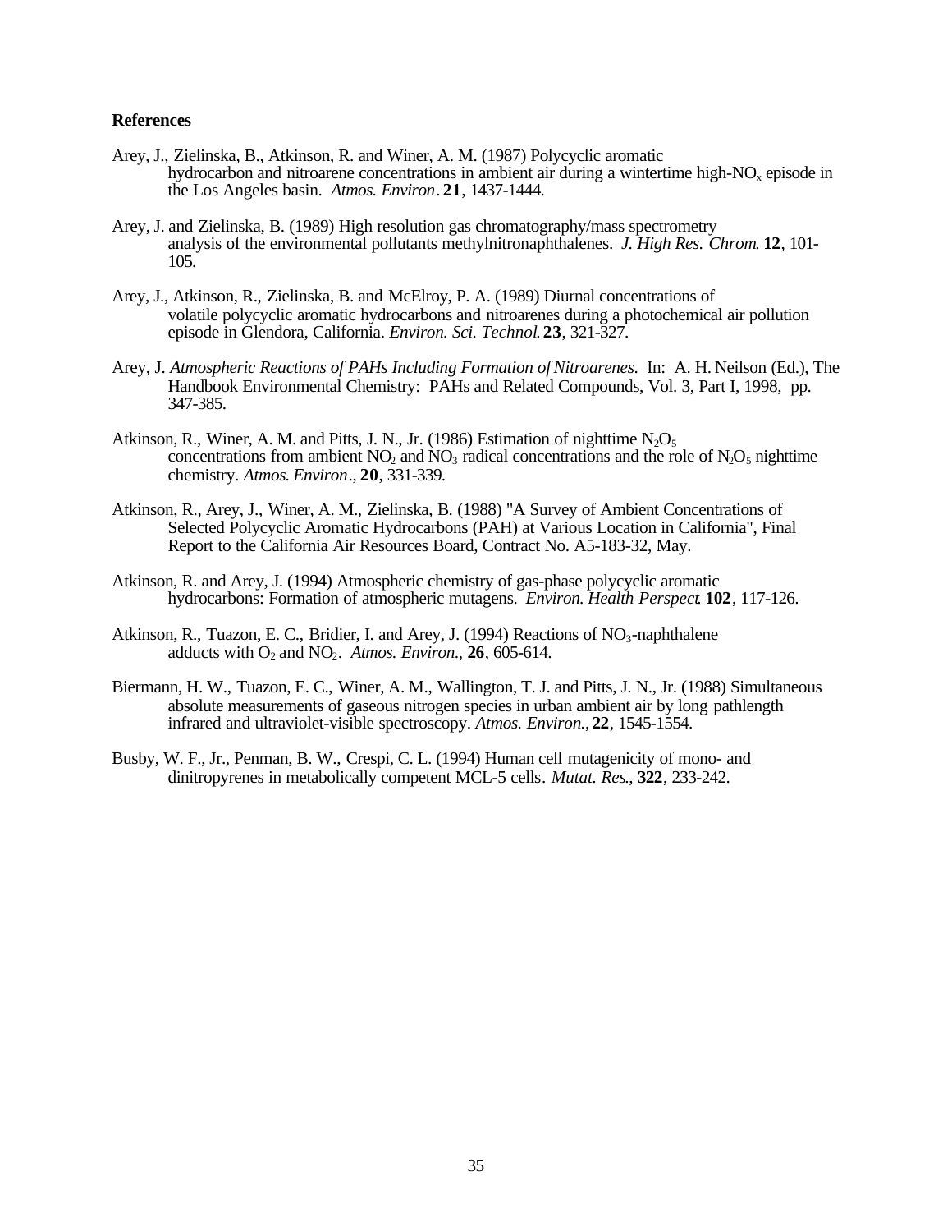**References**

Arey, J., Zielinska, B., Atkinson, R. and Winer, A. M. (1987) Polycyclic aromatic hydrocarbon and nitroarene concentrations in ambient air during a wintertime high-$NO_x$ episode in the Los Angeles basin. *Atmos. Environ*. **21**, 1437-1444.

Arey, J. and Zielinska, B. (1989) High resolution gas chromatography/mass spectrometry analysis of the environmental pollutants methylnitronaphthalenes. *J. High Res. Chrom*. **12**, 101-105.

Arey, J., Atkinson, R., Zielinska, B. and McElroy, P. A. (1989) Diurnal concentrations of volatile polycyclic aromatic hydrocarbons and nitroarenes during a photochemical air pollution episode in Glendora, California. *Environ. Sci. Technol*. **23**, 321-327.

Arey, J. *Atmospheric Reactions of PAHs Including Formation of Nitroarenes.* In: A. H. Neilson (Ed.), The Handbook Environmental Chemistry: PAHs and Related Compounds, Vol. 3, Part I, 1998, pp. 347-385.

Atkinson, R., Winer, A. M. and Pitts, J. N., Jr. (1986) Estimation of nighttime $N_2O_5$ concentrations from ambient $NO_2$ and $NO_3$ radical concentrations and the role of $N_2O_5$ nighttime chemistry. *Atmos. Environ*., **20**, 331-339.

Atkinson, R., Arey, J., Winer, A. M., Zielinska, B. (1988) "A Survey of Ambient Concentrations of Selected Polycyclic Aromatic Hydrocarbons (PAH) at Various Location in California", Final Report to the California Air Resources Board, Contract No. A5-183-32, May.

Atkinson, R. and Arey, J. (1994) Atmospheric chemistry of gas-phase polycyclic aromatic hydrocarbons: Formation of atmospheric mutagens. *Environ. Health Perspect*. **102**, 117-126.

Atkinson, R., Tuazon, E. C., Bridier, I. and Arey, J. (1994) Reactions of $NO_3$-naphthalene adducts with $O_2$ and $NO_2$. *Atmos. Environ*., **26**, 605-614.

Biermann, H. W., Tuazon, E. C., Winer, A. M., Wallington, T. J. and Pitts, J. N., Jr. (1988) Simultaneous absolute measurements of gaseous nitrogen species in urban ambient air by long pathlength infrared and ultraviolet-visible spectroscopy. *Atmos. Environ.*, **22**, 1545-1554.

Busby, W. F., Jr., Penman, B. W., Crespi, C. L. (1994) Human cell mutagenicity of mono- and dinitropyrenes in metabolically competent MCL-5 cells. *Mutat. Res.*, **322**, 233-242.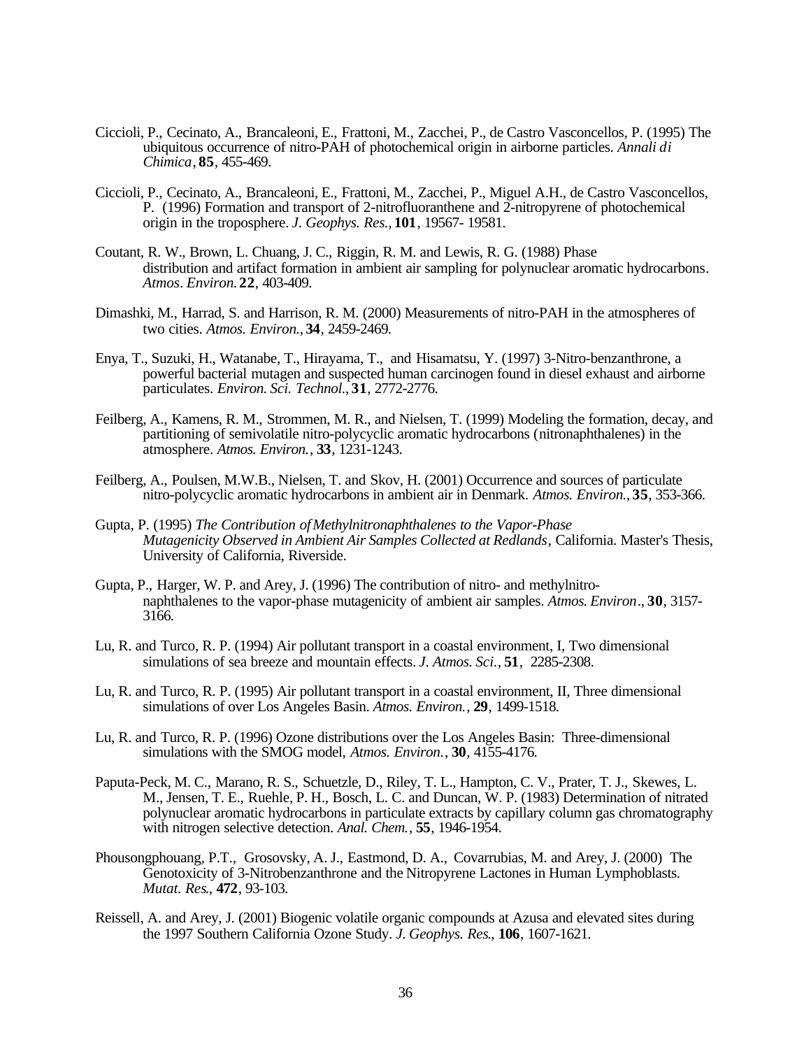Ciccioli, P., Cecinato, A., Brancaleoni, E., Frattoni, M., Zacchei, P., de Castro Vasconcellos, P. (1995) The ubiquitous occurrence of nitro-PAH of photochemical origin in airborne particles. *Annali di Chimica*, **85**, 455-469.

Ciccioli, P., Cecinato, A., Brancaleoni, E., Frattoni, M., Zacchei, P., Miguel A.H., de Castro Vasconcellos, P. (1996) Formation and transport of 2-nitrofluoranthene and 2-nitropyrene of photochemical origin in the troposphere. *J. Geophys. Res.*, **101**, 19567- 19581.

Coutant, R. W., Brown, L. Chuang, J. C., Riggin, R. M. and Lewis, R. G. (1988) Phase distribution and artifact formation in ambient air sampling for polynuclear aromatic hydrocarbons. *Atmos. Environ.* **22**, 403-409.

Dimashki, M., Harrad, S. and Harrison, R. M. (2000) Measurements of nitro-PAH in the atmospheres of two cities. *Atmos. Environ.*, **34**, 2459-2469.

Enya, T., Suzuki, H., Watanabe, T., Hirayama, T., and Hisamatsu, Y. (1997) 3-Nitro-benzanthrone, a powerful bacterial mutagen and suspected human carcinogen found in diesel exhaust and airborne particulates. *Environ. Sci. Technol.*, **31**, 2772-2776.

Feilberg, A., Kamens, R. M., Strommen, M. R., and Nielsen, T. (1999) Modeling the formation, decay, and partitioning of semivolatile nitro-polycyclic aromatic hydrocarbons (nitronaphthalenes) in the atmosphere. *Atmos. Environ.*, **33**, 1231-1243.

Feilberg, A., Poulsen, M.W.B., Nielsen, T. and Skov, H. (2001) Occurrence and sources of particulate nitro-polycyclic aromatic hydrocarbons in ambient air in Denmark. *Atmos. Environ.*, **35**, 353-366.

Gupta, P. (1995) *The Contribution of Methylnitronaphthalenes to the Vapor-Phase Mutagenicity Observed in Ambient Air Samples Collected at Redlands*, California. Master's Thesis, University of California, Riverside.

Gupta, P., Harger, W. P. and Arey, J. (1996) The contribution of nitro- and methylnitro-naphthalenes to the vapor-phase mutagenicity of ambient air samples. *Atmos. Environ.*, **30**, 3157-3166.

Lu, R. and Turco, R. P. (1994) Air pollutant transport in a coastal environment, I, Two dimensional simulations of sea breeze and mountain effects. *J. Atmos. Sci.*, **51**, 2285-2308.

Lu, R. and Turco, R. P. (1995) Air pollutant transport in a coastal environment, II, Three dimensional simulations of over Los Angeles Basin. *Atmos. Environ.*, **29**, 1499-1518.

Lu, R. and Turco, R. P. (1996) Ozone distributions over the Los Angeles Basin: Three-dimensional simulations with the SMOG model, *Atmos. Environ.*, **30**, 4155-4176.

Paputa-Peck, M. C., Marano, R. S., Schuetzle, D., Riley, T. L., Hampton, C. V., Prater, T. J., Skewes, L. M., Jensen, T. E., Ruehle, P. H., Bosch, L. C. and Duncan, W. P. (1983) Determination of nitrated polynuclear aromatic hydrocarbons in particulate extracts by capillary column gas chromatography with nitrogen selective detection. *Anal. Chem.*, **55**, 1946-1954.

Phousongphouang, P.T., Grosovsky, A. J., Eastmond, D. A., Covarrubias, M. and Arey, J. (2000) The Genotoxicity of 3-Nitrobenzanthrone and the Nitropyrene Lactones in Human Lymphoblasts. *Mutat. Res.*, **472**, 93-103.

Reissell, A. and Arey, J. (2001) Biogenic volatile organic compounds at Azusa and elevated sites during the 1997 Southern California Ozone Study. *J. Geophys. Res.*, **106**, 1607-1621.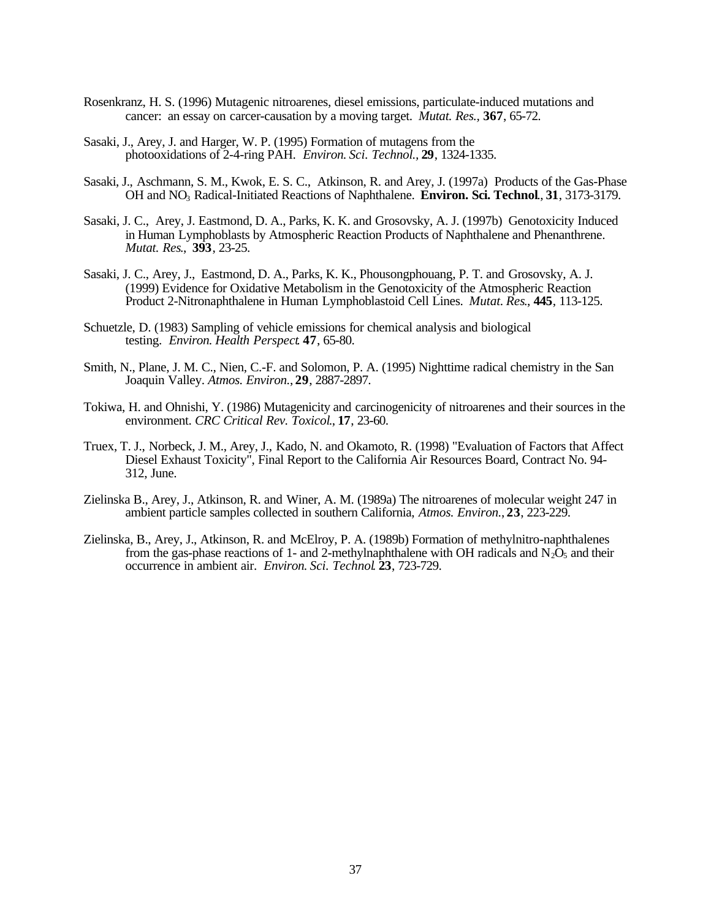Rosenkranz, H. S. (1996) Mutagenic nitroarenes, diesel emissions, particulate-induced mutations and cancer: an essay on carcer-causation by a moving target. *Mutat. Res.*, **367**, 65-72.

Sasaki, J., Arey, J. and Harger, W. P. (1995) Formation of mutagens from the photooxidations of 2-4-ring PAH. *Environ. Sci. Technol.*, **29**, 1324-1335.

Sasaki, J., Aschmann, S. M., Kwok, E. S. C., Atkinson, R. and Arey, J. (1997a) Products of the Gas-Phase OH and $NO_3$ Radical-Initiated Reactions of Naphthalene. **Environ. Sci. Technol.**, **31**, 3173-3179.

Sasaki, J. C., Arey, J. Eastmond, D. A., Parks, K. K. and Grosovsky, A. J. (1997b) Genotoxicity Induced in Human Lymphoblasts by Atmospheric Reaction Products of Naphthalene and Phenanthrene. *Mutat. Res.*, **393**, 23-25.

Sasaki, J. C., Arey, J., Eastmond, D. A., Parks, K. K., Phousongphouang, P. T. and Grosovsky, A. J. (1999) Evidence for Oxidative Metabolism in the Genotoxicity of the Atmospheric Reaction Product 2-Nitronaphthalene in Human Lymphoblastoid Cell Lines. *Mutat. Res.*, **445**, 113-125.

Schuetzle, D. (1983) Sampling of vehicle emissions for chemical analysis and biological testing. *Environ. Health Perspect.* **47**, 65-80.

Smith, N., Plane, J. M. C., Nien, C.-F. and Solomon, P. A. (1995) Nighttime radical chemistry in the San Joaquin Valley. *Atmos. Environ.*, **29**, 2887-2897.

Tokiwa, H. and Ohnishi, Y. (1986) Mutagenicity and carcinogenicity of nitroarenes and their sources in the environment. *CRC Critical Rev. Toxicol.*, **17**, 23-60.

Truex, T. J., Norbeck, J. M., Arey, J., Kado, N. and Okamoto, R. (1998) "Evaluation of Factors that Affect Diesel Exhaust Toxicity", Final Report to the California Air Resources Board, Contract No. 94-312, June.

Zielinska B., Arey, J., Atkinson, R. and Winer, A. M. (1989a) The nitroarenes of molecular weight 247 in ambient particle samples collected in southern California, *Atmos. Environ.*, **23**, 223-229.

Zielinska, B., Arey, J., Atkinson, R. and McElroy, P. A. (1989b) Formation of methylnitro-naphthalenes from the gas-phase reactions of 1- and 2-methylnaphthalene with OH radicals and $N_2O_5$ and their occurrence in ambient air. *Environ. Sci. Technol.* **23**, 723-729.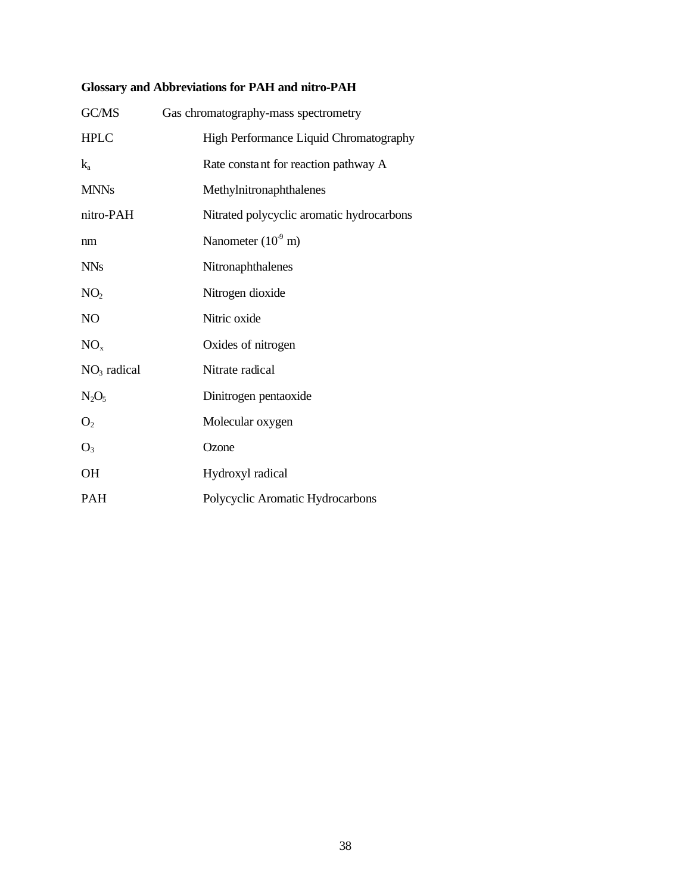**Glossary and Abbreviations for PAH and nitro-PAH**

| | |
|---|---|
| GC/MS | Gas chromatography-mass spectrometry |
| HPLC | High Performance Liquid Chromatography |
| $k_a$ | Rate constant for reaction pathway A |
| MNNs | Methylnitronaphthalenes |
| nitro-PAH | Nitrated polycyclic aromatic hydrocarbons |
| nm | Nanometer ($10^{-9}$ m) |
| NNs | Nitronaphthalenes |
| $NO_2$ | Nitrogen dioxide |
| NO | Nitric oxide |
| $NO_x$ | Oxides of nitrogen |
| $NO_3$ radical | Nitrate radical |
| $N_2O_5$ | Dinitrogen pentaoxide |
| $O_2$ | Molecular oxygen |
| $O_3$ | Ozone |
| OH | Hydroxyl radical |
| PAH | Polycyclic Aromatic Hydrocarbons |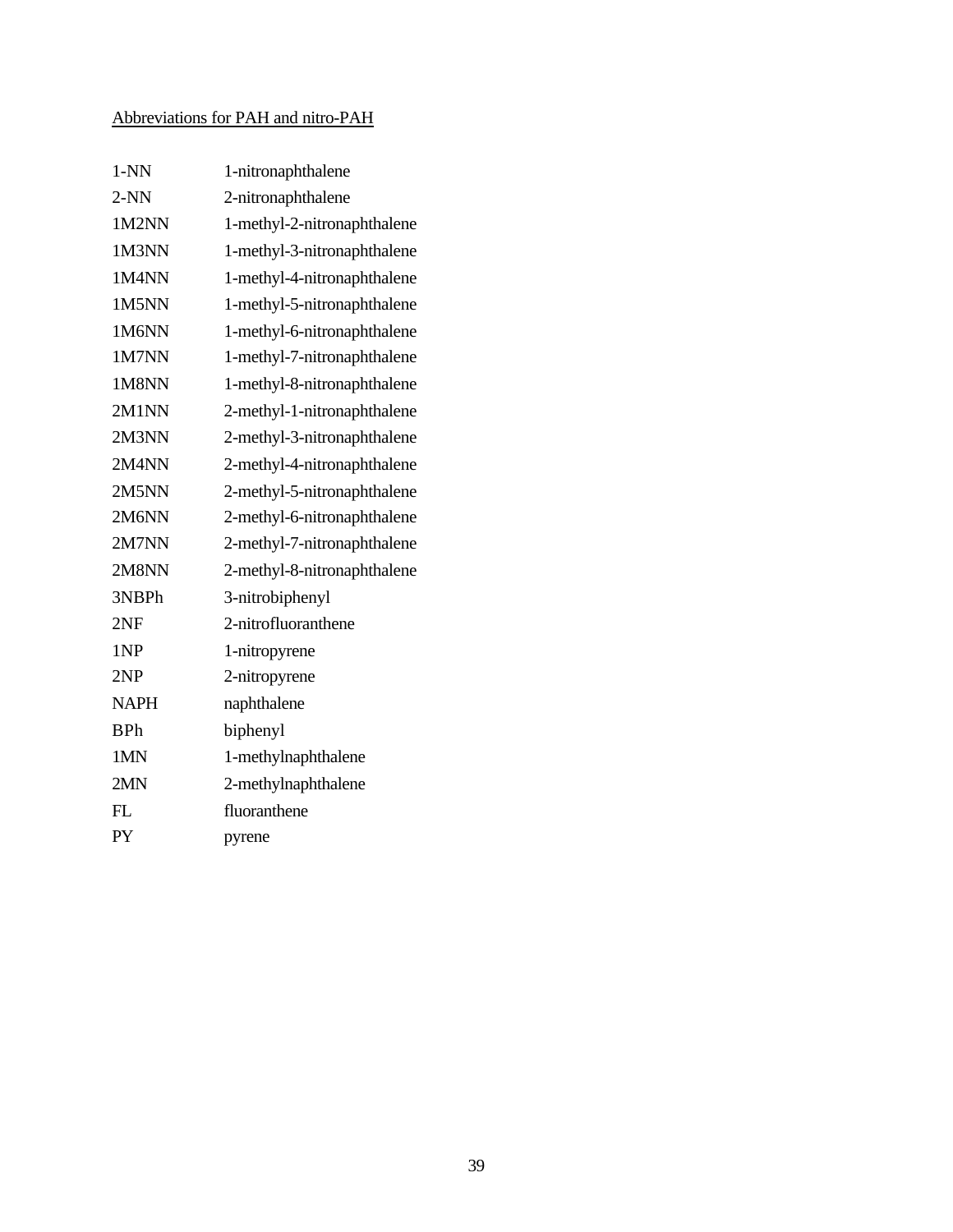Abbreviations for PAH and nitro-PAH

| | |
|---|---|
| 1-NN | 1-nitronaphthalene |
| 2-NN | 2-nitronaphthalene |
| 1M2NN | 1-methyl-2-nitronaphthalene |
| 1M3NN | 1-methyl-3-nitronaphthalene |
| 1M4NN | 1-methyl-4-nitronaphthalene |
| 1M5NN | 1-methyl-5-nitronaphthalene |
| 1M6NN | 1-methyl-6-nitronaphthalene |
| 1M7NN | 1-methyl-7-nitronaphthalene |
| 1M8NN | 1-methyl-8-nitronaphthalene |
| 2M1NN | 2-methyl-1-nitronaphthalene |
| 2M3NN | 2-methyl-3-nitronaphthalene |
| 2M4NN | 2-methyl-4-nitronaphthalene |
| 2M5NN | 2-methyl-5-nitronaphthalene |
| 2M6NN | 2-methyl-6-nitronaphthalene |
| 2M7NN | 2-methyl-7-nitronaphthalene |
| 2M8NN | 2-methyl-8-nitronaphthalene |
| 3NBPh | 3-nitrobiphenyl |
| 2NF | 2-nitrofluoranthene |
| 1NP | 1-nitropyrene |
| 2NP | 2-nitropyrene |
| NAPH | naphthalene |
| BPh | biphenyl |
| 1MN | 1-methylnaphthalene |
| 2MN | 2-methylnaphthalene |
| FL | fluoranthene |
| PY | pyrene |